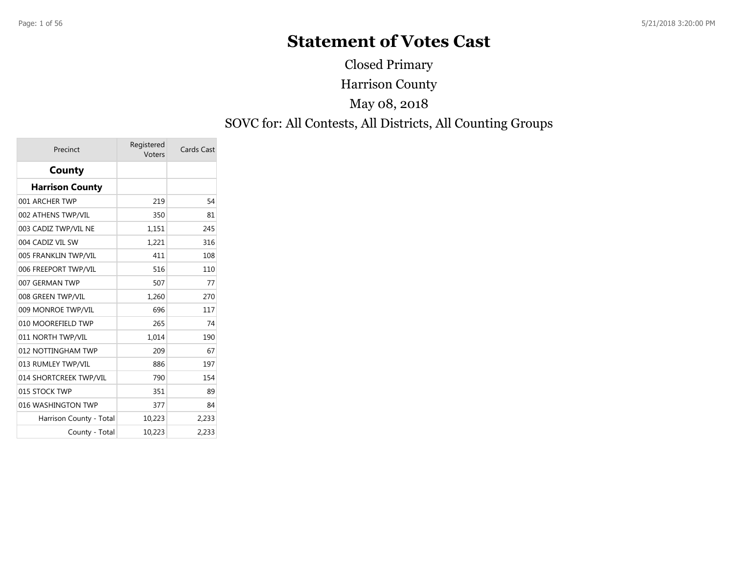# Statement of Votes Cast

Closed Primary

Harrison County

May 08, 2018

SOVC for: All Contests, All Districts, All Counting Groups

| Precinct | Registered Voters | Cards Cast |
|---|---|---|
| **County** | | |
| **Harrison County** | | |
| 001 ARCHER TWP | 219 | 54 |
| 002 ATHENS TWP/VIL | 350 | 81 |
| 003 CADIZ TWP/VIL NE | 1,151 | 245 |
| 004 CADIZ VIL SW | 1,221 | 316 |
| 005 FRANKLIN TWP/VIL | 411 | 108 |
| 006 FREEPORT TWP/VIL | 516 | 110 |
| 007 GERMAN TWP | 507 | 77 |
| 008 GREEN TWP/VIL | 1,260 | 270 |
| 009 MONROE TWP/VIL | 696 | 117 |
| 010 MOOREFIELD TWP | 265 | 74 |
| 011 NORTH TWP/VIL | 1,014 | 190 |
| 012 NOTTINGHAM TWP | 209 | 67 |
| 013 RUMLEY TWP/VIL | 886 | 197 |
| 014 SHORTCREEK TWP/VIL | 790 | 154 |
| 015 STOCK TWP | 351 | 89 |
| 016 WASHINGTON TWP | 377 | 84 |
| Harrison County - Total | 10,223 | 2,233 |
| County - Total | 10,223 | 2,233 |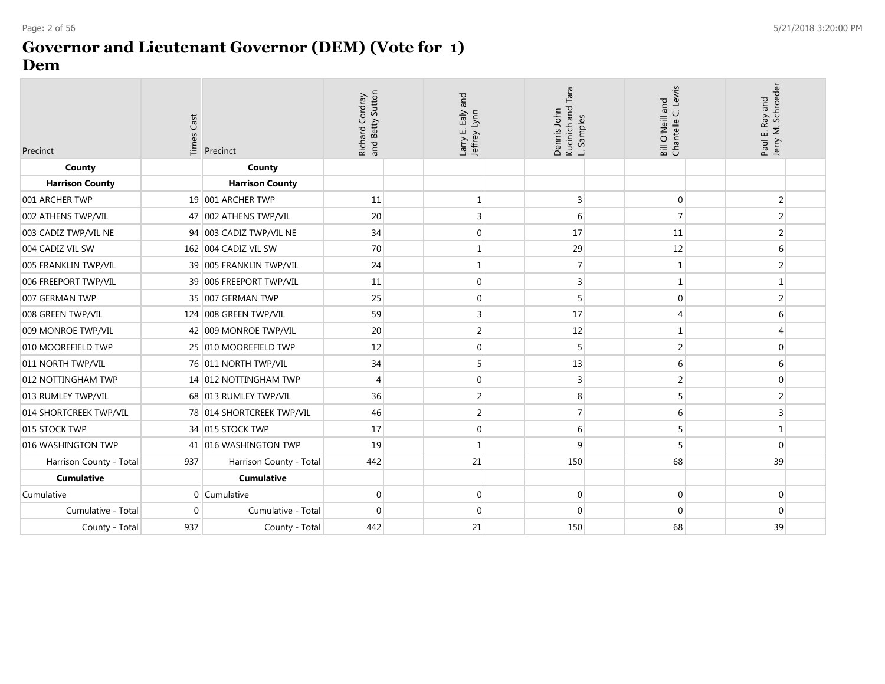# Governor and Lieutenant Governor (DEM) (Vote for 1)
# Dem

| Precinct | Times Cast | Precinct | Richard Cordray and Betty Sutton | Larry E. Ealy and Jeffrey Lynn | Dennis John Kucinich and Tara L. Samples | Bill O'Neill and Chantelle C. Lewis | Paul E. Ray and Jerry M. Schroeder |
|---|---|---|---|---|---|---|---|
| **County** | | **County** | | | | | |
| **Harrison County** | | **Harrison County** | | | | | |
| 001 ARCHER TWP | 19 | 001 ARCHER TWP | 11 | 1 | 3 | 0 | 2 |
| 002 ATHENS TWP/VIL | 47 | 002 ATHENS TWP/VIL | 20 | 3 | 6 | 7 | 2 |
| 003 CADIZ TWP/VIL NE | 94 | 003 CADIZ TWP/VIL NE | 34 | 0 | 17 | 11 | 2 |
| 004 CADIZ VIL SW | 162 | 004 CADIZ VIL SW | 70 | 1 | 29 | 12 | 6 |
| 005 FRANKLIN TWP/VIL | 39 | 005 FRANKLIN TWP/VIL | 24 | 1 | 7 | 1 | 2 |
| 006 FREEPORT TWP/VIL | 39 | 006 FREEPORT TWP/VIL | 11 | 0 | 3 | 1 | 1 |
| 007 GERMAN TWP | 35 | 007 GERMAN TWP | 25 | 0 | 5 | 0 | 2 |
| 008 GREEN TWP/VIL | 124 | 008 GREEN TWP/VIL | 59 | 3 | 17 | 4 | 6 |
| 009 MONROE TWP/VIL | 42 | 009 MONROE TWP/VIL | 20 | 2 | 12 | 1 | 4 |
| 010 MOOREFIELD TWP | 25 | 010 MOOREFIELD TWP | 12 | 0 | 5 | 2 | 0 |
| 011 NORTH TWP/VIL | 76 | 011 NORTH TWP/VIL | 34 | 5 | 13 | 6 | 6 |
| 012 NOTTINGHAM TWP | 14 | 012 NOTTINGHAM TWP | 4 | 0 | 3 | 2 | 0 |
| 013 RUMLEY TWP/VIL | 68 | 013 RUMLEY TWP/VIL | 36 | 2 | 8 | 5 | 2 |
| 014 SHORTCREEK TWP/VIL | 78 | 014 SHORTCREEK TWP/VIL | 46 | 2 | 7 | 6 | 3 |
| 015 STOCK TWP | 34 | 015 STOCK TWP | 17 | 0 | 6 | 5 | 1 |
| 016 WASHINGTON TWP | 41 | 016 WASHINGTON TWP | 19 | 1 | 9 | 5 | 0 |
| Harrison County - Total | 937 | Harrison County - Total | 442 | 21 | 150 | 68 | 39 |
| **Cumulative** | | **Cumulative** | | | | | |
| Cumulative | 0 | Cumulative | 0 | 0 | 0 | 0 | 0 |
| Cumulative - Total | 0 | Cumulative - Total | 0 | 0 | 0 | 0 | 0 |
| County - Total | 937 | County - Total | 442 | 21 | 150 | 68 | 39 |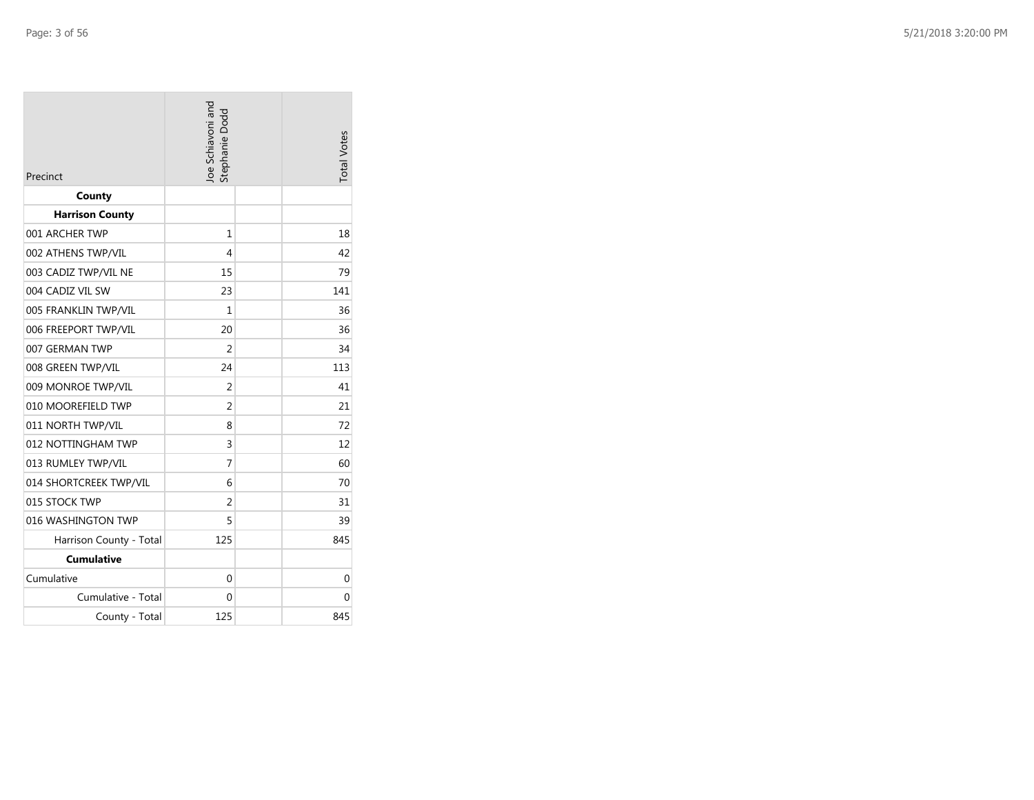| Precinct | Joe Schiavoni and Stephanie Dodd | | Total Votes |
|---|---|---|---|
| **County** | | | |
| **Harrison County** | | | |
| 001 ARCHER TWP | 1 | | 18 |
| 002 ATHENS TWP/VIL | 4 | | 42 |
| 003 CADIZ TWP/VIL NE | 15 | | 79 |
| 004 CADIZ VIL SW | 23 | | 141 |
| 005 FRANKLIN TWP/VIL | 1 | | 36 |
| 006 FREEPORT TWP/VIL | 20 | | 36 |
| 007 GERMAN TWP | 2 | | 34 |
| 008 GREEN TWP/VIL | 24 | | 113 |
| 009 MONROE TWP/VIL | 2 | | 41 |
| 010 MOOREFIELD TWP | 2 | | 21 |
| 011 NORTH TWP/VIL | 8 | | 72 |
| 012 NOTTINGHAM TWP | 3 | | 12 |
| 013 RUMLEY TWP/VIL | 7 | | 60 |
| 014 SHORTCREEK TWP/VIL | 6 | | 70 |
| 015 STOCK TWP | 2 | | 31 |
| 016 WASHINGTON TWP | 5 | | 39 |
| Harrison County - Total | 125 | | 845 |
| **Cumulative** | | | |
| Cumulative | 0 | | 0 |
| Cumulative - Total | 0 | | 0 |
| County - Total | 125 | | 845 |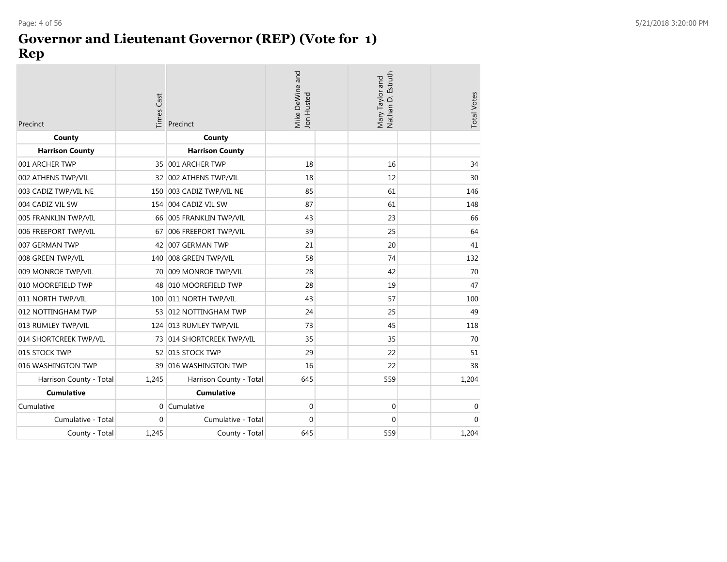# Governor and Lieutenant Governor (REP) (Vote for 1) Rep

| Precinct | Times Cast | Precinct | Mike DeWine and Jon Husted | | Mary Taylor and Nathan D. Estruth | | Total Votes |
|---|---|---|---|---|---|---|---|
| **County** | | **County** | | | | | |
| **Harrison County** | | **Harrison County** | | | | | |
| 001 ARCHER TWP | 35 | 001 ARCHER TWP | 18 | | 16 | | 34 |
| 002 ATHENS TWP/VIL | 32 | 002 ATHENS TWP/VIL | 18 | | 12 | | 30 |
| 003 CADIZ TWP/VIL NE | 150 | 003 CADIZ TWP/VIL NE | 85 | | 61 | | 146 |
| 004 CADIZ VIL SW | 154 | 004 CADIZ VIL SW | 87 | | 61 | | 148 |
| 005 FRANKLIN TWP/VIL | 66 | 005 FRANKLIN TWP/VIL | 43 | | 23 | | 66 |
| 006 FREEPORT TWP/VIL | 67 | 006 FREEPORT TWP/VIL | 39 | | 25 | | 64 |
| 007 GERMAN TWP | 42 | 007 GERMAN TWP | 21 | | 20 | | 41 |
| 008 GREEN TWP/VIL | 140 | 008 GREEN TWP/VIL | 58 | | 74 | | 132 |
| 009 MONROE TWP/VIL | 70 | 009 MONROE TWP/VIL | 28 | | 42 | | 70 |
| 010 MOOREFIELD TWP | 48 | 010 MOOREFIELD TWP | 28 | | 19 | | 47 |
| 011 NORTH TWP/VIL | 100 | 011 NORTH TWP/VIL | 43 | | 57 | | 100 |
| 012 NOTTINGHAM TWP | 53 | 012 NOTTINGHAM TWP | 24 | | 25 | | 49 |
| 013 RUMLEY TWP/VIL | 124 | 013 RUMLEY TWP/VIL | 73 | | 45 | | 118 |
| 014 SHORTCREEK TWP/VIL | 73 | 014 SHORTCREEK TWP/VIL | 35 | | 35 | | 70 |
| 015 STOCK TWP | 52 | 015 STOCK TWP | 29 | | 22 | | 51 |
| 016 WASHINGTON TWP | 39 | 016 WASHINGTON TWP | 16 | | 22 | | 38 |
| Harrison County - Total | 1,245 | Harrison County - Total | 645 | | 559 | | 1,204 |
| **Cumulative** | | **Cumulative** | | | | | |
| Cumulative | 0 | Cumulative | 0 | | 0 | | 0 |
| Cumulative - Total | 0 | Cumulative - Total | 0 | | 0 | | 0 |
| County - Total | 1,245 | County - Total | 645 | | 559 | | 1,204 |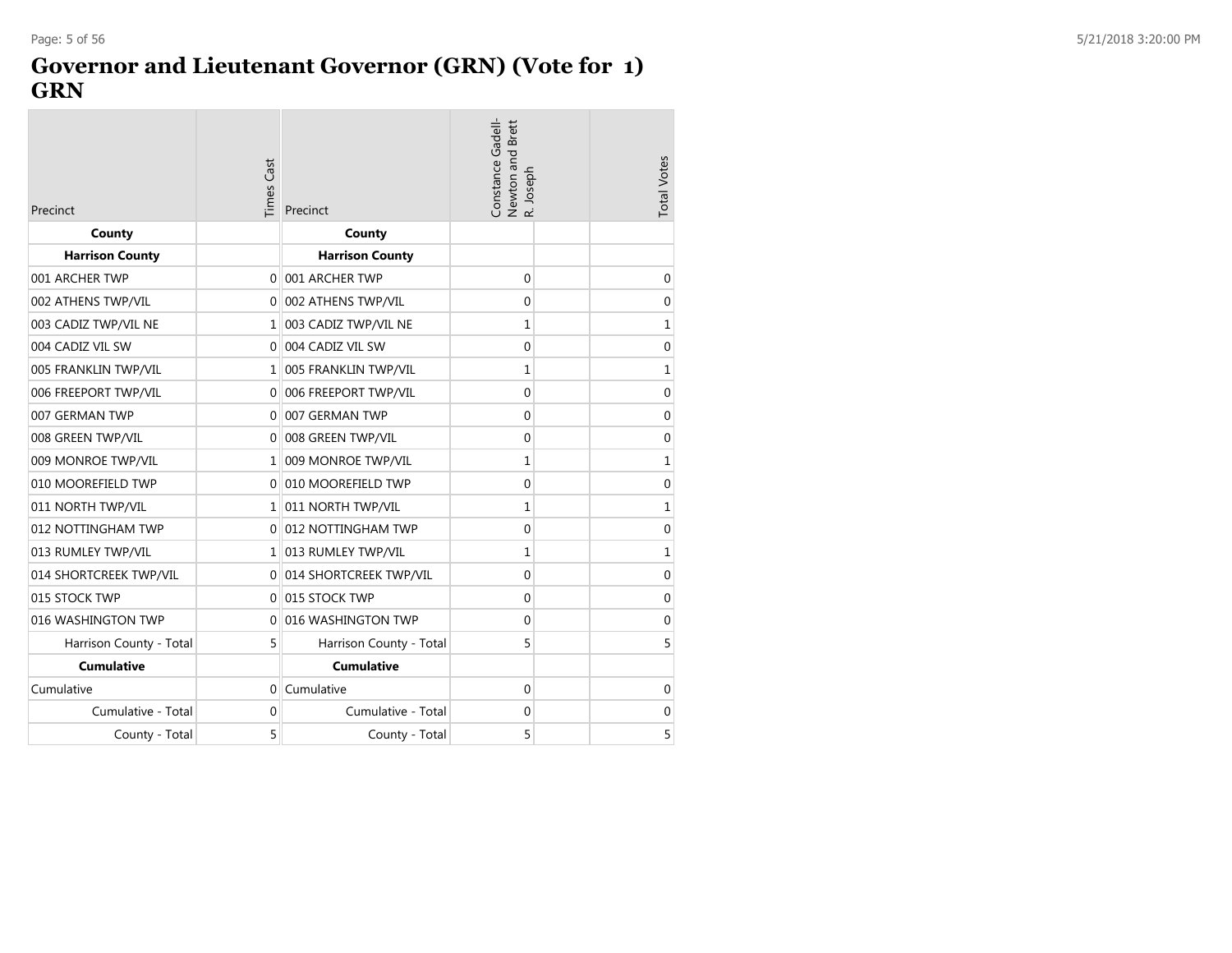# Governor and Lieutenant Governor (GRN) (Vote for 1)
# GRN

| Precinct | Times Cast | Precinct | Constance Gadell-Newton and Brett R. Joseph | | Total Votes |
|---|---|---|---|---|---|
| **County** | | **County** | | | |
| **Harrison County** | | **Harrison County** | | | |
| 001 ARCHER TWP | 0 | 001 ARCHER TWP | 0 | | 0 |
| 002 ATHENS TWP/VIL | 0 | 002 ATHENS TWP/VIL | 0 | | 0 |
| 003 CADIZ TWP/VIL NE | 1 | 003 CADIZ TWP/VIL NE | 1 | | 1 |
| 004 CADIZ VIL SW | 0 | 004 CADIZ VIL SW | 0 | | 0 |
| 005 FRANKLIN TWP/VIL | 1 | 005 FRANKLIN TWP/VIL | 1 | | 1 |
| 006 FREEPORT TWP/VIL | 0 | 006 FREEPORT TWP/VIL | 0 | | 0 |
| 007 GERMAN TWP | 0 | 007 GERMAN TWP | 0 | | 0 |
| 008 GREEN TWP/VIL | 0 | 008 GREEN TWP/VIL | 0 | | 0 |
| 009 MONROE TWP/VIL | 1 | 009 MONROE TWP/VIL | 1 | | 1 |
| 010 MOOREFIELD TWP | 0 | 010 MOOREFIELD TWP | 0 | | 0 |
| 011 NORTH TWP/VIL | 1 | 011 NORTH TWP/VIL | 1 | | 1 |
| 012 NOTTINGHAM TWP | 0 | 012 NOTTINGHAM TWP | 0 | | 0 |
| 013 RUMLEY TWP/VIL | 1 | 013 RUMLEY TWP/VIL | 1 | | 1 |
| 014 SHORTCREEK TWP/VIL | 0 | 014 SHORTCREEK TWP/VIL | 0 | | 0 |
| 015 STOCK TWP | 0 | 015 STOCK TWP | 0 | | 0 |
| 016 WASHINGTON TWP | 0 | 016 WASHINGTON TWP | 0 | | 0 |
| Harrison County - Total | 5 | Harrison County - Total | 5 | | 5 |
| **Cumulative** | | **Cumulative** | | | |
| Cumulative | 0 | Cumulative | 0 | | 0 |
| Cumulative - Total | 0 | Cumulative - Total | 0 | | 0 |
| County - Total | 5 | County - Total | 5 | | 5 |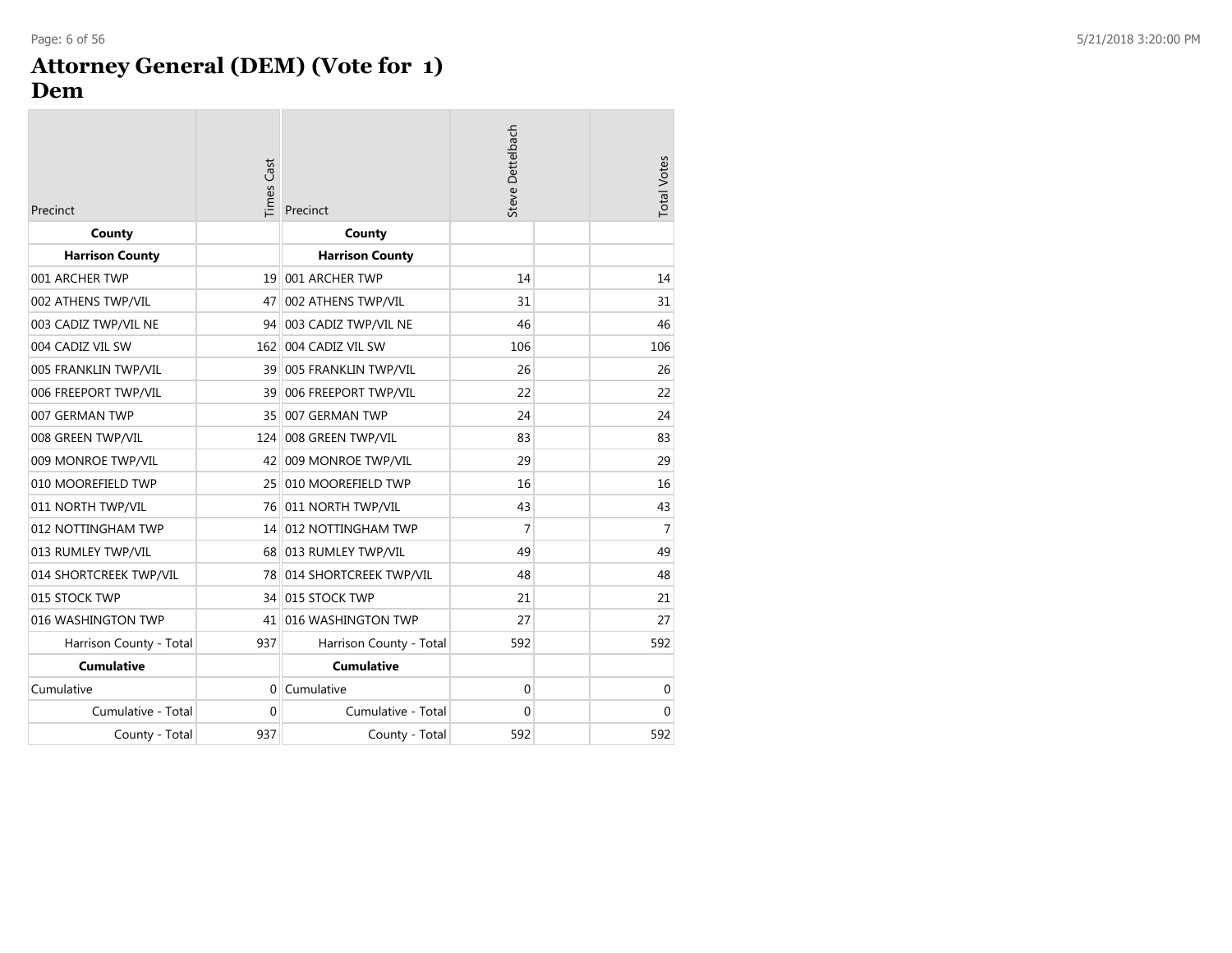# Attorney General (DEM) (Vote for 1)
## Dem

| Precinct | Times Cast | Precinct | Steve Dettelbach | | Total Votes |
|---|---|---|---|---|---|
| **County** | | **County** | | | |
| **Harrison County** | | **Harrison County** | | | |
| 001 ARCHER TWP | 19 | 001 ARCHER TWP | 14 | | 14 |
| 002 ATHENS TWP/VIL | 47 | 002 ATHENS TWP/VIL | 31 | | 31 |
| 003 CADIZ TWP/VIL NE | 94 | 003 CADIZ TWP/VIL NE | 46 | | 46 |
| 004 CADIZ VIL SW | 162 | 004 CADIZ VIL SW | 106 | | 106 |
| 005 FRANKLIN TWP/VIL | 39 | 005 FRANKLIN TWP/VIL | 26 | | 26 |
| 006 FREEPORT TWP/VIL | 39 | 006 FREEPORT TWP/VIL | 22 | | 22 |
| 007 GERMAN TWP | 35 | 007 GERMAN TWP | 24 | | 24 |
| 008 GREEN TWP/VIL | 124 | 008 GREEN TWP/VIL | 83 | | 83 |
| 009 MONROE TWP/VIL | 42 | 009 MONROE TWP/VIL | 29 | | 29 |
| 010 MOOREFIELD TWP | 25 | 010 MOOREFIELD TWP | 16 | | 16 |
| 011 NORTH TWP/VIL | 76 | 011 NORTH TWP/VIL | 43 | | 43 |
| 012 NOTTINGHAM TWP | 14 | 012 NOTTINGHAM TWP | 7 | | 7 |
| 013 RUMLEY TWP/VIL | 68 | 013 RUMLEY TWP/VIL | 49 | | 49 |
| 014 SHORTCREEK TWP/VIL | 78 | 014 SHORTCREEK TWP/VIL | 48 | | 48 |
| 015 STOCK TWP | 34 | 015 STOCK TWP | 21 | | 21 |
| 016 WASHINGTON TWP | 41 | 016 WASHINGTON TWP | 27 | | 27 |
| Harrison County - Total | 937 | Harrison County - Total | 592 | | 592 |
| **Cumulative** | | **Cumulative** | | | |
| Cumulative | 0 | Cumulative | 0 | | 0 |
| Cumulative - Total | 0 | Cumulative - Total | 0 | | 0 |
| County - Total | 937 | County - Total | 592 | | 592 |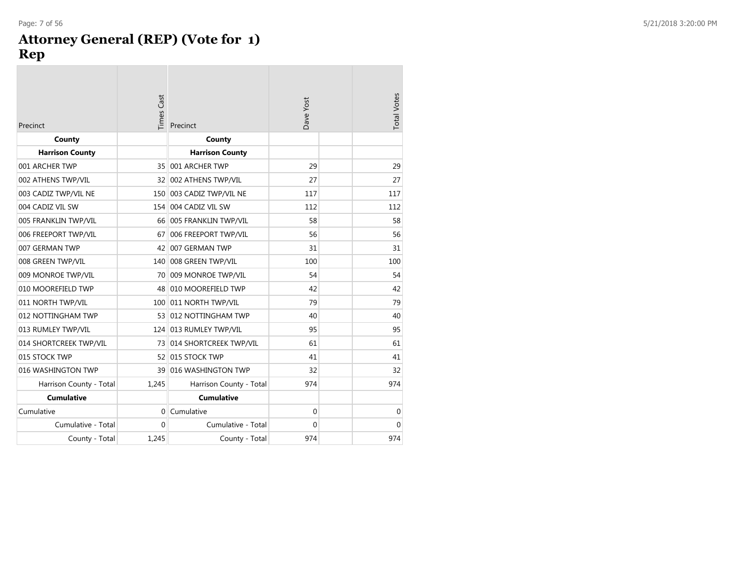# Attorney General (REP) (Vote for 1)
## Rep

| Precinct | Times Cast | Precinct | Dave Yost | | Total Votes |
|---|---|---|---|---|---|
| **County** | | **County** | | | |
| **Harrison County** | | **Harrison County** | | | |
| 001 ARCHER TWP | 35 | 001 ARCHER TWP | 29 | | 29 |
| 002 ATHENS TWP/VIL | 32 | 002 ATHENS TWP/VIL | 27 | | 27 |
| 003 CADIZ TWP/VIL NE | 150 | 003 CADIZ TWP/VIL NE | 117 | | 117 |
| 004 CADIZ VIL SW | 154 | 004 CADIZ VIL SW | 112 | | 112 |
| 005 FRANKLIN TWP/VIL | 66 | 005 FRANKLIN TWP/VIL | 58 | | 58 |
| 006 FREEPORT TWP/VIL | 67 | 006 FREEPORT TWP/VIL | 56 | | 56 |
| 007 GERMAN TWP | 42 | 007 GERMAN TWP | 31 | | 31 |
| 008 GREEN TWP/VIL | 140 | 008 GREEN TWP/VIL | 100 | | 100 |
| 009 MONROE TWP/VIL | 70 | 009 MONROE TWP/VIL | 54 | | 54 |
| 010 MOOREFIELD TWP | 48 | 010 MOOREFIELD TWP | 42 | | 42 |
| 011 NORTH TWP/VIL | 100 | 011 NORTH TWP/VIL | 79 | | 79 |
| 012 NOTTINGHAM TWP | 53 | 012 NOTTINGHAM TWP | 40 | | 40 |
| 013 RUMLEY TWP/VIL | 124 | 013 RUMLEY TWP/VIL | 95 | | 95 |
| 014 SHORTCREEK TWP/VIL | 73 | 014 SHORTCREEK TWP/VIL | 61 | | 61 |
| 015 STOCK TWP | 52 | 015 STOCK TWP | 41 | | 41 |
| 016 WASHINGTON TWP | 39 | 016 WASHINGTON TWP | 32 | | 32 |
| Harrison County - Total | 1,245 | Harrison County - Total | 974 | | 974 |
| **Cumulative** | | **Cumulative** | | | |
| Cumulative | 0 | Cumulative | 0 | | 0 |
| Cumulative - Total | 0 | Cumulative - Total | 0 | | 0 |
| County - Total | 1,245 | County - Total | 974 | | 974 |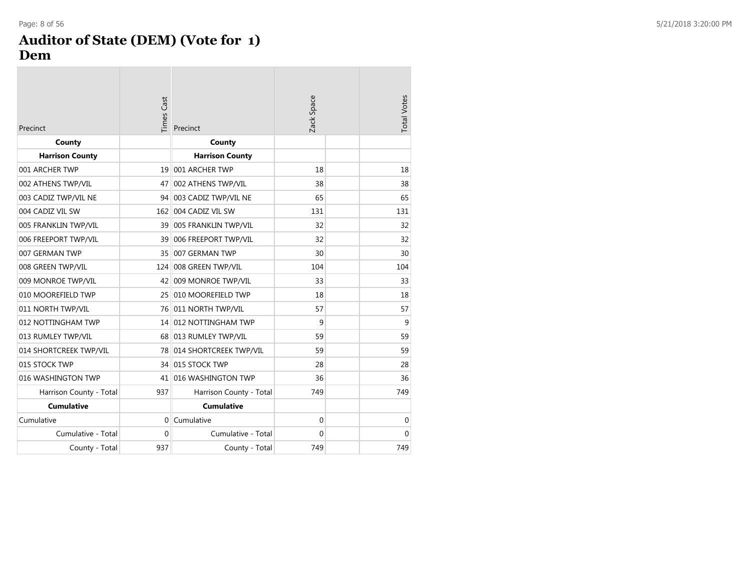# Auditor of State (DEM) (Vote for 1)
## Dem

| Precinct | Times Cast | Precinct | Zack Space | | Total Votes |
|---|---|---|---|---|---|
| **County** | | **County** | | | |
| **Harrison County** | | **Harrison County** | | | |
| 001 ARCHER TWP | 19 | 001 ARCHER TWP | 18 | | 18 |
| 002 ATHENS TWP/VIL | 47 | 002 ATHENS TWP/VIL | 38 | | 38 |
| 003 CADIZ TWP/VIL NE | 94 | 003 CADIZ TWP/VIL NE | 65 | | 65 |
| 004 CADIZ VIL SW | 162 | 004 CADIZ VIL SW | 131 | | 131 |
| 005 FRANKLIN TWP/VIL | 39 | 005 FRANKLIN TWP/VIL | 32 | | 32 |
| 006 FREEPORT TWP/VIL | 39 | 006 FREEPORT TWP/VIL | 32 | | 32 |
| 007 GERMAN TWP | 35 | 007 GERMAN TWP | 30 | | 30 |
| 008 GREEN TWP/VIL | 124 | 008 GREEN TWP/VIL | 104 | | 104 |
| 009 MONROE TWP/VIL | 42 | 009 MONROE TWP/VIL | 33 | | 33 |
| 010 MOOREFIELD TWP | 25 | 010 MOOREFIELD TWP | 18 | | 18 |
| 011 NORTH TWP/VIL | 76 | 011 NORTH TWP/VIL | 57 | | 57 |
| 012 NOTTINGHAM TWP | 14 | 012 NOTTINGHAM TWP | 9 | | 9 |
| 013 RUMLEY TWP/VIL | 68 | 013 RUMLEY TWP/VIL | 59 | | 59 |
| 014 SHORTCREEK TWP/VIL | 78 | 014 SHORTCREEK TWP/VIL | 59 | | 59 |
| 015 STOCK TWP | 34 | 015 STOCK TWP | 28 | | 28 |
| 016 WASHINGTON TWP | 41 | 016 WASHINGTON TWP | 36 | | 36 |
| Harrison County - Total | 937 | Harrison County - Total | 749 | | 749 |
| **Cumulative** | | **Cumulative** | | | |
| Cumulative | 0 | Cumulative | 0 | | 0 |
| Cumulative - Total | 0 | Cumulative - Total | 0 | | 0 |
| County - Total | 937 | County - Total | 749 | | 749 |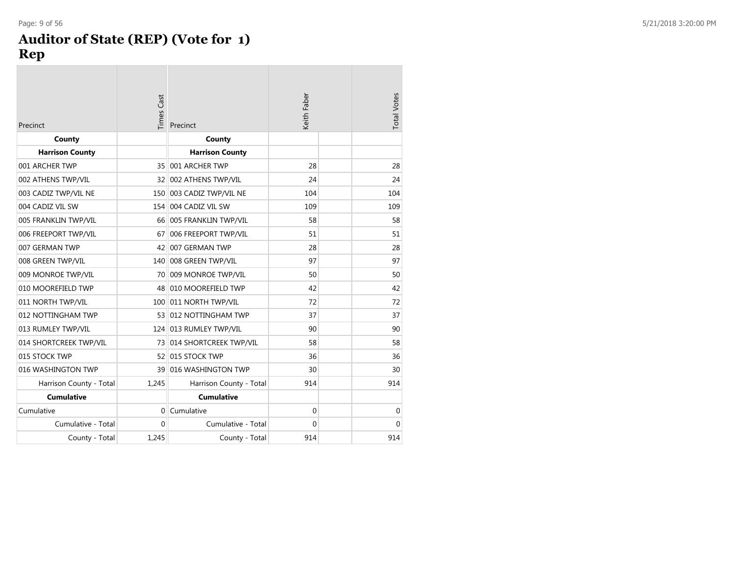# Auditor of State (REP) (Vote for 1)
## Rep

| Precinct | Times Cast | Precinct | Keith Faber | | Total Votes |
|---|---|---|---|---|---|
| **County** | | **County** | | | |
| **Harrison County** | | **Harrison County** | | | |
| 001 ARCHER TWP | 35 | 001 ARCHER TWP | 28 | | 28 |
| 002 ATHENS TWP/VIL | 32 | 002 ATHENS TWP/VIL | 24 | | 24 |
| 003 CADIZ TWP/VIL NE | 150 | 003 CADIZ TWP/VIL NE | 104 | | 104 |
| 004 CADIZ VIL SW | 154 | 004 CADIZ VIL SW | 109 | | 109 |
| 005 FRANKLIN TWP/VIL | 66 | 005 FRANKLIN TWP/VIL | 58 | | 58 |
| 006 FREEPORT TWP/VIL | 67 | 006 FREEPORT TWP/VIL | 51 | | 51 |
| 007 GERMAN TWP | 42 | 007 GERMAN TWP | 28 | | 28 |
| 008 GREEN TWP/VIL | 140 | 008 GREEN TWP/VIL | 97 | | 97 |
| 009 MONROE TWP/VIL | 70 | 009 MONROE TWP/VIL | 50 | | 50 |
| 010 MOOREFIELD TWP | 48 | 010 MOOREFIELD TWP | 42 | | 42 |
| 011 NORTH TWP/VIL | 100 | 011 NORTH TWP/VIL | 72 | | 72 |
| 012 NOTTINGHAM TWP | 53 | 012 NOTTINGHAM TWP | 37 | | 37 |
| 013 RUMLEY TWP/VIL | 124 | 013 RUMLEY TWP/VIL | 90 | | 90 |
| 014 SHORTCREEK TWP/VIL | 73 | 014 SHORTCREEK TWP/VIL | 58 | | 58 |
| 015 STOCK TWP | 52 | 015 STOCK TWP | 36 | | 36 |
| 016 WASHINGTON TWP | 39 | 016 WASHINGTON TWP | 30 | | 30 |
| Harrison County - Total | 1,245 | Harrison County - Total | 914 | | 914 |
| **Cumulative** | | **Cumulative** | | | |
| Cumulative | 0 | Cumulative | 0 | | 0 |
| Cumulative - Total | 0 | Cumulative - Total | 0 | | 0 |
| County - Total | 1,245 | County - Total | 914 | | 914 |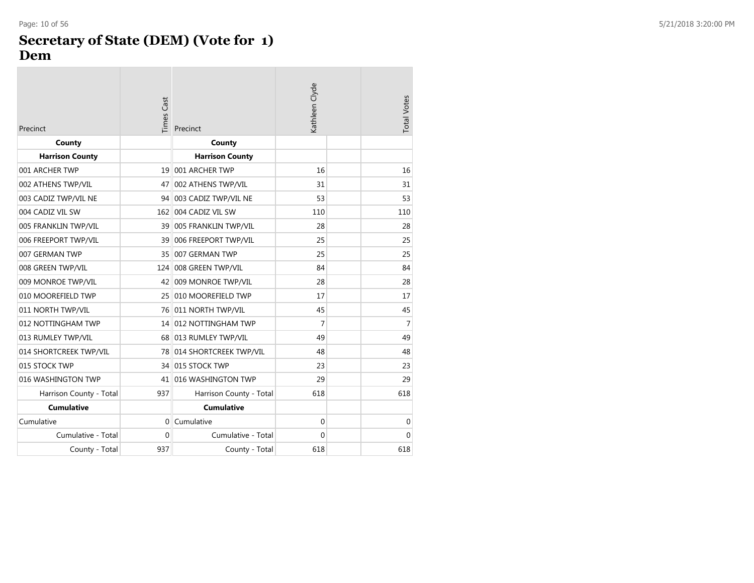# Secretary of State (DEM) (Vote for 1)
## Dem

| Precinct | Times Cast | Precinct | Kathleen Clyde | | Total Votes |
|---|---|---|---|---|---|
| **County** | | **County** | | | |
| **Harrison County** | | **Harrison County** | | | |
| 001 ARCHER TWP | 19 | 001 ARCHER TWP | 16 | | 16 |
| 002 ATHENS TWP/VIL | 47 | 002 ATHENS TWP/VIL | 31 | | 31 |
| 003 CADIZ TWP/VIL NE | 94 | 003 CADIZ TWP/VIL NE | 53 | | 53 |
| 004 CADIZ VIL SW | 162 | 004 CADIZ VIL SW | 110 | | 110 |
| 005 FRANKLIN TWP/VIL | 39 | 005 FRANKLIN TWP/VIL | 28 | | 28 |
| 006 FREEPORT TWP/VIL | 39 | 006 FREEPORT TWP/VIL | 25 | | 25 |
| 007 GERMAN TWP | 35 | 007 GERMAN TWP | 25 | | 25 |
| 008 GREEN TWP/VIL | 124 | 008 GREEN TWP/VIL | 84 | | 84 |
| 009 MONROE TWP/VIL | 42 | 009 MONROE TWP/VIL | 28 | | 28 |
| 010 MOOREFIELD TWP | 25 | 010 MOOREFIELD TWP | 17 | | 17 |
| 011 NORTH TWP/VIL | 76 | 011 NORTH TWP/VIL | 45 | | 45 |
| 012 NOTTINGHAM TWP | 14 | 012 NOTTINGHAM TWP | 7 | | 7 |
| 013 RUMLEY TWP/VIL | 68 | 013 RUMLEY TWP/VIL | 49 | | 49 |
| 014 SHORTCREEK TWP/VIL | 78 | 014 SHORTCREEK TWP/VIL | 48 | | 48 |
| 015 STOCK TWP | 34 | 015 STOCK TWP | 23 | | 23 |
| 016 WASHINGTON TWP | 41 | 016 WASHINGTON TWP | 29 | | 29 |
| Harrison County - Total | 937 | Harrison County - Total | 618 | | 618 |
| **Cumulative** | | **Cumulative** | | | |
| Cumulative | 0 | Cumulative | 0 | | 0 |
| Cumulative - Total | 0 | Cumulative - Total | 0 | | 0 |
| County - Total | 937 | County - Total | 618 | | 618 |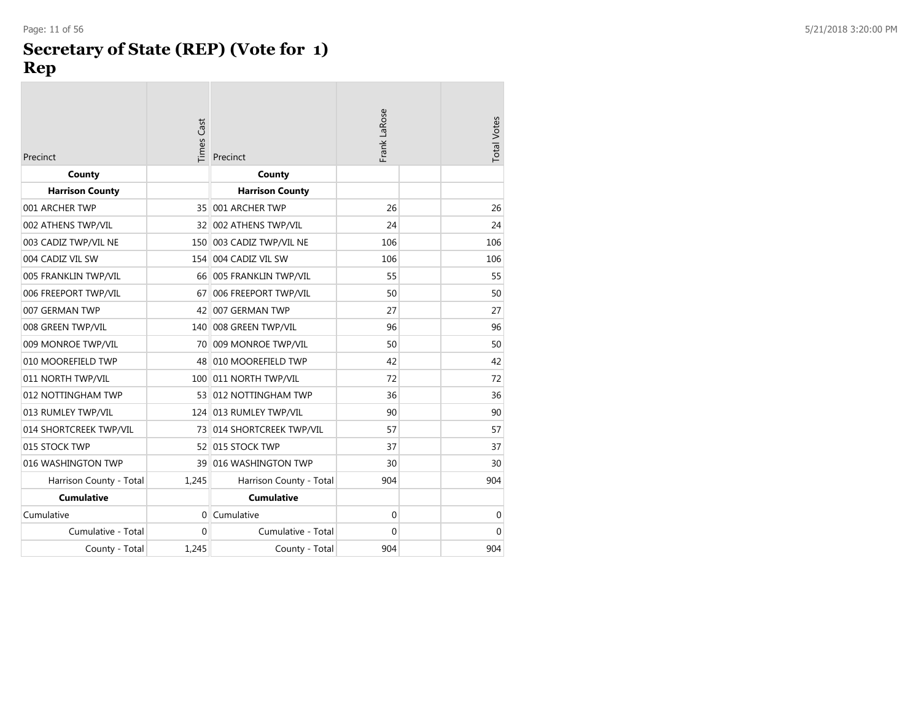# Secretary of State (REP) (Vote for 1)
# Rep

| Precinct | Times Cast | Precinct | Frank LaRose | | Total Votes |
|---|---|---|---|---|---|
| **County** | | **County** | | | |
| **Harrison County** | | **Harrison County** | | | |
| 001 ARCHER TWP | 35 | 001 ARCHER TWP | 26 | | 26 |
| 002 ATHENS TWP/VIL | 32 | 002 ATHENS TWP/VIL | 24 | | 24 |
| 003 CADIZ TWP/VIL NE | 150 | 003 CADIZ TWP/VIL NE | 106 | | 106 |
| 004 CADIZ VIL SW | 154 | 004 CADIZ VIL SW | 106 | | 106 |
| 005 FRANKLIN TWP/VIL | 66 | 005 FRANKLIN TWP/VIL | 55 | | 55 |
| 006 FREEPORT TWP/VIL | 67 | 006 FREEPORT TWP/VIL | 50 | | 50 |
| 007 GERMAN TWP | 42 | 007 GERMAN TWP | 27 | | 27 |
| 008 GREEN TWP/VIL | 140 | 008 GREEN TWP/VIL | 96 | | 96 |
| 009 MONROE TWP/VIL | 70 | 009 MONROE TWP/VIL | 50 | | 50 |
| 010 MOOREFIELD TWP | 48 | 010 MOOREFIELD TWP | 42 | | 42 |
| 011 NORTH TWP/VIL | 100 | 011 NORTH TWP/VIL | 72 | | 72 |
| 012 NOTTINGHAM TWP | 53 | 012 NOTTINGHAM TWP | 36 | | 36 |
| 013 RUMLEY TWP/VIL | 124 | 013 RUMLEY TWP/VIL | 90 | | 90 |
| 014 SHORTCREEK TWP/VIL | 73 | 014 SHORTCREEK TWP/VIL | 57 | | 57 |
| 015 STOCK TWP | 52 | 015 STOCK TWP | 37 | | 37 |
| 016 WASHINGTON TWP | 39 | 016 WASHINGTON TWP | 30 | | 30 |
| Harrison County - Total | 1,245 | Harrison County - Total | 904 | | 904 |
| **Cumulative** | | **Cumulative** | | | |
| Cumulative | 0 | Cumulative | 0 | | 0 |
| Cumulative - Total | 0 | Cumulative - Total | 0 | | 0 |
| County - Total | 1,245 | County - Total | 904 | | 904 |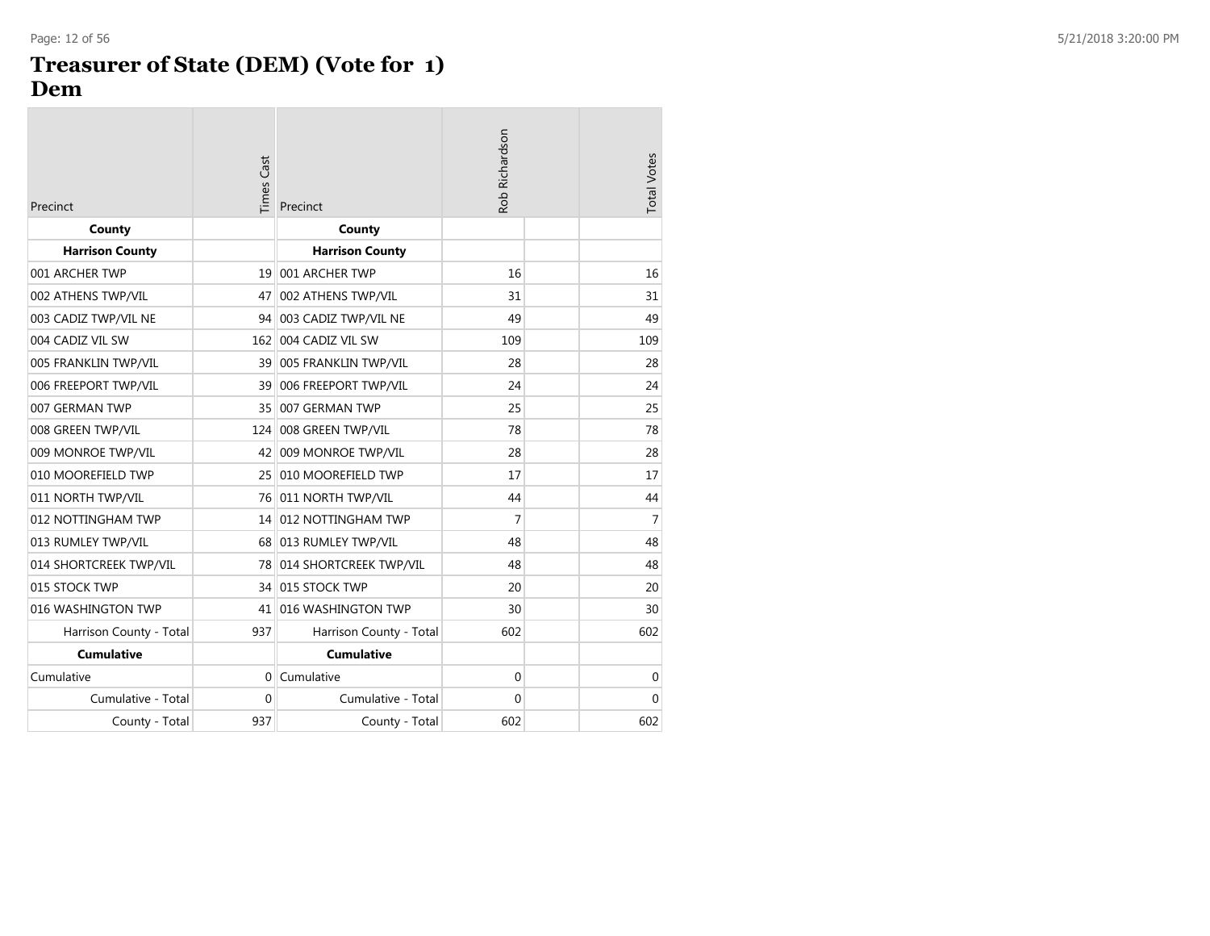# Treasurer of State (DEM) (Vote for 1)
## Dem

| Precinct | Times Cast | Precinct | Rob Richardson | | Total Votes |
|---|---|---|---|---|---|
| **County** | | **County** | | | |
| **Harrison County** | | **Harrison County** | | | |
| 001 ARCHER TWP | 19 | 001 ARCHER TWP | 16 | | 16 |
| 002 ATHENS TWP/VIL | 47 | 002 ATHENS TWP/VIL | 31 | | 31 |
| 003 CADIZ TWP/VIL NE | 94 | 003 CADIZ TWP/VIL NE | 49 | | 49 |
| 004 CADIZ VIL SW | 162 | 004 CADIZ VIL SW | 109 | | 109 |
| 005 FRANKLIN TWP/VIL | 39 | 005 FRANKLIN TWP/VIL | 28 | | 28 |
| 006 FREEPORT TWP/VIL | 39 | 006 FREEPORT TWP/VIL | 24 | | 24 |
| 007 GERMAN TWP | 35 | 007 GERMAN TWP | 25 | | 25 |
| 008 GREEN TWP/VIL | 124 | 008 GREEN TWP/VIL | 78 | | 78 |
| 009 MONROE TWP/VIL | 42 | 009 MONROE TWP/VIL | 28 | | 28 |
| 010 MOOREFIELD TWP | 25 | 010 MOOREFIELD TWP | 17 | | 17 |
| 011 NORTH TWP/VIL | 76 | 011 NORTH TWP/VIL | 44 | | 44 |
| 012 NOTTINGHAM TWP | 14 | 012 NOTTINGHAM TWP | 7 | | 7 |
| 013 RUMLEY TWP/VIL | 68 | 013 RUMLEY TWP/VIL | 48 | | 48 |
| 014 SHORTCREEK TWP/VIL | 78 | 014 SHORTCREEK TWP/VIL | 48 | | 48 |
| 015 STOCK TWP | 34 | 015 STOCK TWP | 20 | | 20 |
| 016 WASHINGTON TWP | 41 | 016 WASHINGTON TWP | 30 | | 30 |
| Harrison County - Total | 937 | Harrison County - Total | 602 | | 602 |
| **Cumulative** | | **Cumulative** | | | |
| Cumulative | 0 | Cumulative | 0 | | 0 |
| Cumulative - Total | 0 | Cumulative - Total | 0 | | 0 |
| County - Total | 937 | County - Total | 602 | | 602 |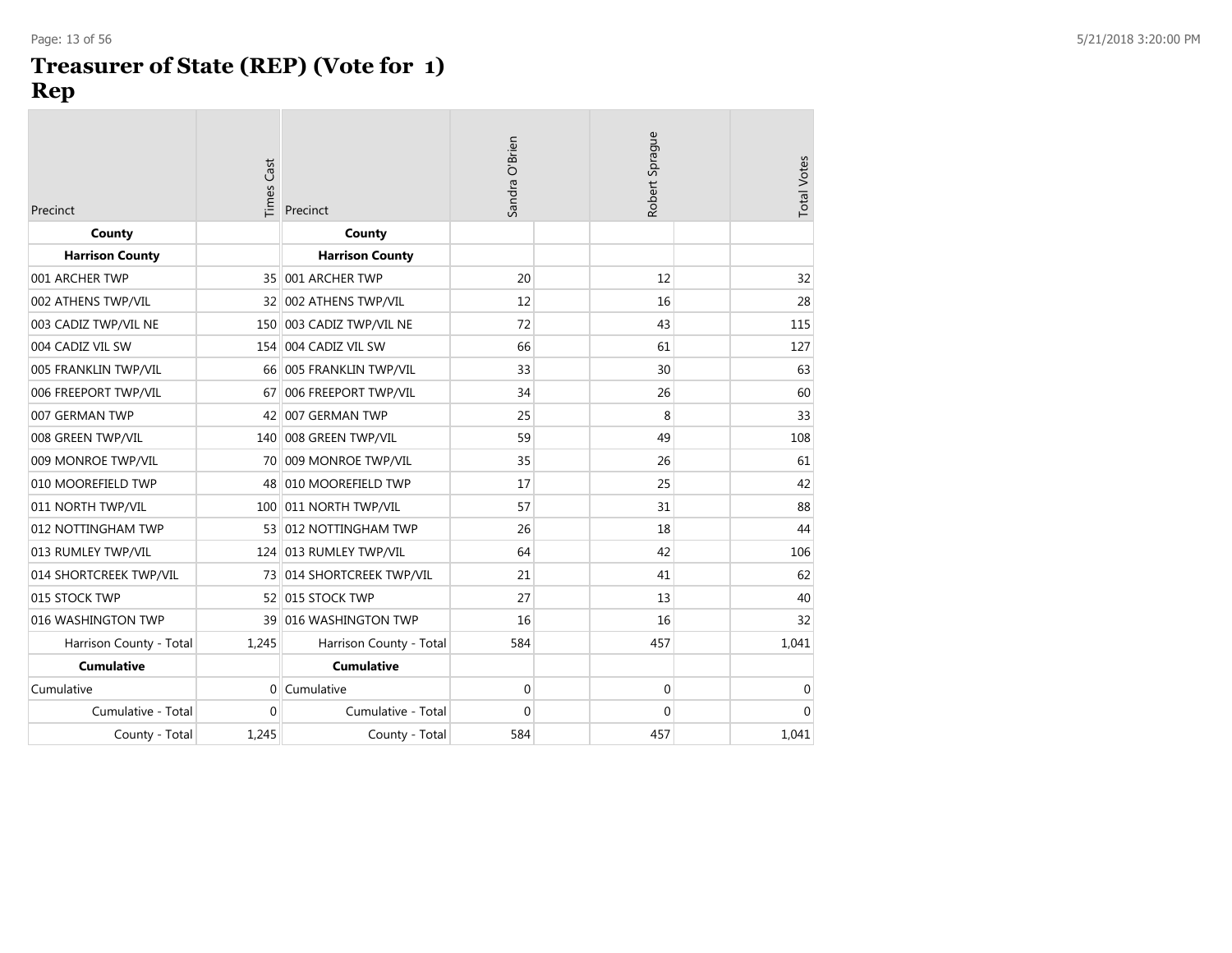# Treasurer of State (REP) (Vote for 1)
## Rep

| Precinct | Times Cast | Precinct | Sandra O'Brien | Robert Sprague | Total Votes |
|---|---|---|---|---|---|
| **County** | | **County** | | | |
| **Harrison County** | | **Harrison County** | | | |
| 001 ARCHER TWP | 35 | 001 ARCHER TWP | 20 | 12 | 32 |
| 002 ATHENS TWP/VIL | 32 | 002 ATHENS TWP/VIL | 12 | 16 | 28 |
| 003 CADIZ TWP/VIL NE | 150 | 003 CADIZ TWP/VIL NE | 72 | 43 | 115 |
| 004 CADIZ VIL SW | 154 | 004 CADIZ VIL SW | 66 | 61 | 127 |
| 005 FRANKLIN TWP/VIL | 66 | 005 FRANKLIN TWP/VIL | 33 | 30 | 63 |
| 006 FREEPORT TWP/VIL | 67 | 006 FREEPORT TWP/VIL | 34 | 26 | 60 |
| 007 GERMAN TWP | 42 | 007 GERMAN TWP | 25 | 8 | 33 |
| 008 GREEN TWP/VIL | 140 | 008 GREEN TWP/VIL | 59 | 49 | 108 |
| 009 MONROE TWP/VIL | 70 | 009 MONROE TWP/VIL | 35 | 26 | 61 |
| 010 MOOREFIELD TWP | 48 | 010 MOOREFIELD TWP | 17 | 25 | 42 |
| 011 NORTH TWP/VIL | 100 | 011 NORTH TWP/VIL | 57 | 31 | 88 |
| 012 NOTTINGHAM TWP | 53 | 012 NOTTINGHAM TWP | 26 | 18 | 44 |
| 013 RUMLEY TWP/VIL | 124 | 013 RUMLEY TWP/VIL | 64 | 42 | 106 |
| 014 SHORTCREEK TWP/VIL | 73 | 014 SHORTCREEK TWP/VIL | 21 | 41 | 62 |
| 015 STOCK TWP | 52 | 015 STOCK TWP | 27 | 13 | 40 |
| 016 WASHINGTON TWP | 39 | 016 WASHINGTON TWP | 16 | 16 | 32 |
| Harrison County - Total | 1,245 | Harrison County - Total | 584 | 457 | 1,041 |
| **Cumulative** | | **Cumulative** | | | |
| Cumulative | 0 | Cumulative | 0 | 0 | 0 |
| Cumulative - Total | 0 | Cumulative - Total | 0 | 0 | 0 |
| County - Total | 1,245 | County - Total | 584 | 457 | 1,041 |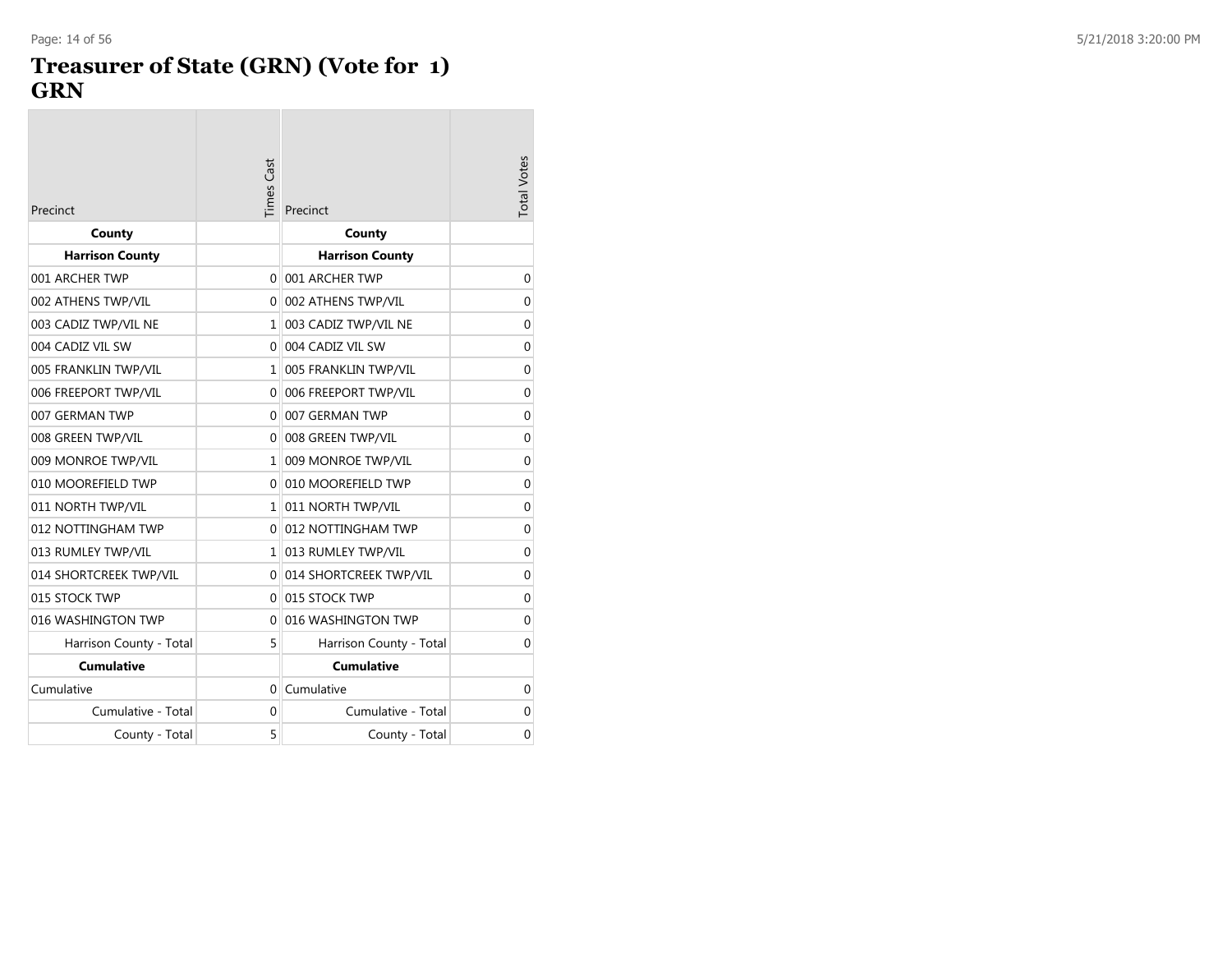# Treasurer of State (GRN) (Vote for 1)
# GRN

| Precinct | Times Cast | Precinct | Total Votes |
|---|---|---|---|
| **County** | | **County** | |
| **Harrison County** | | **Harrison County** | |
| 001 ARCHER TWP | 0 | 001 ARCHER TWP | 0 |
| 002 ATHENS TWP/VIL | 0 | 002 ATHENS TWP/VIL | 0 |
| 003 CADIZ TWP/VIL NE | 1 | 003 CADIZ TWP/VIL NE | 0 |
| 004 CADIZ VIL SW | 0 | 004 CADIZ VIL SW | 0 |
| 005 FRANKLIN TWP/VIL | 1 | 005 FRANKLIN TWP/VIL | 0 |
| 006 FREEPORT TWP/VIL | 0 | 006 FREEPORT TWP/VIL | 0 |
| 007 GERMAN TWP | 0 | 007 GERMAN TWP | 0 |
| 008 GREEN TWP/VIL | 0 | 008 GREEN TWP/VIL | 0 |
| 009 MONROE TWP/VIL | 1 | 009 MONROE TWP/VIL | 0 |
| 010 MOOREFIELD TWP | 0 | 010 MOOREFIELD TWP | 0 |
| 011 NORTH TWP/VIL | 1 | 011 NORTH TWP/VIL | 0 |
| 012 NOTTINGHAM TWP | 0 | 012 NOTTINGHAM TWP | 0 |
| 013 RUMLEY TWP/VIL | 1 | 013 RUMLEY TWP/VIL | 0 |
| 014 SHORTCREEK TWP/VIL | 0 | 014 SHORTCREEK TWP/VIL | 0 |
| 015 STOCK TWP | 0 | 015 STOCK TWP | 0 |
| 016 WASHINGTON TWP | 0 | 016 WASHINGTON TWP | 0 |
| Harrison County - Total | 5 | Harrison County - Total | 0 |
| **Cumulative** | | **Cumulative** | |
| Cumulative | 0 | Cumulative | 0 |
| Cumulative - Total | 0 | Cumulative - Total | 0 |
| County - Total | 5 | County - Total | 0 |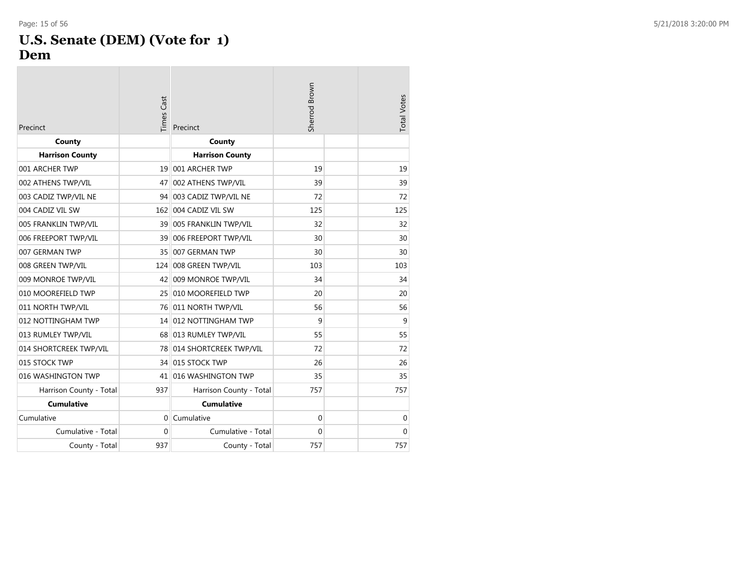# U.S. Senate (DEM) (Vote for 1)
## Dem

| Precinct | Times Cast | Precinct | Sherrod Brown | | Total Votes |
|---|---|---|---|---|---|
| **County** | | **County** | | | |
| **Harrison County** | | **Harrison County** | | | |
| 001 ARCHER TWP | 19 | 001 ARCHER TWP | 19 | | 19 |
| 002 ATHENS TWP/VIL | 47 | 002 ATHENS TWP/VIL | 39 | | 39 |
| 003 CADIZ TWP/VIL NE | 94 | 003 CADIZ TWP/VIL NE | 72 | | 72 |
| 004 CADIZ VIL SW | 162 | 004 CADIZ VIL SW | 125 | | 125 |
| 005 FRANKLIN TWP/VIL | 39 | 005 FRANKLIN TWP/VIL | 32 | | 32 |
| 006 FREEPORT TWP/VIL | 39 | 006 FREEPORT TWP/VIL | 30 | | 30 |
| 007 GERMAN TWP | 35 | 007 GERMAN TWP | 30 | | 30 |
| 008 GREEN TWP/VIL | 124 | 008 GREEN TWP/VIL | 103 | | 103 |
| 009 MONROE TWP/VIL | 42 | 009 MONROE TWP/VIL | 34 | | 34 |
| 010 MOOREFIELD TWP | 25 | 010 MOOREFIELD TWP | 20 | | 20 |
| 011 NORTH TWP/VIL | 76 | 011 NORTH TWP/VIL | 56 | | 56 |
| 012 NOTTINGHAM TWP | 14 | 012 NOTTINGHAM TWP | 9 | | 9 |
| 013 RUMLEY TWP/VIL | 68 | 013 RUMLEY TWP/VIL | 55 | | 55 |
| 014 SHORTCREEK TWP/VIL | 78 | 014 SHORTCREEK TWP/VIL | 72 | | 72 |
| 015 STOCK TWP | 34 | 015 STOCK TWP | 26 | | 26 |
| 016 WASHINGTON TWP | 41 | 016 WASHINGTON TWP | 35 | | 35 |
| Harrison County - Total | 937 | Harrison County - Total | 757 | | 757 |
| **Cumulative** | | **Cumulative** | | | |
| Cumulative | 0 | Cumulative | 0 | | 0 |
| Cumulative - Total | 0 | Cumulative - Total | 0 | | 0 |
| County - Total | 937 | County - Total | 757 | | 757 |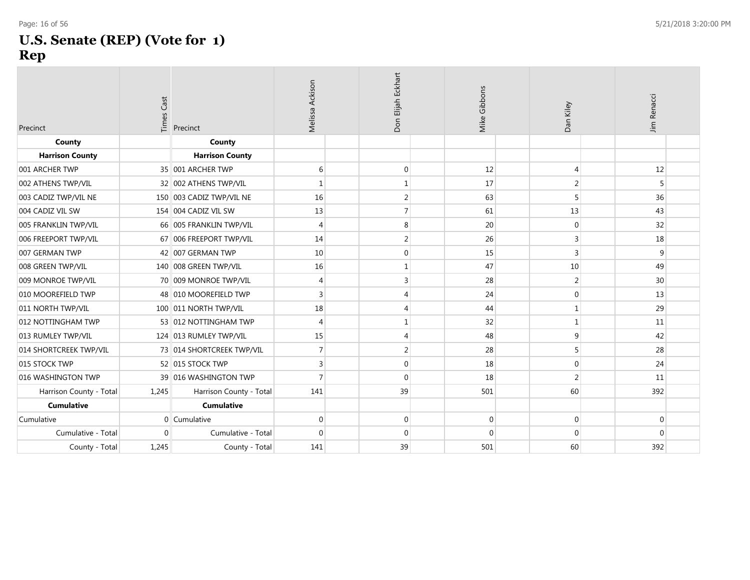# U.S. Senate (REP) (Vote for 1)
## Rep

| Precinct | Times Cast | Precinct | Melissa Ackison | Don Elijah Eckhart | Mike Gibbons | Dan Kiley | Jim Renacci |
|---|---|---|---|---|---|---|---|
| **County** | | **County** | | | | | |
| **Harrison County** | | **Harrison County** | | | | | |
| 001 ARCHER TWP | 35 | 001 ARCHER TWP | 6 | 0 | 12 | 4 | 12 |
| 002 ATHENS TWP/VIL | 32 | 002 ATHENS TWP/VIL | 1 | 1 | 17 | 2 | 5 |
| 003 CADIZ TWP/VIL NE | 150 | 003 CADIZ TWP/VIL NE | 16 | 2 | 63 | 5 | 36 |
| 004 CADIZ VIL SW | 154 | 004 CADIZ VIL SW | 13 | 7 | 61 | 13 | 43 |
| 005 FRANKLIN TWP/VIL | 66 | 005 FRANKLIN TWP/VIL | 4 | 8 | 20 | 0 | 32 |
| 006 FREEPORT TWP/VIL | 67 | 006 FREEPORT TWP/VIL | 14 | 2 | 26 | 3 | 18 |
| 007 GERMAN TWP | 42 | 007 GERMAN TWP | 10 | 0 | 15 | 3 | 9 |
| 008 GREEN TWP/VIL | 140 | 008 GREEN TWP/VIL | 16 | 1 | 47 | 10 | 49 |
| 009 MONROE TWP/VIL | 70 | 009 MONROE TWP/VIL | 4 | 3 | 28 | 2 | 30 |
| 010 MOOREFIELD TWP | 48 | 010 MOOREFIELD TWP | 3 | 4 | 24 | 0 | 13 |
| 011 NORTH TWP/VIL | 100 | 011 NORTH TWP/VIL | 18 | 4 | 44 | 1 | 29 |
| 012 NOTTINGHAM TWP | 53 | 012 NOTTINGHAM TWP | 4 | 1 | 32 | 1 | 11 |
| 013 RUMLEY TWP/VIL | 124 | 013 RUMLEY TWP/VIL | 15 | 4 | 48 | 9 | 42 |
| 014 SHORTCREEK TWP/VIL | 73 | 014 SHORTCREEK TWP/VIL | 7 | 2 | 28 | 5 | 28 |
| 015 STOCK TWP | 52 | 015 STOCK TWP | 3 | 0 | 18 | 0 | 24 |
| 016 WASHINGTON TWP | 39 | 016 WASHINGTON TWP | 7 | 0 | 18 | 2 | 11 |
| Harrison County - Total | 1,245 | Harrison County - Total | 141 | 39 | 501 | 60 | 392 |
| **Cumulative** | | **Cumulative** | | | | | |
| Cumulative | 0 | Cumulative | 0 | 0 | 0 | 0 | 0 |
| Cumulative - Total | 0 | Cumulative - Total | 0 | 0 | 0 | 0 | 0 |
| County - Total | 1,245 | County - Total | 141 | 39 | 501 | 60 | 392 |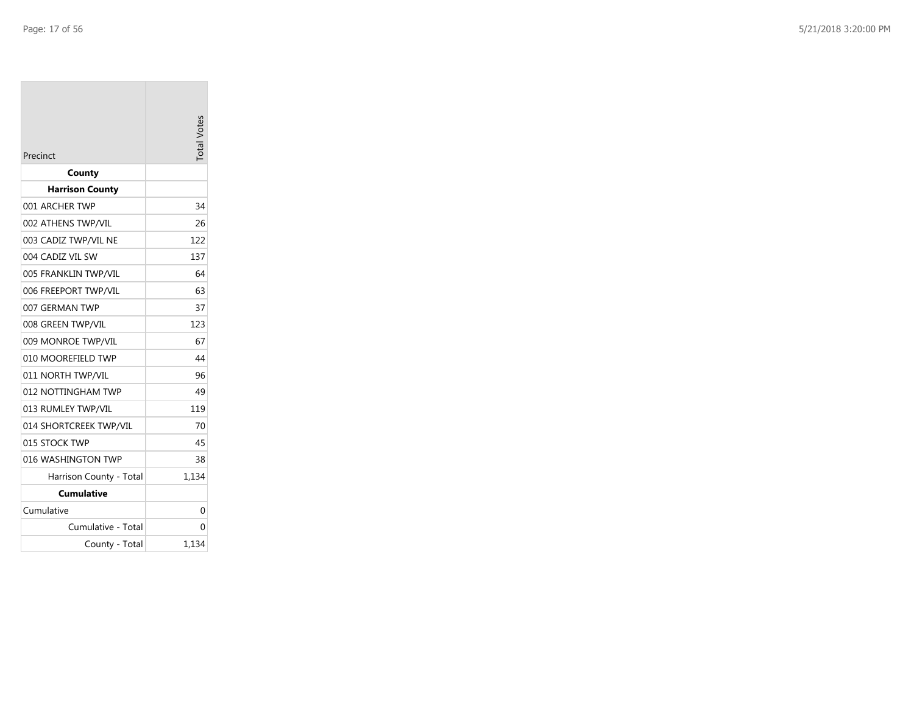| Precinct | Total Votes |
|---|---|
| **County** | |
| **Harrison County** | |
| 001 ARCHER TWP | 34 |
| 002 ATHENS TWP/VIL | 26 |
| 003 CADIZ TWP/VIL NE | 122 |
| 004 CADIZ VIL SW | 137 |
| 005 FRANKLIN TWP/VIL | 64 |
| 006 FREEPORT TWP/VIL | 63 |
| 007 GERMAN TWP | 37 |
| 008 GREEN TWP/VIL | 123 |
| 009 MONROE TWP/VIL | 67 |
| 010 MOOREFIELD TWP | 44 |
| 011 NORTH TWP/VIL | 96 |
| 012 NOTTINGHAM TWP | 49 |
| 013 RUMLEY TWP/VIL | 119 |
| 014 SHORTCREEK TWP/VIL | 70 |
| 015 STOCK TWP | 45 |
| 016 WASHINGTON TWP | 38 |
| Harrison County - Total | 1,134 |
| **Cumulative** | |
| Cumulative | 0 |
| Cumulative - Total | 0 |
| County - Total | 1,134 |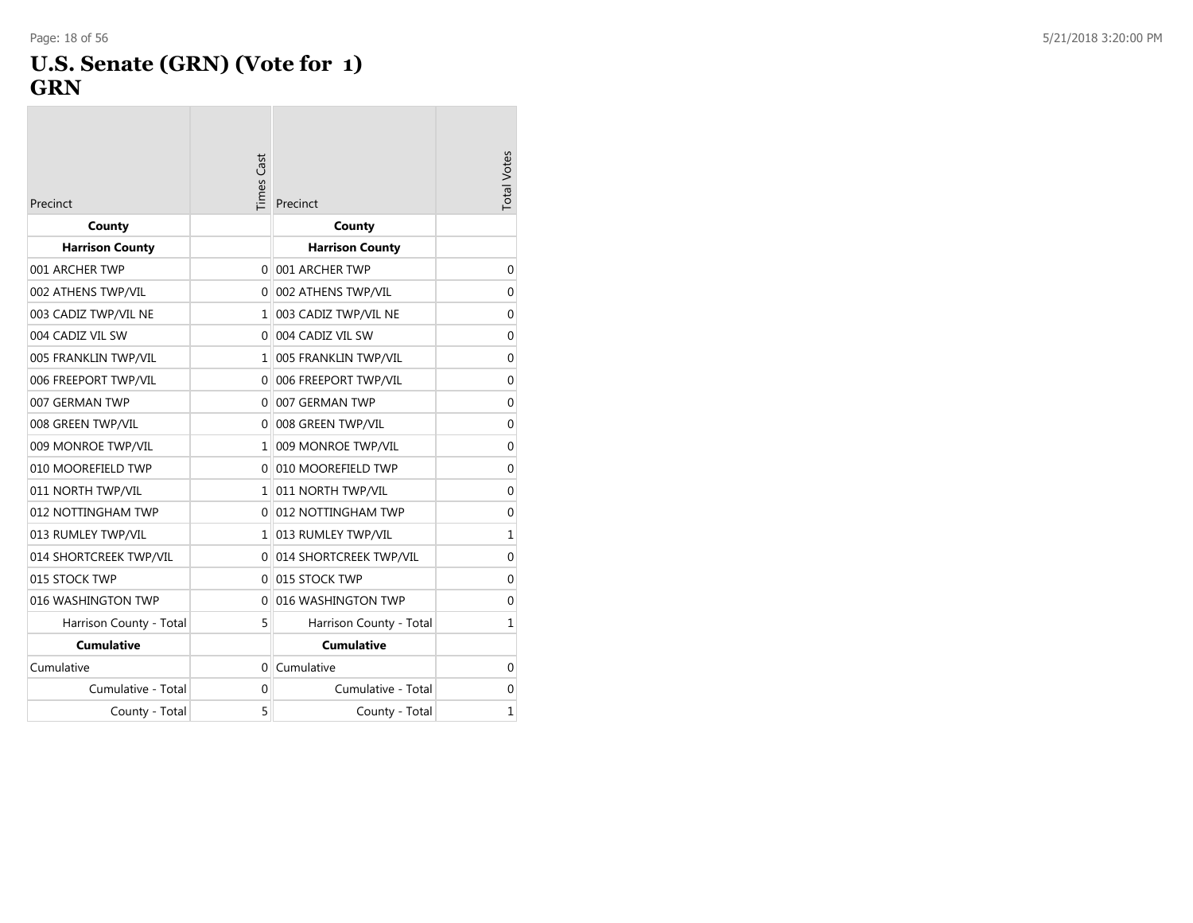# U.S. Senate (GRN) (Vote for 1)
# GRN

| Precinct | Times Cast | Precinct | Total Votes |
|---|---|---|---|
| **County** | | **County** | |
| **Harrison County** | | **Harrison County** | |
| 001 ARCHER TWP | 0 | 001 ARCHER TWP | 0 |
| 002 ATHENS TWP/VIL | 0 | 002 ATHENS TWP/VIL | 0 |
| 003 CADIZ TWP/VIL NE | 1 | 003 CADIZ TWP/VIL NE | 0 |
| 004 CADIZ VIL SW | 0 | 004 CADIZ VIL SW | 0 |
| 005 FRANKLIN TWP/VIL | 1 | 005 FRANKLIN TWP/VIL | 0 |
| 006 FREEPORT TWP/VIL | 0 | 006 FREEPORT TWP/VIL | 0 |
| 007 GERMAN TWP | 0 | 007 GERMAN TWP | 0 |
| 008 GREEN TWP/VIL | 0 | 008 GREEN TWP/VIL | 0 |
| 009 MONROE TWP/VIL | 1 | 009 MONROE TWP/VIL | 0 |
| 010 MOOREFIELD TWP | 0 | 010 MOOREFIELD TWP | 0 |
| 011 NORTH TWP/VIL | 1 | 011 NORTH TWP/VIL | 0 |
| 012 NOTTINGHAM TWP | 0 | 012 NOTTINGHAM TWP | 0 |
| 013 RUMLEY TWP/VIL | 1 | 013 RUMLEY TWP/VIL | 1 |
| 014 SHORTCREEK TWP/VIL | 0 | 014 SHORTCREEK TWP/VIL | 0 |
| 015 STOCK TWP | 0 | 015 STOCK TWP | 0 |
| 016 WASHINGTON TWP | 0 | 016 WASHINGTON TWP | 0 |
| Harrison County - Total | 5 | Harrison County - Total | 1 |
| **Cumulative** | | **Cumulative** | |
| Cumulative | 0 | Cumulative | 0 |
| Cumulative - Total | 0 | Cumulative - Total | 0 |
| County - Total | 5 | County - Total | 1 |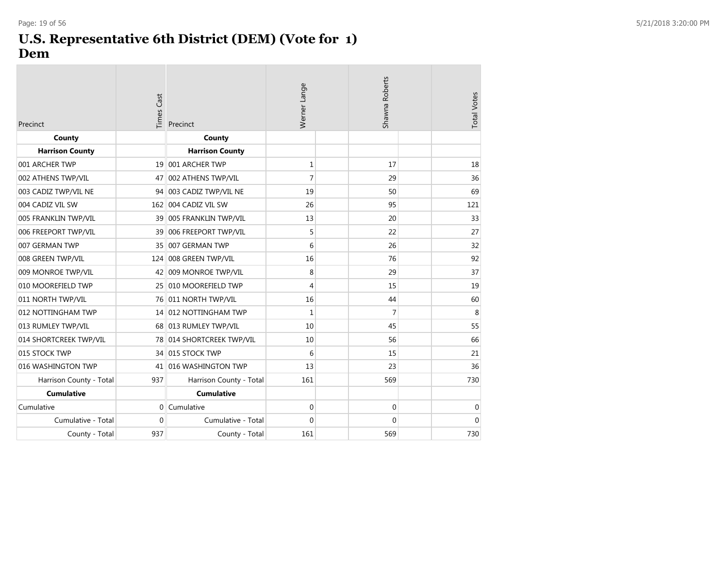# U.S. Representative 6th District (DEM) (Vote for 1)
## Dem

| Precinct | Times Cast | Precinct | Werner Lange | | Shawna Roberts | | Total Votes |
|---|---|---|---|---|---|---|---|
| **County** | | **County** | | | | | |
| **Harrison County** | | **Harrison County** | | | | | |
| 001 ARCHER TWP | 19 | 001 ARCHER TWP | 1 | | 17 | | 18 |
| 002 ATHENS TWP/VIL | 47 | 002 ATHENS TWP/VIL | 7 | | 29 | | 36 |
| 003 CADIZ TWP/VIL NE | 94 | 003 CADIZ TWP/VIL NE | 19 | | 50 | | 69 |
| 004 CADIZ VIL SW | 162 | 004 CADIZ VIL SW | 26 | | 95 | | 121 |
| 005 FRANKLIN TWP/VIL | 39 | 005 FRANKLIN TWP/VIL | 13 | | 20 | | 33 |
| 006 FREEPORT TWP/VIL | 39 | 006 FREEPORT TWP/VIL | 5 | | 22 | | 27 |
| 007 GERMAN TWP | 35 | 007 GERMAN TWP | 6 | | 26 | | 32 |
| 008 GREEN TWP/VIL | 124 | 008 GREEN TWP/VIL | 16 | | 76 | | 92 |
| 009 MONROE TWP/VIL | 42 | 009 MONROE TWP/VIL | 8 | | 29 | | 37 |
| 010 MOOREFIELD TWP | 25 | 010 MOOREFIELD TWP | 4 | | 15 | | 19 |
| 011 NORTH TWP/VIL | 76 | 011 NORTH TWP/VIL | 16 | | 44 | | 60 |
| 012 NOTTINGHAM TWP | 14 | 012 NOTTINGHAM TWP | 1 | | 7 | | 8 |
| 013 RUMLEY TWP/VIL | 68 | 013 RUMLEY TWP/VIL | 10 | | 45 | | 55 |
| 014 SHORTCREEK TWP/VIL | 78 | 014 SHORTCREEK TWP/VIL | 10 | | 56 | | 66 |
| 015 STOCK TWP | 34 | 015 STOCK TWP | 6 | | 15 | | 21 |
| 016 WASHINGTON TWP | 41 | 016 WASHINGTON TWP | 13 | | 23 | | 36 |
| Harrison County - Total | 937 | Harrison County - Total | 161 | | 569 | | 730 |
| **Cumulative** | | **Cumulative** | | | | | |
| Cumulative | 0 | Cumulative | 0 | | 0 | | 0 |
| Cumulative - Total | 0 | Cumulative - Total | 0 | | 0 | | 0 |
| County - Total | 937 | County - Total | 161 | | 569 | | 730 |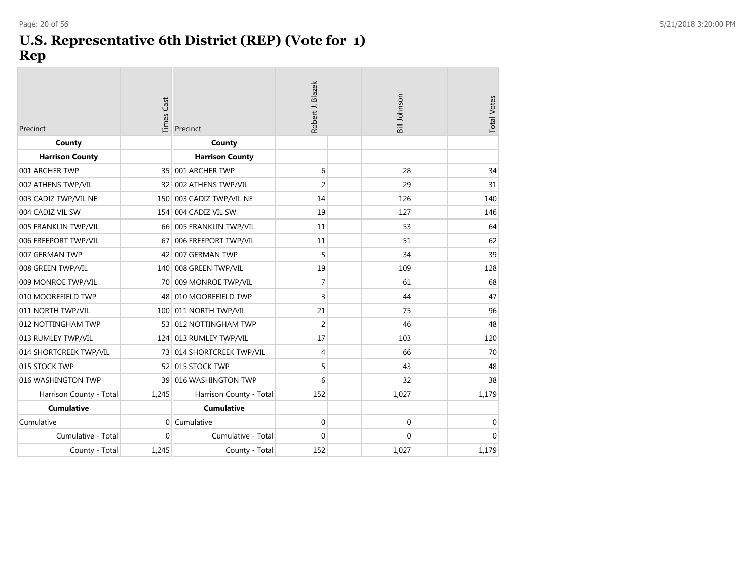# U.S. Representative 6th District (REP) (Vote for 1)
# Rep

| Precinct | Times Cast | Precinct | Robert J. Blazek | Bill Johnson | Total Votes |
|---|---|---|---|---|---|
| **County** | | **County** | | | |
| **Harrison County** | | **Harrison County** | | | |
| 001 ARCHER TWP | 35 | 001 ARCHER TWP | 6 | 28 | 34 |
| 002 ATHENS TWP/VIL | 32 | 002 ATHENS TWP/VIL | 2 | 29 | 31 |
| 003 CADIZ TWP/VIL NE | 150 | 003 CADIZ TWP/VIL NE | 14 | 126 | 140 |
| 004 CADIZ VIL SW | 154 | 004 CADIZ VIL SW | 19 | 127 | 146 |
| 005 FRANKLIN TWP/VIL | 66 | 005 FRANKLIN TWP/VIL | 11 | 53 | 64 |
| 006 FREEPORT TWP/VIL | 67 | 006 FREEPORT TWP/VIL | 11 | 51 | 62 |
| 007 GERMAN TWP | 42 | 007 GERMAN TWP | 5 | 34 | 39 |
| 008 GREEN TWP/VIL | 140 | 008 GREEN TWP/VIL | 19 | 109 | 128 |
| 009 MONROE TWP/VIL | 70 | 009 MONROE TWP/VIL | 7 | 61 | 68 |
| 010 MOOREFIELD TWP | 48 | 010 MOOREFIELD TWP | 3 | 44 | 47 |
| 011 NORTH TWP/VIL | 100 | 011 NORTH TWP/VIL | 21 | 75 | 96 |
| 012 NOTTINGHAM TWP | 53 | 012 NOTTINGHAM TWP | 2 | 46 | 48 |
| 013 RUMLEY TWP/VIL | 124 | 013 RUMLEY TWP/VIL | 17 | 103 | 120 |
| 014 SHORTCREEK TWP/VIL | 73 | 014 SHORTCREEK TWP/VIL | 4 | 66 | 70 |
| 015 STOCK TWP | 52 | 015 STOCK TWP | 5 | 43 | 48 |
| 016 WASHINGTON TWP | 39 | 016 WASHINGTON TWP | 6 | 32 | 38 |
| Harrison County - Total | 1,245 | Harrison County - Total | 152 | 1,027 | 1,179 |
| **Cumulative** | | **Cumulative** | | | |
| Cumulative | 0 | Cumulative | 0 | 0 | 0 |
| Cumulative - Total | 0 | Cumulative - Total | 0 | 0 | 0 |
| County - Total | 1,245 | County - Total | 152 | 1,027 | 1,179 |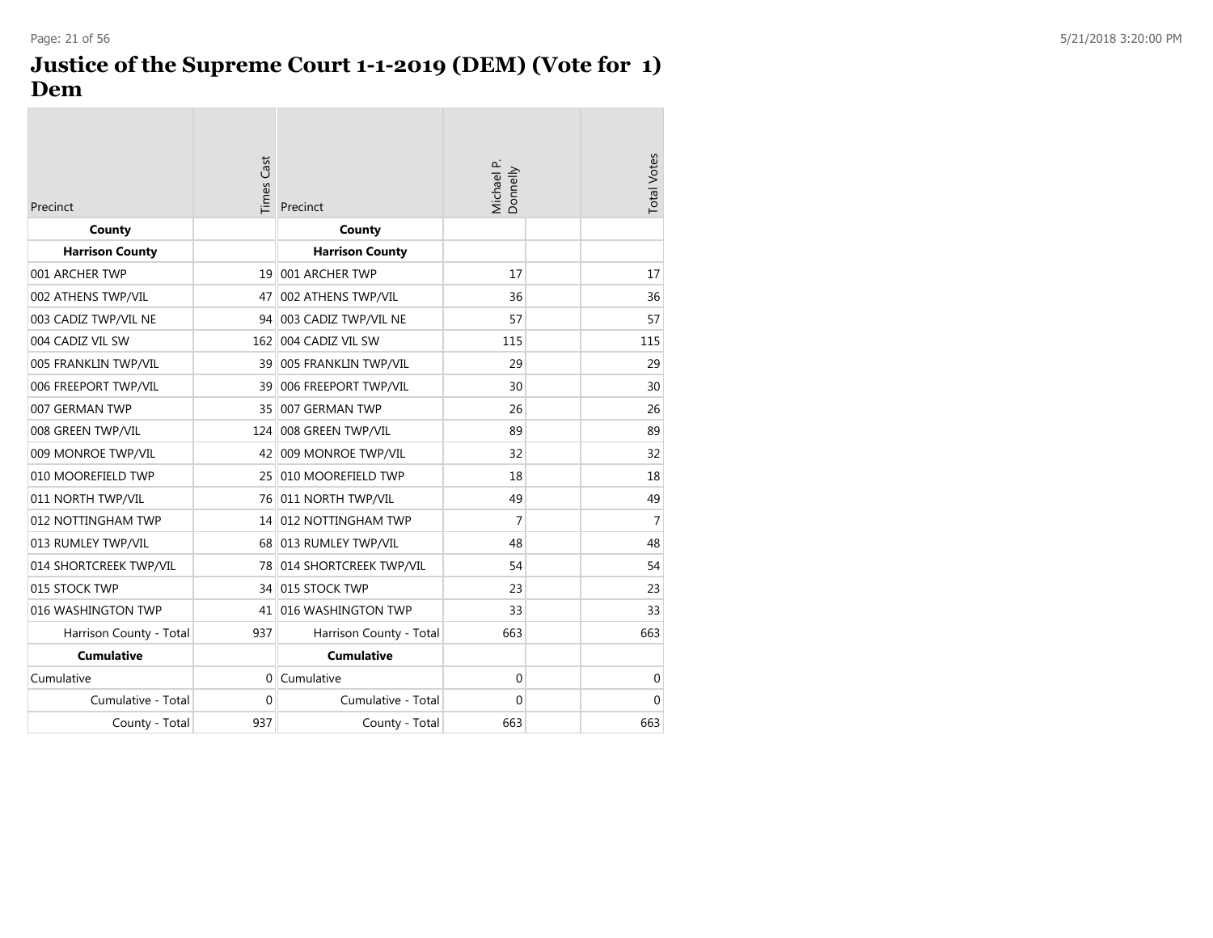# Justice of the Supreme Court 1-1-2019 (DEM) (Vote for 1) Dem

| Precinct | Times Cast | Precinct | Michael P. Donnelly | | Total Votes |
|---|---|---|---|---|---|
| **County** | | **County** | | | |
| **Harrison County** | | **Harrison County** | | | |
| 001 ARCHER TWP | 19 | 001 ARCHER TWP | 17 | | 17 |
| 002 ATHENS TWP/VIL | 47 | 002 ATHENS TWP/VIL | 36 | | 36 |
| 003 CADIZ TWP/VIL NE | 94 | 003 CADIZ TWP/VIL NE | 57 | | 57 |
| 004 CADIZ VIL SW | 162 | 004 CADIZ VIL SW | 115 | | 115 |
| 005 FRANKLIN TWP/VIL | 39 | 005 FRANKLIN TWP/VIL | 29 | | 29 |
| 006 FREEPORT TWP/VIL | 39 | 006 FREEPORT TWP/VIL | 30 | | 30 |
| 007 GERMAN TWP | 35 | 007 GERMAN TWP | 26 | | 26 |
| 008 GREEN TWP/VIL | 124 | 008 GREEN TWP/VIL | 89 | | 89 |
| 009 MONROE TWP/VIL | 42 | 009 MONROE TWP/VIL | 32 | | 32 |
| 010 MOOREFIELD TWP | 25 | 010 MOOREFIELD TWP | 18 | | 18 |
| 011 NORTH TWP/VIL | 76 | 011 NORTH TWP/VIL | 49 | | 49 |
| 012 NOTTINGHAM TWP | 14 | 012 NOTTINGHAM TWP | 7 | | 7 |
| 013 RUMLEY TWP/VIL | 68 | 013 RUMLEY TWP/VIL | 48 | | 48 |
| 014 SHORTCREEK TWP/VIL | 78 | 014 SHORTCREEK TWP/VIL | 54 | | 54 |
| 015 STOCK TWP | 34 | 015 STOCK TWP | 23 | | 23 |
| 016 WASHINGTON TWP | 41 | 016 WASHINGTON TWP | 33 | | 33 |
| Harrison County - Total | 937 | Harrison County - Total | 663 | | 663 |
| **Cumulative** | | **Cumulative** | | | |
| Cumulative | 0 | Cumulative | 0 | | 0 |
| Cumulative - Total | 0 | Cumulative - Total | 0 | | 0 |
| County - Total | 937 | County - Total | 663 | | 663 |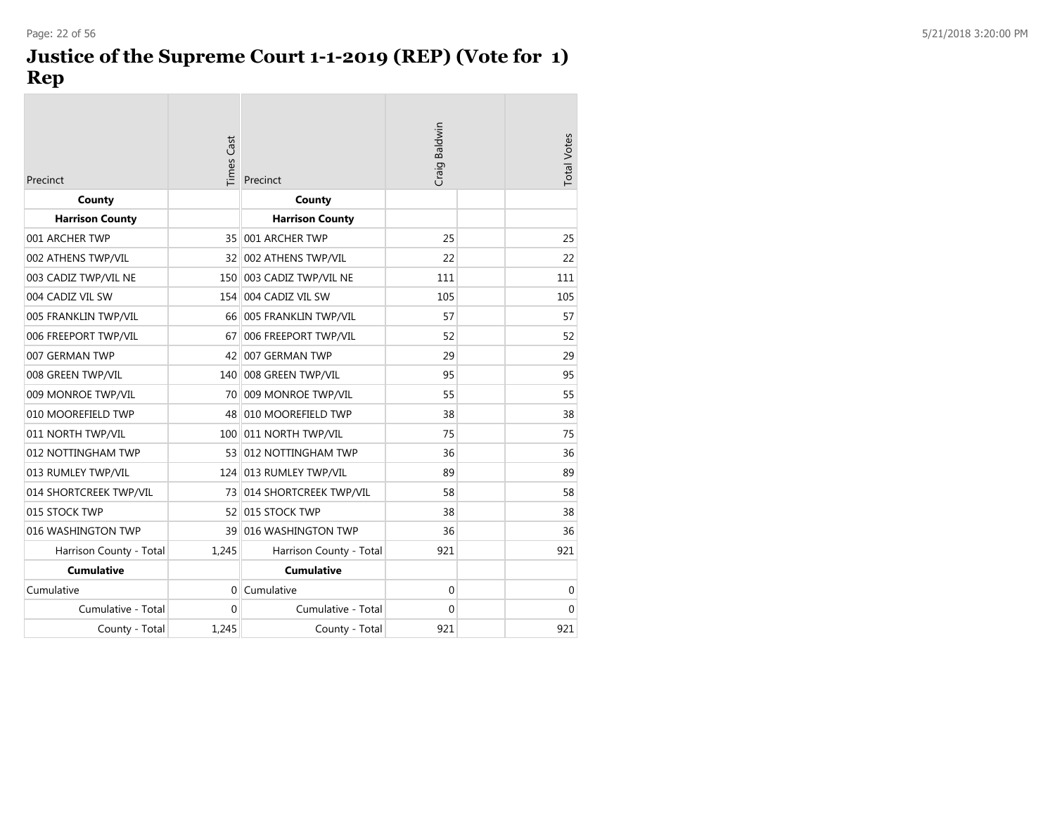# Justice of the Supreme Court 1-1-2019 (REP) (Vote for 1) Rep

| Precinct | Times Cast | Precinct | Craig Baldwin | | Total Votes |
|---|---|---|---|---|---|
| **County** | | **County** | | | |
| **Harrison County** | | **Harrison County** | | | |
| 001 ARCHER TWP | 35 | 001 ARCHER TWP | 25 | | 25 |
| 002 ATHENS TWP/VIL | 32 | 002 ATHENS TWP/VIL | 22 | | 22 |
| 003 CADIZ TWP/VIL NE | 150 | 003 CADIZ TWP/VIL NE | 111 | | 111 |
| 004 CADIZ VIL SW | 154 | 004 CADIZ VIL SW | 105 | | 105 |
| 005 FRANKLIN TWP/VIL | 66 | 005 FRANKLIN TWP/VIL | 57 | | 57 |
| 006 FREEPORT TWP/VIL | 67 | 006 FREEPORT TWP/VIL | 52 | | 52 |
| 007 GERMAN TWP | 42 | 007 GERMAN TWP | 29 | | 29 |
| 008 GREEN TWP/VIL | 140 | 008 GREEN TWP/VIL | 95 | | 95 |
| 009 MONROE TWP/VIL | 70 | 009 MONROE TWP/VIL | 55 | | 55 |
| 010 MOOREFIELD TWP | 48 | 010 MOOREFIELD TWP | 38 | | 38 |
| 011 NORTH TWP/VIL | 100 | 011 NORTH TWP/VIL | 75 | | 75 |
| 012 NOTTINGHAM TWP | 53 | 012 NOTTINGHAM TWP | 36 | | 36 |
| 013 RUMLEY TWP/VIL | 124 | 013 RUMLEY TWP/VIL | 89 | | 89 |
| 014 SHORTCREEK TWP/VIL | 73 | 014 SHORTCREEK TWP/VIL | 58 | | 58 |
| 015 STOCK TWP | 52 | 015 STOCK TWP | 38 | | 38 |
| 016 WASHINGTON TWP | 39 | 016 WASHINGTON TWP | 36 | | 36 |
| Harrison County - Total | 1,245 | Harrison County - Total | 921 | | 921 |
| **Cumulative** | | **Cumulative** | | | |
| Cumulative | 0 | Cumulative | 0 | | 0 |
| Cumulative - Total | 0 | Cumulative - Total | 0 | | 0 |
| County - Total | 1,245 | County - Total | 921 | | 921 |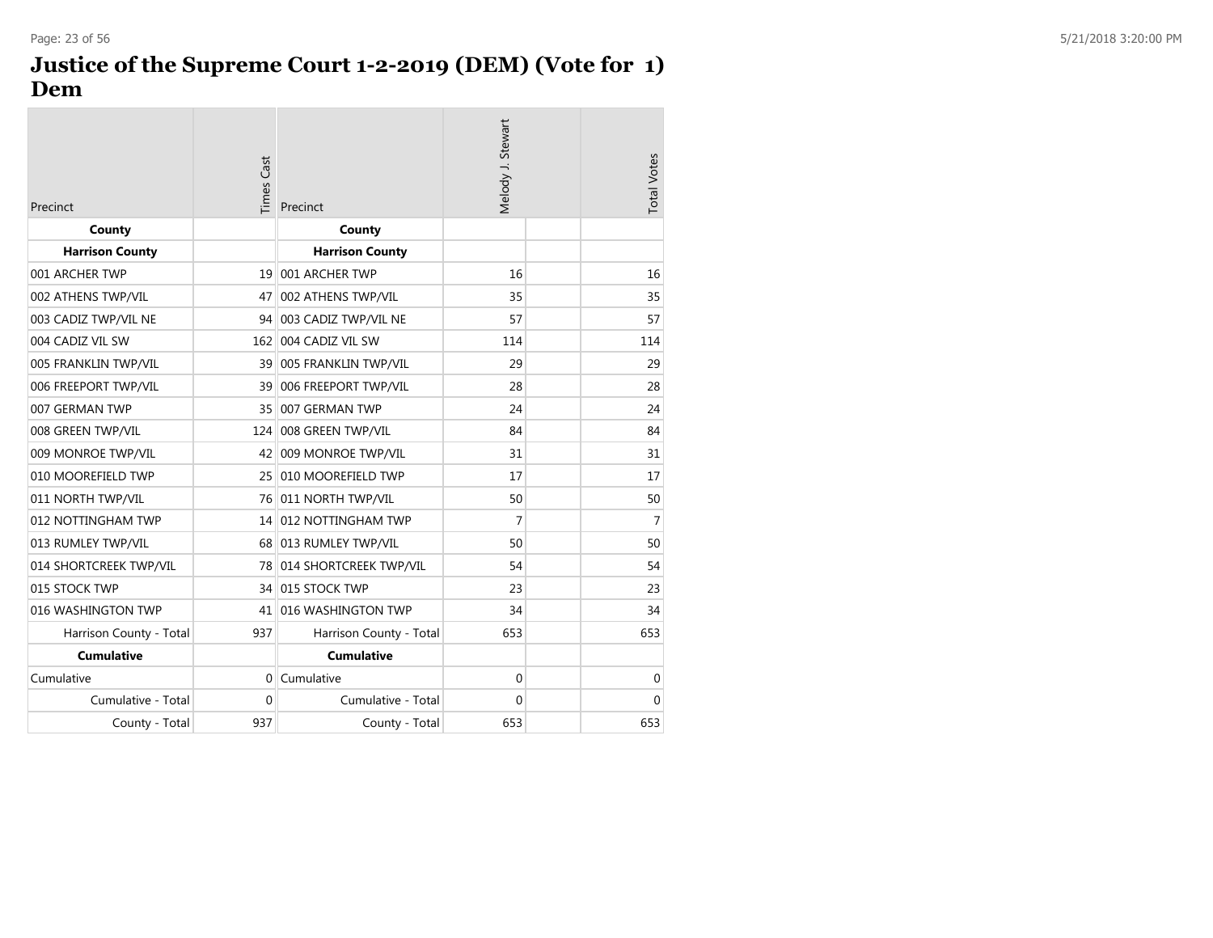# Justice of the Supreme Court 1-2-2019 (DEM) (Vote for 1) Dem

| Precinct | Times Cast | Precinct | Melody J. Stewart | | Total Votes |
|---|---|---|---|---|---|
| **County** | | **County** | | | |
| **Harrison County** | | **Harrison County** | | | |
| 001 ARCHER TWP | 19 | 001 ARCHER TWP | 16 | | 16 |
| 002 ATHENS TWP/VIL | 47 | 002 ATHENS TWP/VIL | 35 | | 35 |
| 003 CADIZ TWP/VIL NE | 94 | 003 CADIZ TWP/VIL NE | 57 | | 57 |
| 004 CADIZ VIL SW | 162 | 004 CADIZ VIL SW | 114 | | 114 |
| 005 FRANKLIN TWP/VIL | 39 | 005 FRANKLIN TWP/VIL | 29 | | 29 |
| 006 FREEPORT TWP/VIL | 39 | 006 FREEPORT TWP/VIL | 28 | | 28 |
| 007 GERMAN TWP | 35 | 007 GERMAN TWP | 24 | | 24 |
| 008 GREEN TWP/VIL | 124 | 008 GREEN TWP/VIL | 84 | | 84 |
| 009 MONROE TWP/VIL | 42 | 009 MONROE TWP/VIL | 31 | | 31 |
| 010 MOOREFIELD TWP | 25 | 010 MOOREFIELD TWP | 17 | | 17 |
| 011 NORTH TWP/VIL | 76 | 011 NORTH TWP/VIL | 50 | | 50 |
| 012 NOTTINGHAM TWP | 14 | 012 NOTTINGHAM TWP | 7 | | 7 |
| 013 RUMLEY TWP/VIL | 68 | 013 RUMLEY TWP/VIL | 50 | | 50 |
| 014 SHORTCREEK TWP/VIL | 78 | 014 SHORTCREEK TWP/VIL | 54 | | 54 |
| 015 STOCK TWP | 34 | 015 STOCK TWP | 23 | | 23 |
| 016 WASHINGTON TWP | 41 | 016 WASHINGTON TWP | 34 | | 34 |
| Harrison County - Total | 937 | Harrison County - Total | 653 | | 653 |
| **Cumulative** | | **Cumulative** | | | |
| Cumulative | 0 | Cumulative | 0 | | 0 |
| Cumulative - Total | 0 | Cumulative - Total | 0 | | 0 |
| County - Total | 937 | County - Total | 653 | | 653 |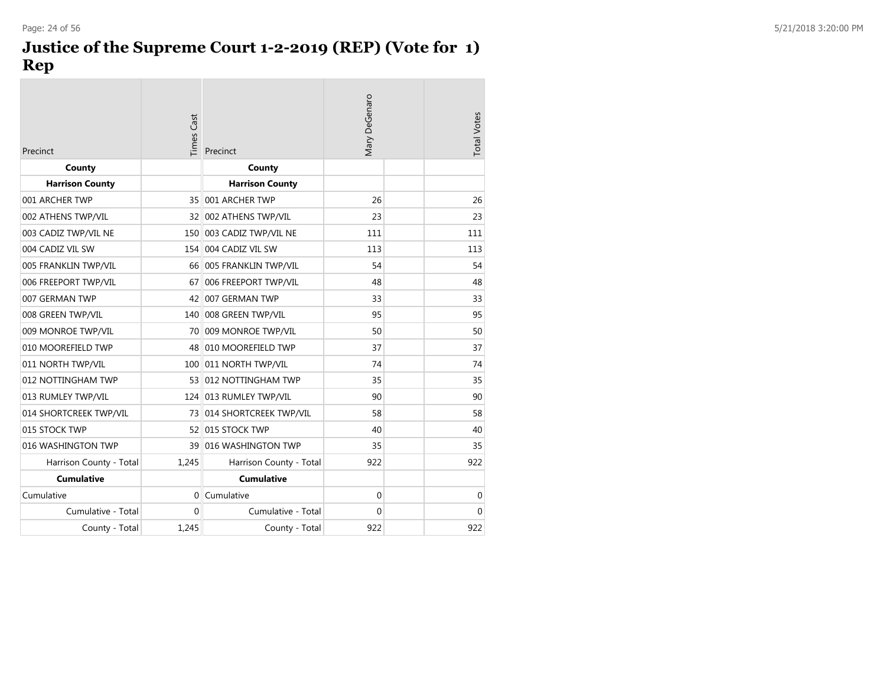# Justice of the Supreme Court 1-2-2019 (REP) (Vote for 1) Rep

| Precinct | Times Cast | Precinct | Mary DeGenaro | | Total Votes |
|---|---|---|---|---|---|
| **County** | | **County** | | | |
| **Harrison County** | | **Harrison County** | | | |
| 001 ARCHER TWP | 35 | 001 ARCHER TWP | 26 | | 26 |
| 002 ATHENS TWP/VIL | 32 | 002 ATHENS TWP/VIL | 23 | | 23 |
| 003 CADIZ TWP/VIL NE | 150 | 003 CADIZ TWP/VIL NE | 111 | | 111 |
| 004 CADIZ VIL SW | 154 | 004 CADIZ VIL SW | 113 | | 113 |
| 005 FRANKLIN TWP/VIL | 66 | 005 FRANKLIN TWP/VIL | 54 | | 54 |
| 006 FREEPORT TWP/VIL | 67 | 006 FREEPORT TWP/VIL | 48 | | 48 |
| 007 GERMAN TWP | 42 | 007 GERMAN TWP | 33 | | 33 |
| 008 GREEN TWP/VIL | 140 | 008 GREEN TWP/VIL | 95 | | 95 |
| 009 MONROE TWP/VIL | 70 | 009 MONROE TWP/VIL | 50 | | 50 |
| 010 MOOREFIELD TWP | 48 | 010 MOOREFIELD TWP | 37 | | 37 |
| 011 NORTH TWP/VIL | 100 | 011 NORTH TWP/VIL | 74 | | 74 |
| 012 NOTTINGHAM TWP | 53 | 012 NOTTINGHAM TWP | 35 | | 35 |
| 013 RUMLEY TWP/VIL | 124 | 013 RUMLEY TWP/VIL | 90 | | 90 |
| 014 SHORTCREEK TWP/VIL | 73 | 014 SHORTCREEK TWP/VIL | 58 | | 58 |
| 015 STOCK TWP | 52 | 015 STOCK TWP | 40 | | 40 |
| 016 WASHINGTON TWP | 39 | 016 WASHINGTON TWP | 35 | | 35 |
| Harrison County - Total | 1,245 | Harrison County - Total | 922 | | 922 |
| **Cumulative** | | **Cumulative** | | | |
| Cumulative | 0 | Cumulative | 0 | | 0 |
| Cumulative - Total | 0 | Cumulative - Total | 0 | | 0 |
| County - Total | 1,245 | County - Total | 922 | | 922 |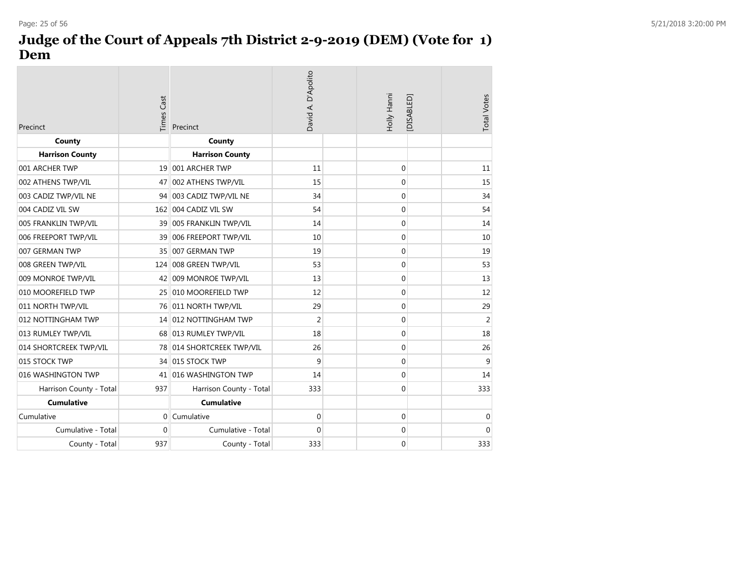# Judge of the Court of Appeals 7th District 2-9-2019 (DEM) (Vote for 1) Dem

| Precinct | Times Cast | Precinct | David A. D'Apolito | Holly Hanni [DISABLED] | Total Votes |
|---|---|---|---|---|---|
| **County** | | **County** | | | |
| **Harrison County** | | **Harrison County** | | | |
| 001 ARCHER TWP | 19 | 001 ARCHER TWP | 11 | 0 | 11 |
| 002 ATHENS TWP/VIL | 47 | 002 ATHENS TWP/VIL | 15 | 0 | 15 |
| 003 CADIZ TWP/VIL NE | 94 | 003 CADIZ TWP/VIL NE | 34 | 0 | 34 |
| 004 CADIZ VIL SW | 162 | 004 CADIZ VIL SW | 54 | 0 | 54 |
| 005 FRANKLIN TWP/VIL | 39 | 005 FRANKLIN TWP/VIL | 14 | 0 | 14 |
| 006 FREEPORT TWP/VIL | 39 | 006 FREEPORT TWP/VIL | 10 | 0 | 10 |
| 007 GERMAN TWP | 35 | 007 GERMAN TWP | 19 | 0 | 19 |
| 008 GREEN TWP/VIL | 124 | 008 GREEN TWP/VIL | 53 | 0 | 53 |
| 009 MONROE TWP/VIL | 42 | 009 MONROE TWP/VIL | 13 | 0 | 13 |
| 010 MOOREFIELD TWP | 25 | 010 MOOREFIELD TWP | 12 | 0 | 12 |
| 011 NORTH TWP/VIL | 76 | 011 NORTH TWP/VIL | 29 | 0 | 29 |
| 012 NOTTINGHAM TWP | 14 | 012 NOTTINGHAM TWP | 2 | 0 | 2 |
| 013 RUMLEY TWP/VIL | 68 | 013 RUMLEY TWP/VIL | 18 | 0 | 18 |
| 014 SHORTCREEK TWP/VIL | 78 | 014 SHORTCREEK TWP/VIL | 26 | 0 | 26 |
| 015 STOCK TWP | 34 | 015 STOCK TWP | 9 | 0 | 9 |
| 016 WASHINGTON TWP | 41 | 016 WASHINGTON TWP | 14 | 0 | 14 |
| Harrison County - Total | 937 | Harrison County - Total | 333 | 0 | 333 |
| **Cumulative** | | **Cumulative** | | | |
| Cumulative | 0 | Cumulative | 0 | 0 | 0 |
| Cumulative - Total | 0 | Cumulative - Total | 0 | 0 | 0 |
| County - Total | 937 | County - Total | 333 | 0 | 333 |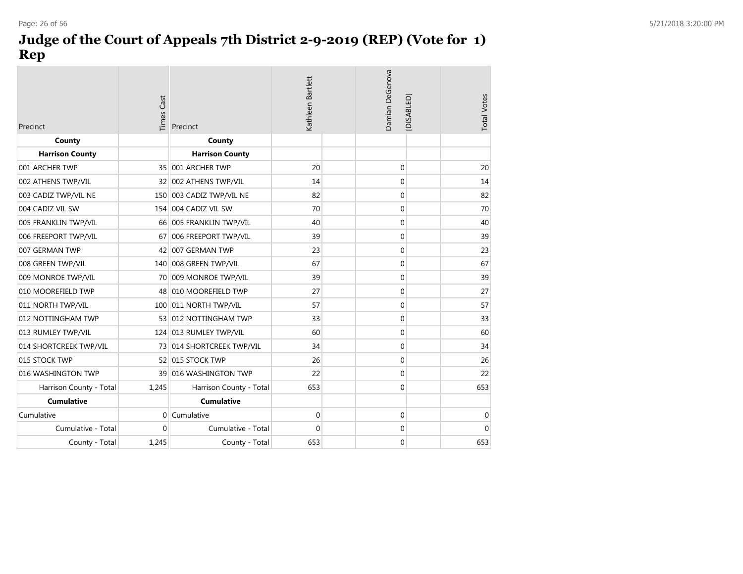# Judge of the Court of Appeals 7th District 2-9-2019 (REP) (Vote for 1) Rep

| Precinct | Times Cast | Precinct | Kathleen Bartlett | Damian DeGenova [DISABLED] | Total Votes |
|---|---|---|---|---|---|
| **County** | | **County** | | | |
| **Harrison County** | | **Harrison County** | | | |
| 001 ARCHER TWP | 35 | 001 ARCHER TWP | 20 | 0 | 20 |
| 002 ATHENS TWP/VIL | 32 | 002 ATHENS TWP/VIL | 14 | 0 | 14 |
| 003 CADIZ TWP/VIL NE | 150 | 003 CADIZ TWP/VIL NE | 82 | 0 | 82 |
| 004 CADIZ VIL SW | 154 | 004 CADIZ VIL SW | 70 | 0 | 70 |
| 005 FRANKLIN TWP/VIL | 66 | 005 FRANKLIN TWP/VIL | 40 | 0 | 40 |
| 006 FREEPORT TWP/VIL | 67 | 006 FREEPORT TWP/VIL | 39 | 0 | 39 |
| 007 GERMAN TWP | 42 | 007 GERMAN TWP | 23 | 0 | 23 |
| 008 GREEN TWP/VIL | 140 | 008 GREEN TWP/VIL | 67 | 0 | 67 |
| 009 MONROE TWP/VIL | 70 | 009 MONROE TWP/VIL | 39 | 0 | 39 |
| 010 MOOREFIELD TWP | 48 | 010 MOOREFIELD TWP | 27 | 0 | 27 |
| 011 NORTH TWP/VIL | 100 | 011 NORTH TWP/VIL | 57 | 0 | 57 |
| 012 NOTTINGHAM TWP | 53 | 012 NOTTINGHAM TWP | 33 | 0 | 33 |
| 013 RUMLEY TWP/VIL | 124 | 013 RUMLEY TWP/VIL | 60 | 0 | 60 |
| 014 SHORTCREEK TWP/VIL | 73 | 014 SHORTCREEK TWP/VIL | 34 | 0 | 34 |
| 015 STOCK TWP | 52 | 015 STOCK TWP | 26 | 0 | 26 |
| 016 WASHINGTON TWP | 39 | 016 WASHINGTON TWP | 22 | 0 | 22 |
| Harrison County - Total | 1,245 | Harrison County - Total | 653 | 0 | 653 |
| **Cumulative** | | **Cumulative** | | | |
| Cumulative | 0 | Cumulative | 0 | 0 | 0 |
| Cumulative - Total | 0 | Cumulative - Total | 0 | 0 | 0 |
| County - Total | 1,245 | County - Total | 653 | 0 | 653 |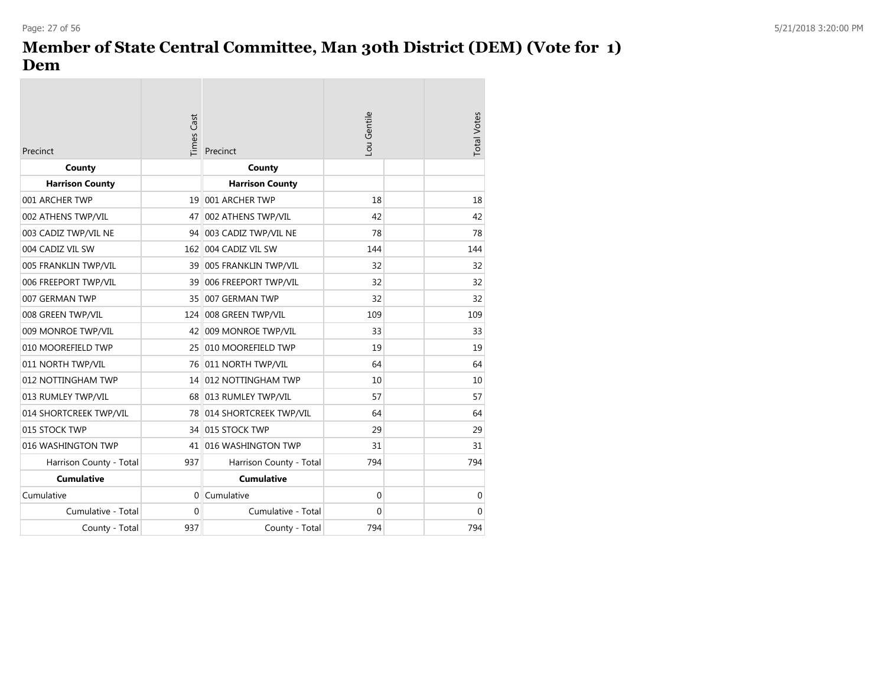# Member of State Central Committee, Man 30th District (DEM) (Vote for 1) Dem

| Precinct | Times Cast | Precinct | Lou Gentile | | Total Votes |
|---|---|---|---|---|---|
| **County** | | **County** | | | |
| **Harrison County** | | **Harrison County** | | | |
| 001 ARCHER TWP | 19 | 001 ARCHER TWP | 18 | | 18 |
| 002 ATHENS TWP/VIL | 47 | 002 ATHENS TWP/VIL | 42 | | 42 |
| 003 CADIZ TWP/VIL NE | 94 | 003 CADIZ TWP/VIL NE | 78 | | 78 |
| 004 CADIZ VIL SW | 162 | 004 CADIZ VIL SW | 144 | | 144 |
| 005 FRANKLIN TWP/VIL | 39 | 005 FRANKLIN TWP/VIL | 32 | | 32 |
| 006 FREEPORT TWP/VIL | 39 | 006 FREEPORT TWP/VIL | 32 | | 32 |
| 007 GERMAN TWP | 35 | 007 GERMAN TWP | 32 | | 32 |
| 008 GREEN TWP/VIL | 124 | 008 GREEN TWP/VIL | 109 | | 109 |
| 009 MONROE TWP/VIL | 42 | 009 MONROE TWP/VIL | 33 | | 33 |
| 010 MOOREFIELD TWP | 25 | 010 MOOREFIELD TWP | 19 | | 19 |
| 011 NORTH TWP/VIL | 76 | 011 NORTH TWP/VIL | 64 | | 64 |
| 012 NOTTINGHAM TWP | 14 | 012 NOTTINGHAM TWP | 10 | | 10 |
| 013 RUMLEY TWP/VIL | 68 | 013 RUMLEY TWP/VIL | 57 | | 57 |
| 014 SHORTCREEK TWP/VIL | 78 | 014 SHORTCREEK TWP/VIL | 64 | | 64 |
| 015 STOCK TWP | 34 | 015 STOCK TWP | 29 | | 29 |
| 016 WASHINGTON TWP | 41 | 016 WASHINGTON TWP | 31 | | 31 |
| Harrison County - Total | 937 | Harrison County - Total | 794 | | 794 |
| **Cumulative** | | **Cumulative** | | | |
| Cumulative | 0 | Cumulative | 0 | | 0 |
| Cumulative - Total | 0 | Cumulative - Total | 0 | | 0 |
| County - Total | 937 | County - Total | 794 | | 794 |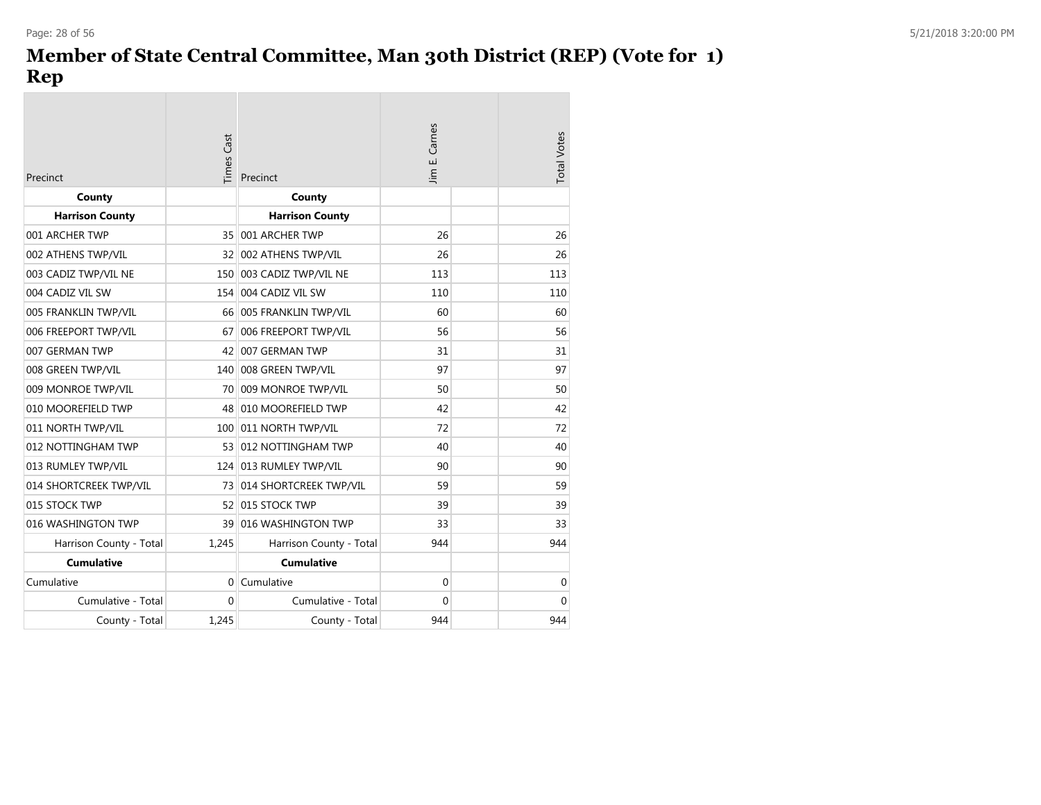# Member of State Central Committee, Man 30th District (REP) (Vote for 1) Rep

| Precinct | Times Cast | Precinct | Jim E. Carnes | | Total Votes |
|---|---|---|---|---|---|
| **County** | | **County** | | | |
| **Harrison County** | | **Harrison County** | | | |
| 001 ARCHER TWP | 35 | 001 ARCHER TWP | 26 | | 26 |
| 002 ATHENS TWP/VIL | 32 | 002 ATHENS TWP/VIL | 26 | | 26 |
| 003 CADIZ TWP/VIL NE | 150 | 003 CADIZ TWP/VIL NE | 113 | | 113 |
| 004 CADIZ VIL SW | 154 | 004 CADIZ VIL SW | 110 | | 110 |
| 005 FRANKLIN TWP/VIL | 66 | 005 FRANKLIN TWP/VIL | 60 | | 60 |
| 006 FREEPORT TWP/VIL | 67 | 006 FREEPORT TWP/VIL | 56 | | 56 |
| 007 GERMAN TWP | 42 | 007 GERMAN TWP | 31 | | 31 |
| 008 GREEN TWP/VIL | 140 | 008 GREEN TWP/VIL | 97 | | 97 |
| 009 MONROE TWP/VIL | 70 | 009 MONROE TWP/VIL | 50 | | 50 |
| 010 MOOREFIELD TWP | 48 | 010 MOOREFIELD TWP | 42 | | 42 |
| 011 NORTH TWP/VIL | 100 | 011 NORTH TWP/VIL | 72 | | 72 |
| 012 NOTTINGHAM TWP | 53 | 012 NOTTINGHAM TWP | 40 | | 40 |
| 013 RUMLEY TWP/VIL | 124 | 013 RUMLEY TWP/VIL | 90 | | 90 |
| 014 SHORTCREEK TWP/VIL | 73 | 014 SHORTCREEK TWP/VIL | 59 | | 59 |
| 015 STOCK TWP | 52 | 015 STOCK TWP | 39 | | 39 |
| 016 WASHINGTON TWP | 39 | 016 WASHINGTON TWP | 33 | | 33 |
| Harrison County - Total | 1,245 | Harrison County - Total | 944 | | 944 |
| **Cumulative** | | **Cumulative** | | | |
| Cumulative | 0 | Cumulative | 0 | | 0 |
| Cumulative - Total | 0 | Cumulative - Total | 0 | | 0 |
| County - Total | 1,245 | County - Total | 944 | | 944 |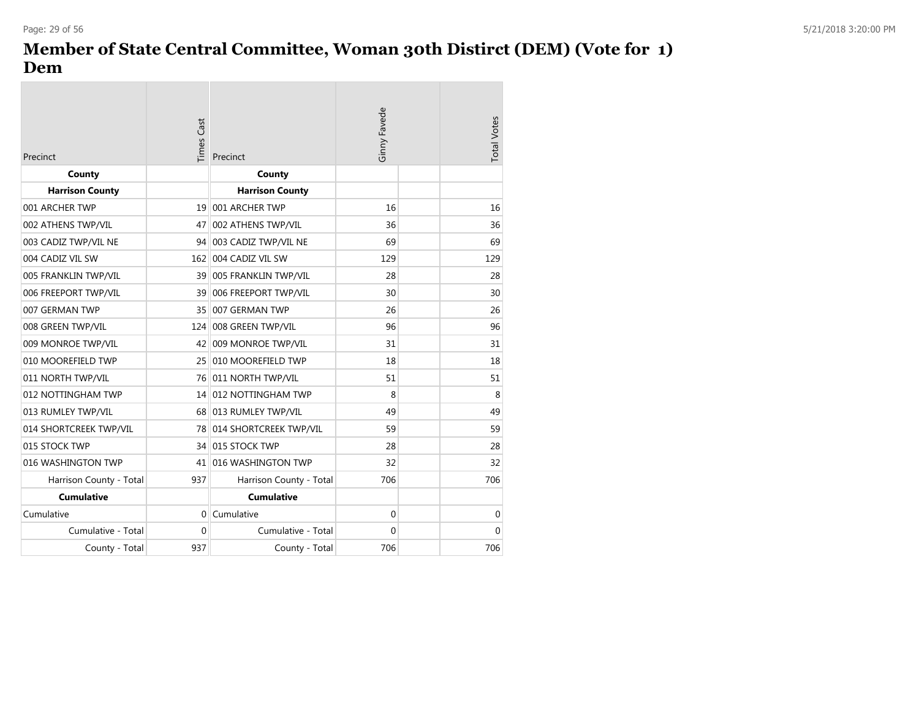# Member of State Central Committee, Woman 30th Distirct (DEM) (Vote for 1)
## Dem

| Precinct | Times Cast | Precinct | Ginny Favede | | Total Votes |
|---|---|---|---|---|---|
| **County** | | **County** | | | |
| **Harrison County** | | **Harrison County** | | | |
| 001 ARCHER TWP | 19 | 001 ARCHER TWP | 16 | | 16 |
| 002 ATHENS TWP/VIL | 47 | 002 ATHENS TWP/VIL | 36 | | 36 |
| 003 CADIZ TWP/VIL NE | 94 | 003 CADIZ TWP/VIL NE | 69 | | 69 |
| 004 CADIZ VIL SW | 162 | 004 CADIZ VIL SW | 129 | | 129 |
| 005 FRANKLIN TWP/VIL | 39 | 005 FRANKLIN TWP/VIL | 28 | | 28 |
| 006 FREEPORT TWP/VIL | 39 | 006 FREEPORT TWP/VIL | 30 | | 30 |
| 007 GERMAN TWP | 35 | 007 GERMAN TWP | 26 | | 26 |
| 008 GREEN TWP/VIL | 124 | 008 GREEN TWP/VIL | 96 | | 96 |
| 009 MONROE TWP/VIL | 42 | 009 MONROE TWP/VIL | 31 | | 31 |
| 010 MOOREFIELD TWP | 25 | 010 MOOREFIELD TWP | 18 | | 18 |
| 011 NORTH TWP/VIL | 76 | 011 NORTH TWP/VIL | 51 | | 51 |
| 012 NOTTINGHAM TWP | 14 | 012 NOTTINGHAM TWP | 8 | | 8 |
| 013 RUMLEY TWP/VIL | 68 | 013 RUMLEY TWP/VIL | 49 | | 49 |
| 014 SHORTCREEK TWP/VIL | 78 | 014 SHORTCREEK TWP/VIL | 59 | | 59 |
| 015 STOCK TWP | 34 | 015 STOCK TWP | 28 | | 28 |
| 016 WASHINGTON TWP | 41 | 016 WASHINGTON TWP | 32 | | 32 |
| Harrison County - Total | 937 | Harrison County - Total | 706 | | 706 |
| **Cumulative** | | **Cumulative** | | | |
| Cumulative | 0 | Cumulative | 0 | | 0 |
| Cumulative - Total | 0 | Cumulative - Total | 0 | | 0 |
| County - Total | 937 | County - Total | 706 | | 706 |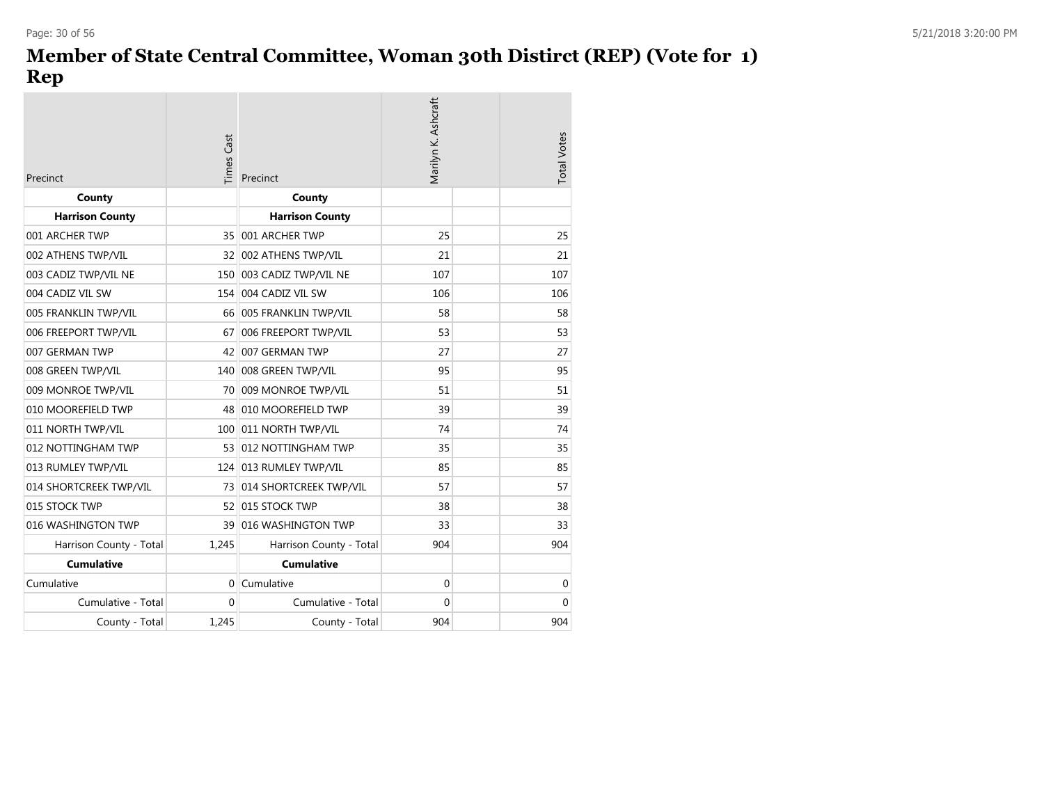# Member of State Central Committee, Woman 30th Distirct (REP) (Vote for 1) Rep

| Precinct | Times Cast | Precinct | Marilyn K. Ashcraft | | Total Votes |
|---|---|---|---|---|---|
| **County** | | **County** | | | |
| **Harrison County** | | **Harrison County** | | | |
| 001 ARCHER TWP | 35 | 001 ARCHER TWP | 25 | | 25 |
| 002 ATHENS TWP/VIL | 32 | 002 ATHENS TWP/VIL | 21 | | 21 |
| 003 CADIZ TWP/VIL NE | 150 | 003 CADIZ TWP/VIL NE | 107 | | 107 |
| 004 CADIZ VIL SW | 154 | 004 CADIZ VIL SW | 106 | | 106 |
| 005 FRANKLIN TWP/VIL | 66 | 005 FRANKLIN TWP/VIL | 58 | | 58 |
| 006 FREEPORT TWP/VIL | 67 | 006 FREEPORT TWP/VIL | 53 | | 53 |
| 007 GERMAN TWP | 42 | 007 GERMAN TWP | 27 | | 27 |
| 008 GREEN TWP/VIL | 140 | 008 GREEN TWP/VIL | 95 | | 95 |
| 009 MONROE TWP/VIL | 70 | 009 MONROE TWP/VIL | 51 | | 51 |
| 010 MOOREFIELD TWP | 48 | 010 MOOREFIELD TWP | 39 | | 39 |
| 011 NORTH TWP/VIL | 100 | 011 NORTH TWP/VIL | 74 | | 74 |
| 012 NOTTINGHAM TWP | 53 | 012 NOTTINGHAM TWP | 35 | | 35 |
| 013 RUMLEY TWP/VIL | 124 | 013 RUMLEY TWP/VIL | 85 | | 85 |
| 014 SHORTCREEK TWP/VIL | 73 | 014 SHORTCREEK TWP/VIL | 57 | | 57 |
| 015 STOCK TWP | 52 | 015 STOCK TWP | 38 | | 38 |
| 016 WASHINGTON TWP | 39 | 016 WASHINGTON TWP | 33 | | 33 |
| Harrison County - Total | 1,245 | Harrison County - Total | 904 | | 904 |
| **Cumulative** | | **Cumulative** | | | |
| Cumulative | 0 | Cumulative | 0 | | 0 |
| Cumulative - Total | 0 | Cumulative - Total | 0 | | 0 |
| County - Total | 1,245 | County - Total | 904 | | 904 |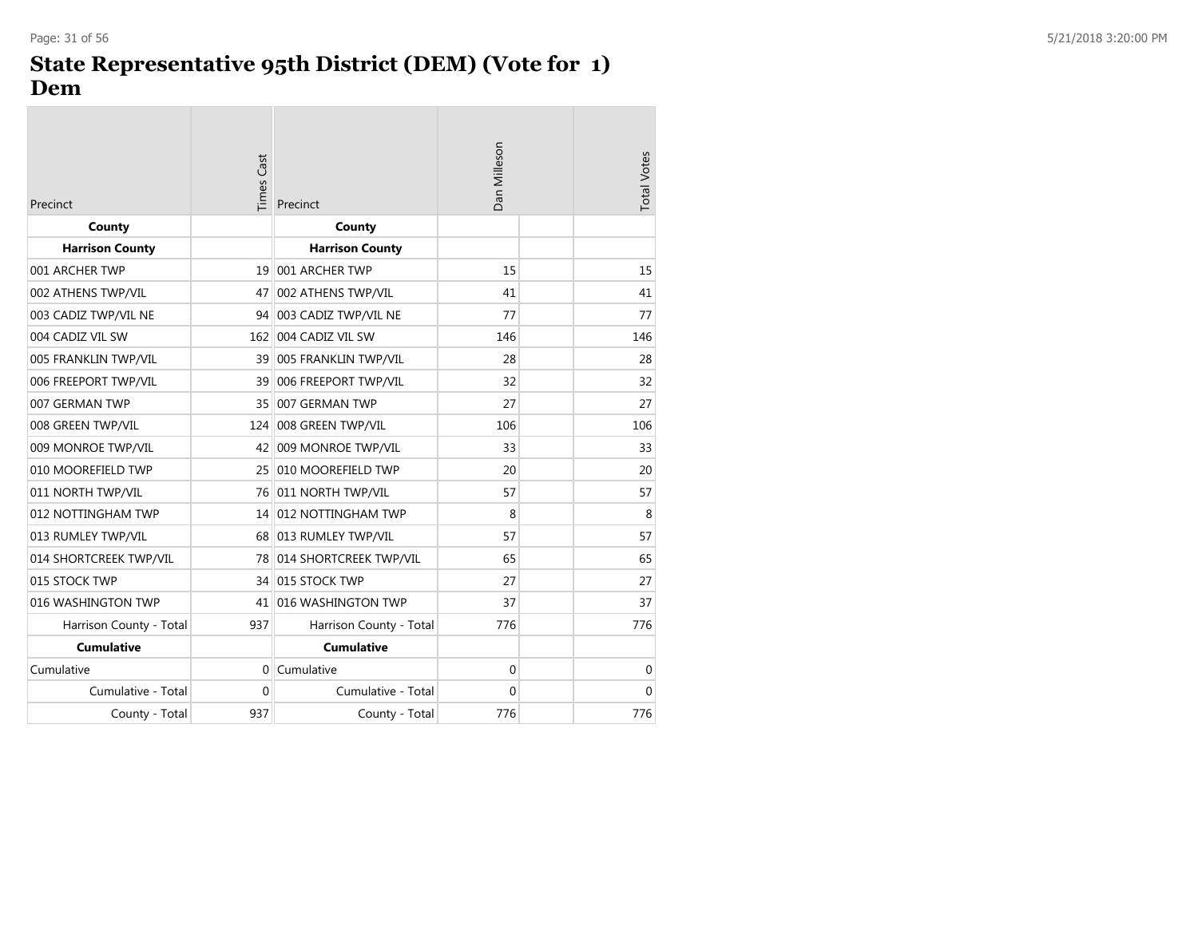# State Representative 95th District (DEM) (Vote for 1)
# Dem

| Precinct | Times Cast | Precinct | Dan Milleson | | Total Votes |
|---|---|---|---|---|---|
| **County** | | **County** | | | |
| **Harrison County** | | **Harrison County** | | | |
| 001 ARCHER TWP | 19 | 001 ARCHER TWP | 15 | | 15 |
| 002 ATHENS TWP/VIL | 47 | 002 ATHENS TWP/VIL | 41 | | 41 |
| 003 CADIZ TWP/VIL NE | 94 | 003 CADIZ TWP/VIL NE | 77 | | 77 |
| 004 CADIZ VIL SW | 162 | 004 CADIZ VIL SW | 146 | | 146 |
| 005 FRANKLIN TWP/VIL | 39 | 005 FRANKLIN TWP/VIL | 28 | | 28 |
| 006 FREEPORT TWP/VIL | 39 | 006 FREEPORT TWP/VIL | 32 | | 32 |
| 007 GERMAN TWP | 35 | 007 GERMAN TWP | 27 | | 27 |
| 008 GREEN TWP/VIL | 124 | 008 GREEN TWP/VIL | 106 | | 106 |
| 009 MONROE TWP/VIL | 42 | 009 MONROE TWP/VIL | 33 | | 33 |
| 010 MOOREFIELD TWP | 25 | 010 MOOREFIELD TWP | 20 | | 20 |
| 011 NORTH TWP/VIL | 76 | 011 NORTH TWP/VIL | 57 | | 57 |
| 012 NOTTINGHAM TWP | 14 | 012 NOTTINGHAM TWP | 8 | | 8 |
| 013 RUMLEY TWP/VIL | 68 | 013 RUMLEY TWP/VIL | 57 | | 57 |
| 014 SHORTCREEK TWP/VIL | 78 | 014 SHORTCREEK TWP/VIL | 65 | | 65 |
| 015 STOCK TWP | 34 | 015 STOCK TWP | 27 | | 27 |
| 016 WASHINGTON TWP | 41 | 016 WASHINGTON TWP | 37 | | 37 |
| Harrison County - Total | 937 | Harrison County - Total | 776 | | 776 |
| **Cumulative** | | **Cumulative** | | | |
| Cumulative | 0 | Cumulative | 0 | | 0 |
| Cumulative - Total | 0 | Cumulative - Total | 0 | | 0 |
| County - Total | 937 | County - Total | 776 | | 776 |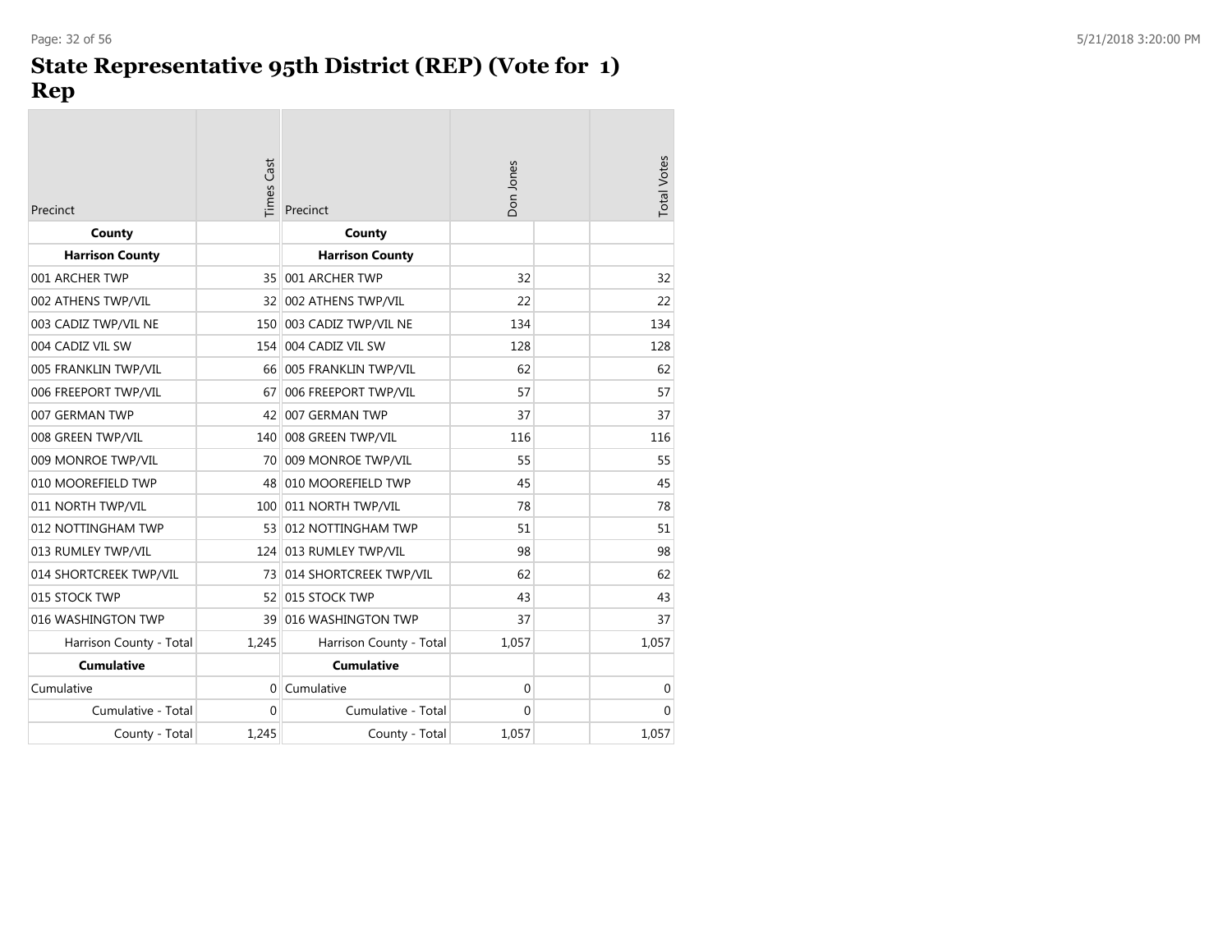# State Representative 95th District (REP) (Vote for 1) Rep

| Precinct | Times Cast | Precinct | Don Jones | | Total Votes |
|---|---|---|---|---|---|
| **County** | | **County** | | | |
| **Harrison County** | | **Harrison County** | | | |
| 001 ARCHER TWP | 35 | 001 ARCHER TWP | 32 | | 32 |
| 002 ATHENS TWP/VIL | 32 | 002 ATHENS TWP/VIL | 22 | | 22 |
| 003 CADIZ TWP/VIL NE | 150 | 003 CADIZ TWP/VIL NE | 134 | | 134 |
| 004 CADIZ VIL SW | 154 | 004 CADIZ VIL SW | 128 | | 128 |
| 005 FRANKLIN TWP/VIL | 66 | 005 FRANKLIN TWP/VIL | 62 | | 62 |
| 006 FREEPORT TWP/VIL | 67 | 006 FREEPORT TWP/VIL | 57 | | 57 |
| 007 GERMAN TWP | 42 | 007 GERMAN TWP | 37 | | 37 |
| 008 GREEN TWP/VIL | 140 | 008 GREEN TWP/VIL | 116 | | 116 |
| 009 MONROE TWP/VIL | 70 | 009 MONROE TWP/VIL | 55 | | 55 |
| 010 MOOREFIELD TWP | 48 | 010 MOOREFIELD TWP | 45 | | 45 |
| 011 NORTH TWP/VIL | 100 | 011 NORTH TWP/VIL | 78 | | 78 |
| 012 NOTTINGHAM TWP | 53 | 012 NOTTINGHAM TWP | 51 | | 51 |
| 013 RUMLEY TWP/VIL | 124 | 013 RUMLEY TWP/VIL | 98 | | 98 |
| 014 SHORTCREEK TWP/VIL | 73 | 014 SHORTCREEK TWP/VIL | 62 | | 62 |
| 015 STOCK TWP | 52 | 015 STOCK TWP | 43 | | 43 |
| 016 WASHINGTON TWP | 39 | 016 WASHINGTON TWP | 37 | | 37 |
| Harrison County - Total | 1,245 | Harrison County - Total | 1,057 | | 1,057 |
| **Cumulative** | | **Cumulative** | | | |
| Cumulative | 0 | Cumulative | 0 | | 0 |
| Cumulative - Total | 0 | Cumulative - Total | 0 | | 0 |
| County - Total | 1,245 | County - Total | 1,057 | | 1,057 |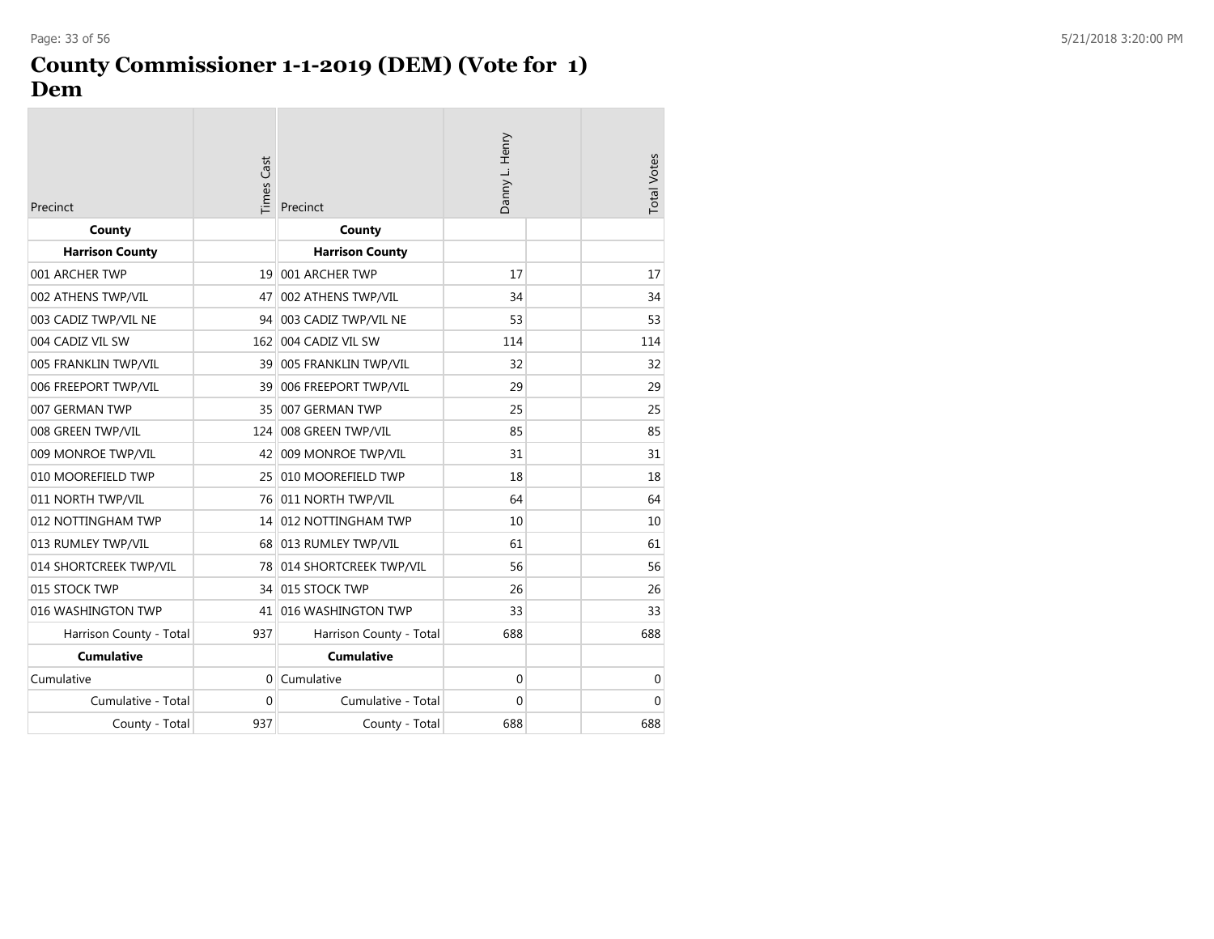# County Commissioner 1-1-2019 (DEM) (Vote for 1)
# Dem

| Precinct | Times Cast | Precinct | Danny L. Henry | | Total Votes |
|---|---|---|---|---|---|
| **County** | | **County** | | | |
| **Harrison County** | | **Harrison County** | | | |
| 001 ARCHER TWP | 19 | 001 ARCHER TWP | 17 | | 17 |
| 002 ATHENS TWP/VIL | 47 | 002 ATHENS TWP/VIL | 34 | | 34 |
| 003 CADIZ TWP/VIL NE | 94 | 003 CADIZ TWP/VIL NE | 53 | | 53 |
| 004 CADIZ VIL SW | 162 | 004 CADIZ VIL SW | 114 | | 114 |
| 005 FRANKLIN TWP/VIL | 39 | 005 FRANKLIN TWP/VIL | 32 | | 32 |
| 006 FREEPORT TWP/VIL | 39 | 006 FREEPORT TWP/VIL | 29 | | 29 |
| 007 GERMAN TWP | 35 | 007 GERMAN TWP | 25 | | 25 |
| 008 GREEN TWP/VIL | 124 | 008 GREEN TWP/VIL | 85 | | 85 |
| 009 MONROE TWP/VIL | 42 | 009 MONROE TWP/VIL | 31 | | 31 |
| 010 MOOREFIELD TWP | 25 | 010 MOOREFIELD TWP | 18 | | 18 |
| 011 NORTH TWP/VIL | 76 | 011 NORTH TWP/VIL | 64 | | 64 |
| 012 NOTTINGHAM TWP | 14 | 012 NOTTINGHAM TWP | 10 | | 10 |
| 013 RUMLEY TWP/VIL | 68 | 013 RUMLEY TWP/VIL | 61 | | 61 |
| 014 SHORTCREEK TWP/VIL | 78 | 014 SHORTCREEK TWP/VIL | 56 | | 56 |
| 015 STOCK TWP | 34 | 015 STOCK TWP | 26 | | 26 |
| 016 WASHINGTON TWP | 41 | 016 WASHINGTON TWP | 33 | | 33 |
| Harrison County - Total | 937 | Harrison County - Total | 688 | | 688 |
| **Cumulative** | | **Cumulative** | | | |
| Cumulative | 0 | Cumulative | 0 | | 0 |
| Cumulative - Total | 0 | Cumulative - Total | 0 | | 0 |
| County - Total | 937 | County - Total | 688 | | 688 |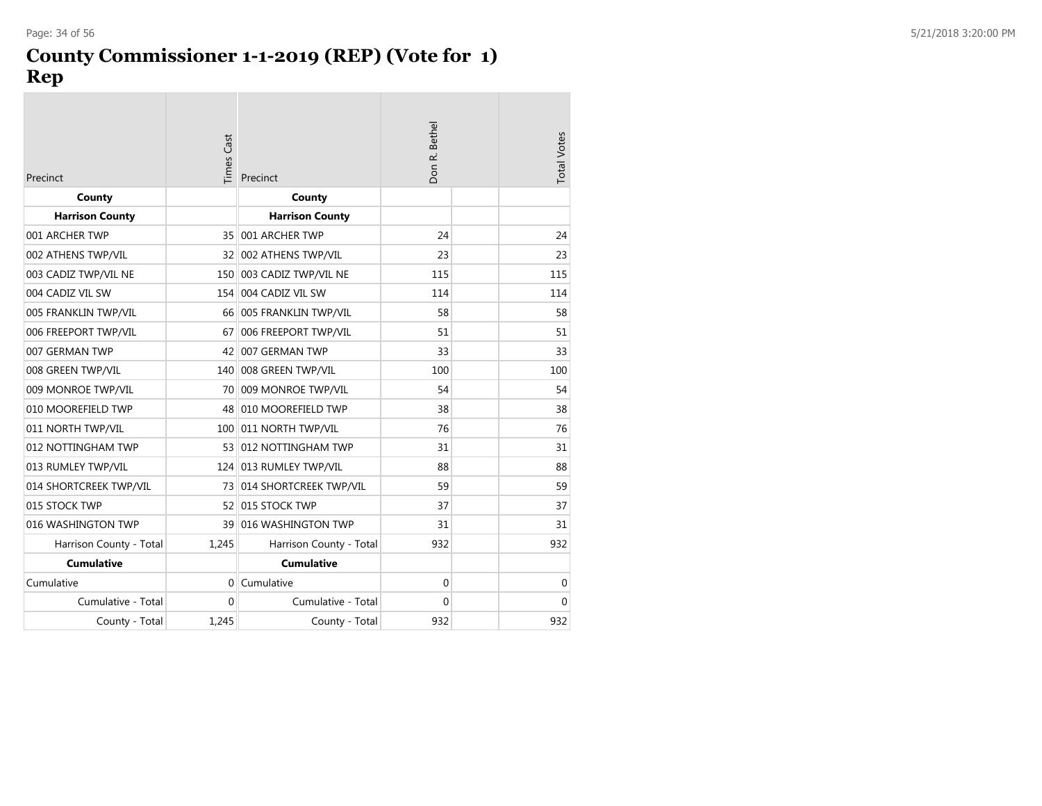# County Commissioner 1-1-2019 (REP) (Vote for 1)
# Rep

| Precinct | Times Cast | Precinct | Don R. Bethel | | Total Votes |
|---|---|---|---|---|---|
| **County** | | **County** | | | |
| **Harrison County** | | **Harrison County** | | | |
| 001 ARCHER TWP | 35 | 001 ARCHER TWP | 24 | | 24 |
| 002 ATHENS TWP/VIL | 32 | 002 ATHENS TWP/VIL | 23 | | 23 |
| 003 CADIZ TWP/VIL NE | 150 | 003 CADIZ TWP/VIL NE | 115 | | 115 |
| 004 CADIZ VIL SW | 154 | 004 CADIZ VIL SW | 114 | | 114 |
| 005 FRANKLIN TWP/VIL | 66 | 005 FRANKLIN TWP/VIL | 58 | | 58 |
| 006 FREEPORT TWP/VIL | 67 | 006 FREEPORT TWP/VIL | 51 | | 51 |
| 007 GERMAN TWP | 42 | 007 GERMAN TWP | 33 | | 33 |
| 008 GREEN TWP/VIL | 140 | 008 GREEN TWP/VIL | 100 | | 100 |
| 009 MONROE TWP/VIL | 70 | 009 MONROE TWP/VIL | 54 | | 54 |
| 010 MOOREFIELD TWP | 48 | 010 MOOREFIELD TWP | 38 | | 38 |
| 011 NORTH TWP/VIL | 100 | 011 NORTH TWP/VIL | 76 | | 76 |
| 012 NOTTINGHAM TWP | 53 | 012 NOTTINGHAM TWP | 31 | | 31 |
| 013 RUMLEY TWP/VIL | 124 | 013 RUMLEY TWP/VIL | 88 | | 88 |
| 014 SHORTCREEK TWP/VIL | 73 | 014 SHORTCREEK TWP/VIL | 59 | | 59 |
| 015 STOCK TWP | 52 | 015 STOCK TWP | 37 | | 37 |
| 016 WASHINGTON TWP | 39 | 016 WASHINGTON TWP | 31 | | 31 |
| Harrison County - Total | 1,245 | Harrison County - Total | 932 | | 932 |
| **Cumulative** | | **Cumulative** | | | |
| Cumulative | 0 | Cumulative | 0 | | 0 |
| Cumulative - Total | 0 | Cumulative - Total | 0 | | 0 |
| County - Total | 1,245 | County - Total | 932 | | 932 |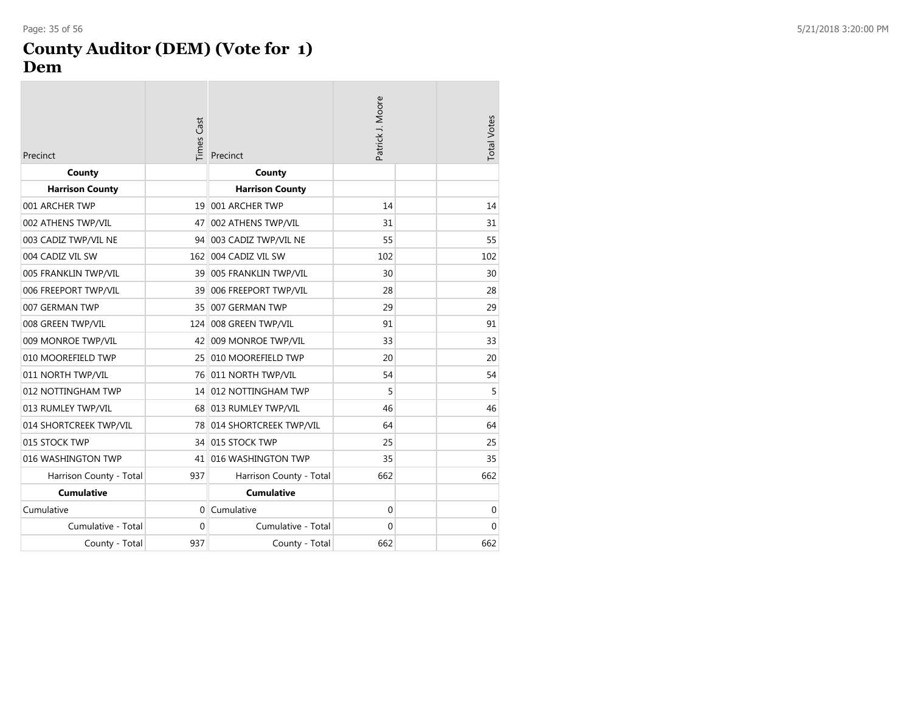# County Auditor (DEM) (Vote for 1)
## Dem

| Precinct | Times Cast | Precinct | Patrick J. Moore | | Total Votes |
|---|---|---|---|---|---|
| **County** | | **County** | | | |
| **Harrison County** | | **Harrison County** | | | |
| 001 ARCHER TWP | 19 | 001 ARCHER TWP | 14 | | 14 |
| 002 ATHENS TWP/VIL | 47 | 002 ATHENS TWP/VIL | 31 | | 31 |
| 003 CADIZ TWP/VIL NE | 94 | 003 CADIZ TWP/VIL NE | 55 | | 55 |
| 004 CADIZ VIL SW | 162 | 004 CADIZ VIL SW | 102 | | 102 |
| 005 FRANKLIN TWP/VIL | 39 | 005 FRANKLIN TWP/VIL | 30 | | 30 |
| 006 FREEPORT TWP/VIL | 39 | 006 FREEPORT TWP/VIL | 28 | | 28 |
| 007 GERMAN TWP | 35 | 007 GERMAN TWP | 29 | | 29 |
| 008 GREEN TWP/VIL | 124 | 008 GREEN TWP/VIL | 91 | | 91 |
| 009 MONROE TWP/VIL | 42 | 009 MONROE TWP/VIL | 33 | | 33 |
| 010 MOOREFIELD TWP | 25 | 010 MOOREFIELD TWP | 20 | | 20 |
| 011 NORTH TWP/VIL | 76 | 011 NORTH TWP/VIL | 54 | | 54 |
| 012 NOTTINGHAM TWP | 14 | 012 NOTTINGHAM TWP | 5 | | 5 |
| 013 RUMLEY TWP/VIL | 68 | 013 RUMLEY TWP/VIL | 46 | | 46 |
| 014 SHORTCREEK TWP/VIL | 78 | 014 SHORTCREEK TWP/VIL | 64 | | 64 |
| 015 STOCK TWP | 34 | 015 STOCK TWP | 25 | | 25 |
| 016 WASHINGTON TWP | 41 | 016 WASHINGTON TWP | 35 | | 35 |
| Harrison County - Total | 937 | Harrison County - Total | 662 | | 662 |
| **Cumulative** | | **Cumulative** | | | |
| Cumulative | 0 | Cumulative | 0 | | 0 |
| Cumulative - Total | 0 | Cumulative - Total | 0 | | 0 |
| County - Total | 937 | County - Total | 662 | | 662 |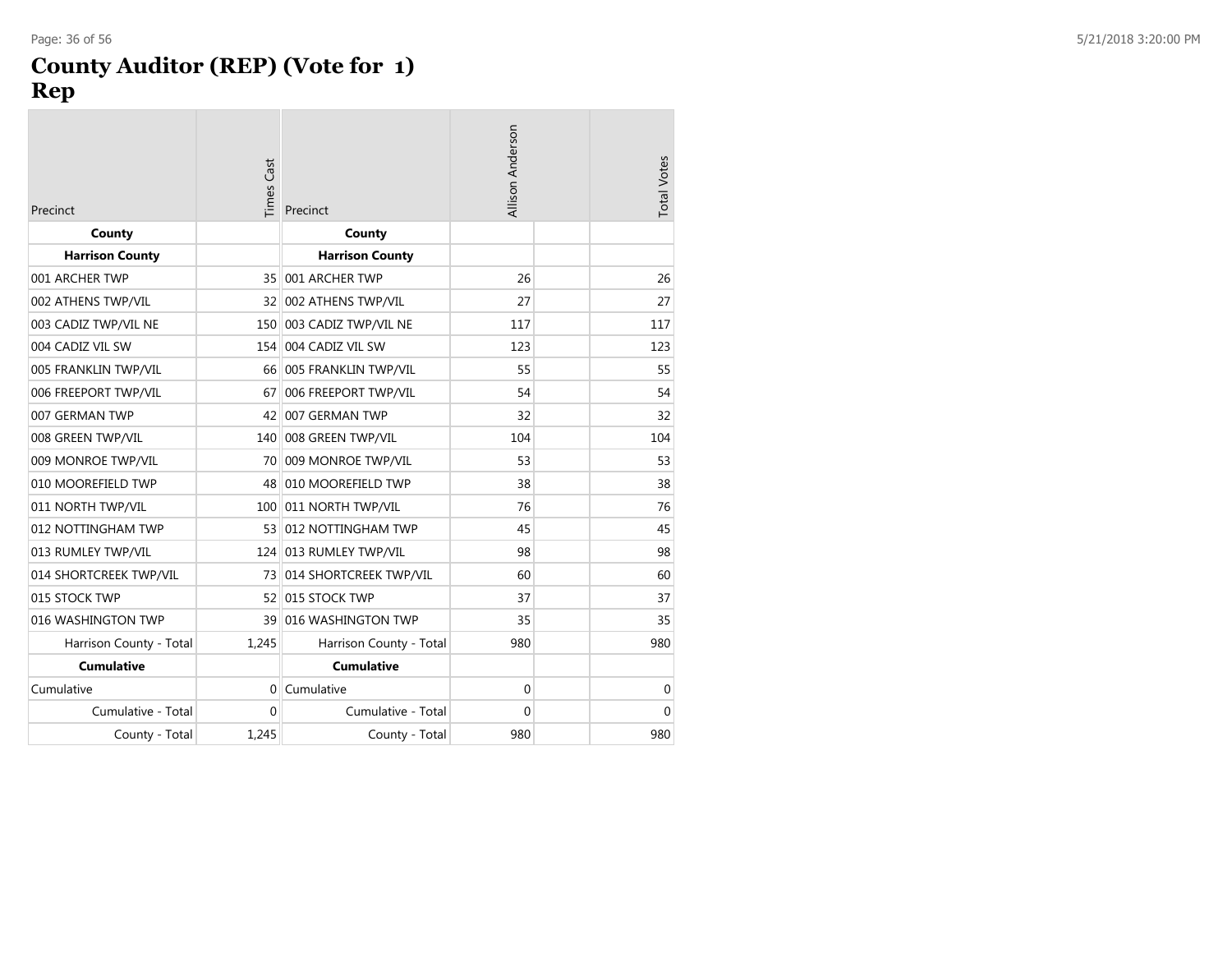# County Auditor (REP) (Vote for 1)
## Rep

| Precinct | Times Cast | Precinct | Allison Anderson | | Total Votes |
|---|---|---|---|---|---|
| **County** | | **County** | | | |
| **Harrison County** | | **Harrison County** | | | |
| 001 ARCHER TWP | 35 | 001 ARCHER TWP | 26 | | 26 |
| 002 ATHENS TWP/VIL | 32 | 002 ATHENS TWP/VIL | 27 | | 27 |
| 003 CADIZ TWP/VIL NE | 150 | 003 CADIZ TWP/VIL NE | 117 | | 117 |
| 004 CADIZ VIL SW | 154 | 004 CADIZ VIL SW | 123 | | 123 |
| 005 FRANKLIN TWP/VIL | 66 | 005 FRANKLIN TWP/VIL | 55 | | 55 |
| 006 FREEPORT TWP/VIL | 67 | 006 FREEPORT TWP/VIL | 54 | | 54 |
| 007 GERMAN TWP | 42 | 007 GERMAN TWP | 32 | | 32 |
| 008 GREEN TWP/VIL | 140 | 008 GREEN TWP/VIL | 104 | | 104 |
| 009 MONROE TWP/VIL | 70 | 009 MONROE TWP/VIL | 53 | | 53 |
| 010 MOOREFIELD TWP | 48 | 010 MOOREFIELD TWP | 38 | | 38 |
| 011 NORTH TWP/VIL | 100 | 011 NORTH TWP/VIL | 76 | | 76 |
| 012 NOTTINGHAM TWP | 53 | 012 NOTTINGHAM TWP | 45 | | 45 |
| 013 RUMLEY TWP/VIL | 124 | 013 RUMLEY TWP/VIL | 98 | | 98 |
| 014 SHORTCREEK TWP/VIL | 73 | 014 SHORTCREEK TWP/VIL | 60 | | 60 |
| 015 STOCK TWP | 52 | 015 STOCK TWP | 37 | | 37 |
| 016 WASHINGTON TWP | 39 | 016 WASHINGTON TWP | 35 | | 35 |
| Harrison County - Total | 1,245 | Harrison County - Total | 980 | | 980 |
| **Cumulative** | | **Cumulative** | | | |
| Cumulative | 0 | Cumulative | 0 | | 0 |
| Cumulative - Total | 0 | Cumulative - Total | 0 | | 0 |
| County - Total | 1,245 | County - Total | 980 | | 980 |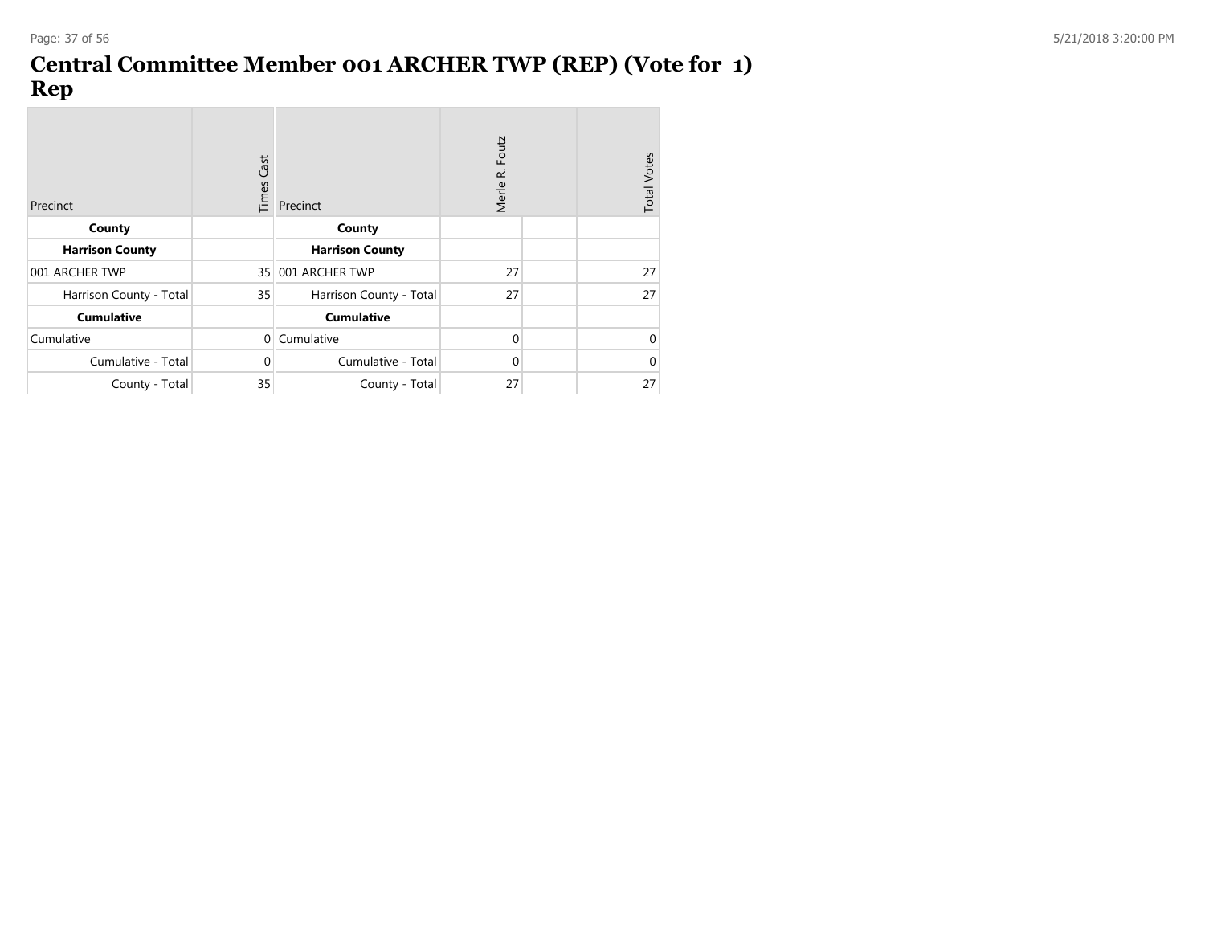# Central Committee Member 001 ARCHER TWP (REP) (Vote for 1) Rep

| Precinct | Times Cast | Precinct | Merle R. Foutz | | Total Votes |
|---|---|---|---|---|---|
| **County** | | **County** | | | |
| **Harrison County** | | **Harrison County** | | | |
| 001 ARCHER TWP | 35 | 001 ARCHER TWP | 27 | | 27 |
| Harrison County - Total | 35 | Harrison County - Total | 27 | | 27 |
| **Cumulative** | | **Cumulative** | | | |
| Cumulative | 0 | Cumulative | 0 | | 0 |
| Cumulative - Total | 0 | Cumulative - Total | 0 | | 0 |
| County - Total | 35 | County - Total | 27 | | 27 |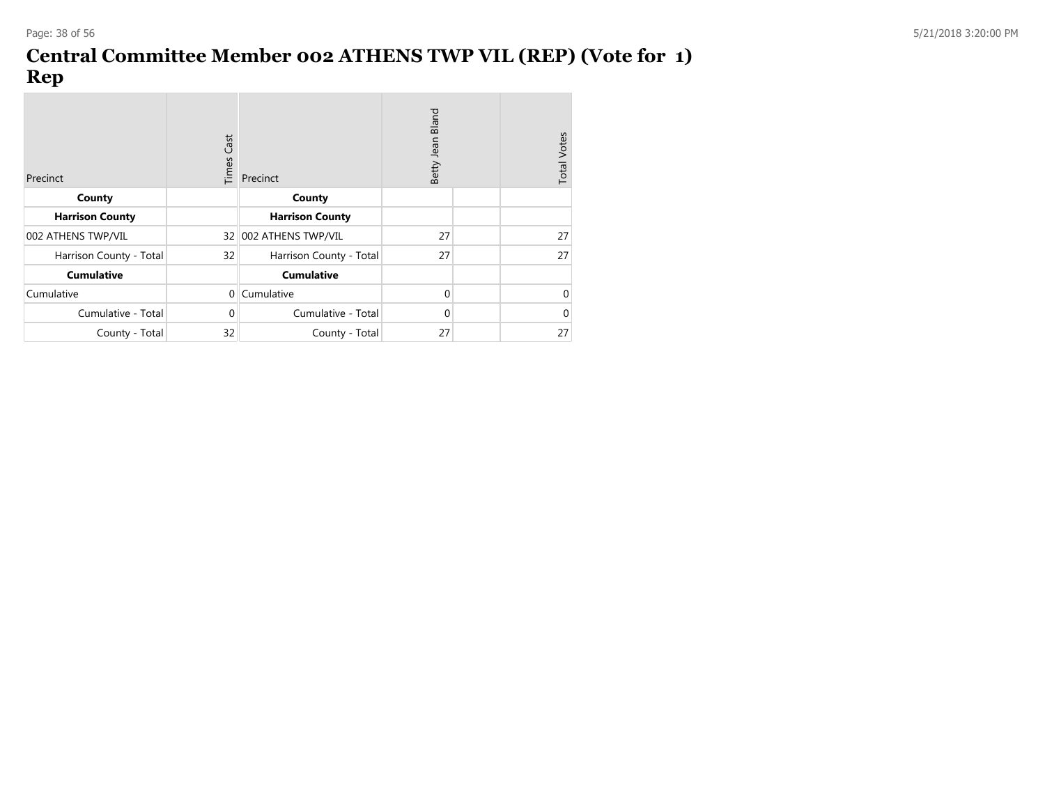# Central Committee Member 002 ATHENS TWP VIL (REP) (Vote for 1) Rep

| Precinct | Times Cast | Precinct | Betty Jean Bland | | Total Votes |
|---|---|---|---|---|---|
| **County** | | **County** | | | |
| **Harrison County** | | **Harrison County** | | | |
| 002 ATHENS TWP/VIL | 32 | 002 ATHENS TWP/VIL | 27 | | 27 |
| Harrison County - Total | 32 | Harrison County - Total | 27 | | 27 |
| **Cumulative** | | **Cumulative** | | | |
| Cumulative | 0 | Cumulative | 0 | | 0 |
| Cumulative - Total | 0 | Cumulative - Total | 0 | | 0 |
| County - Total | 32 | County - Total | 27 | | 27 |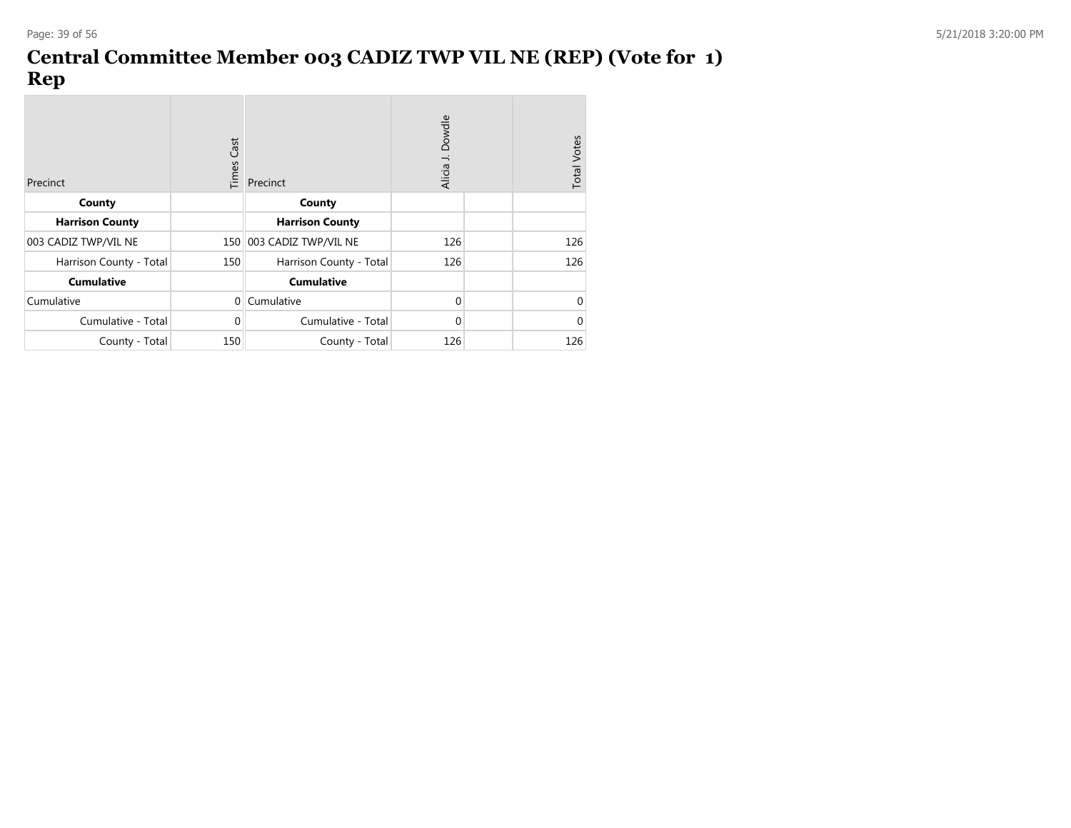# Central Committee Member 003 CADIZ TWP VIL NE (REP) (Vote for 1)
# Rep

| Precinct | Times Cast |
| --- | --- |
| **County** | |
| **Harrison County** | |
| 003 CADIZ TWP/VIL NE | 150 |
| Harrison County - Total | 150 |
| **Cumulative** | |
| Cumulative | 0 |
| Cumulative - Total | 0 |
| County - Total | 150 |

| Precinct | Alicia J. Dowdle | | Total Votes |
| --- | --- | --- | --- |
| **County** | | | |
| **Harrison County** | | | |
| 003 CADIZ TWP/VIL NE | 126 | | 126 |
| Harrison County - Total | 126 | | 126 |
| **Cumulative** | | | |
| Cumulative | 0 | | 0 |
| Cumulative - Total | 0 | | 0 |
| County - Total | 126 | | 126 |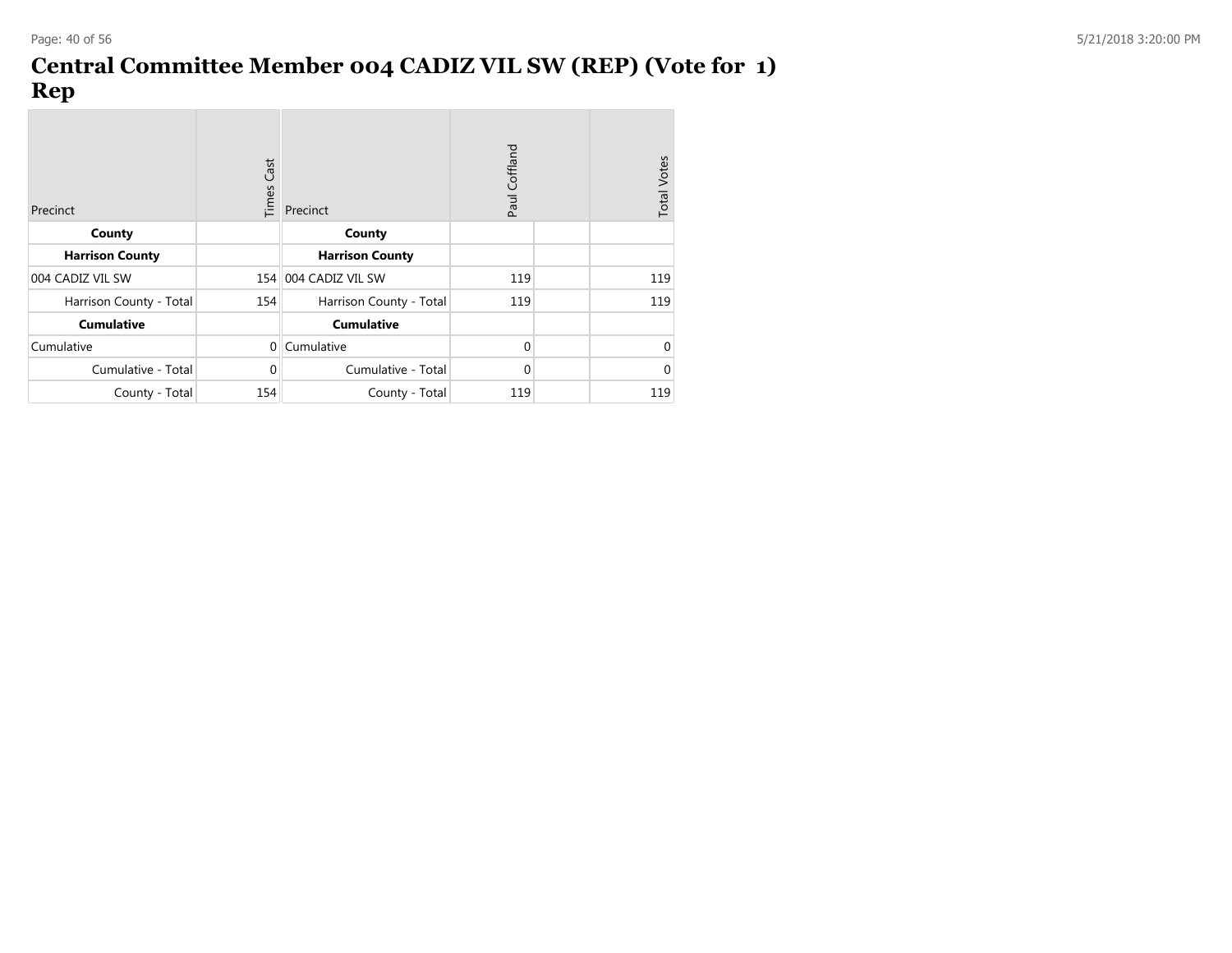# Central Committee Member 004 CADIZ VIL SW (REP) (Vote for 1) Rep

| Precinct | Times Cast | Precinct | Paul Coffland | | Total Votes |
|---|---|---|---|---|---|
| **County** | | **County** | | | |
| **Harrison County** | | **Harrison County** | | | |
| 004 CADIZ VIL SW | 154 | 004 CADIZ VIL SW | 119 | | 119 |
| Harrison County - Total | 154 | Harrison County - Total | 119 | | 119 |
| **Cumulative** | | **Cumulative** | | | |
| Cumulative | 0 | Cumulative | 0 | | 0 |
| Cumulative - Total | 0 | Cumulative - Total | 0 | | 0 |
| County - Total | 154 | County - Total | 119 | | 119 |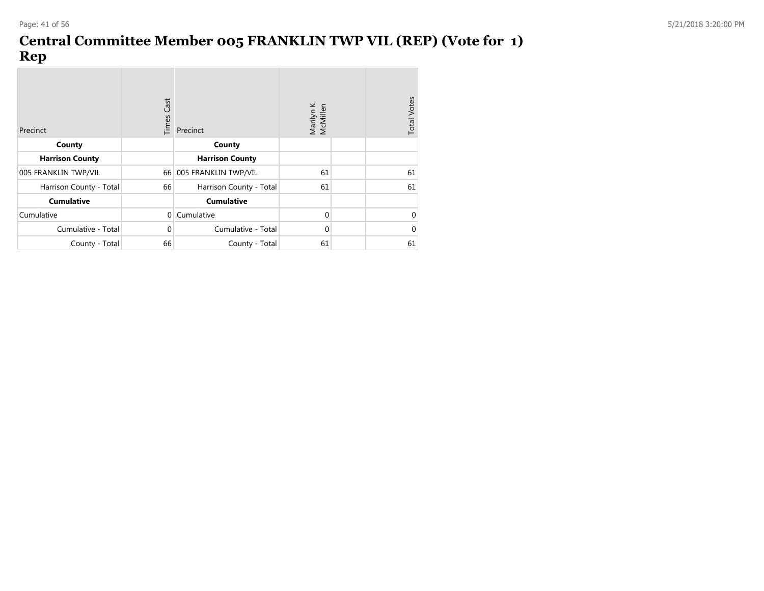# Central Committee Member 005 FRANKLIN TWP VIL (REP) (Vote for 1) Rep

| Precinct | Times Cast | Precinct | Marilyn K. McMillen | | Total Votes |
|---|---|---|---|---|---|
| **County** | | **County** | | | |
| **Harrison County** | | **Harrison County** | | | |
| 005 FRANKLIN TWP/VIL | 66 | 005 FRANKLIN TWP/VIL | 61 | | 61 |
| Harrison County - Total | 66 | Harrison County - Total | 61 | | 61 |
| **Cumulative** | | **Cumulative** | | | |
| Cumulative | 0 | Cumulative | 0 | | 0 |
| Cumulative - Total | 0 | Cumulative - Total | 0 | | 0 |
| County - Total | 66 | County - Total | 61 | | 61 |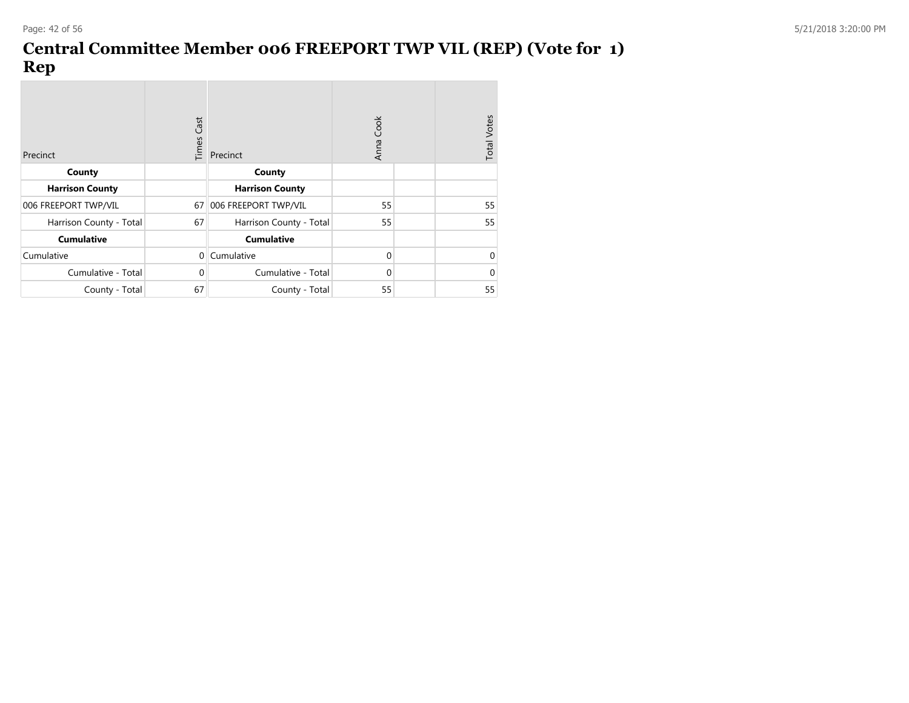# Central Committee Member 006 FREEPORT TWP VIL (REP) (Vote for 1) Rep

| Precinct | Times Cast | Precinct | Anna Cook | | Total Votes |
|---|---|---|---|---|---|
| **County** | | **County** | | | |
| **Harrison County** | | **Harrison County** | | | |
| 006 FREEPORT TWP/VIL | 67 | 006 FREEPORT TWP/VIL | 55 | | 55 |
| Harrison County - Total | 67 | Harrison County - Total | 55 | | 55 |
| **Cumulative** | | **Cumulative** | | | |
| Cumulative | 0 | Cumulative | 0 | | 0 |
| Cumulative - Total | 0 | Cumulative - Total | 0 | | 0 |
| County - Total | 67 | County - Total | 55 | | 55 |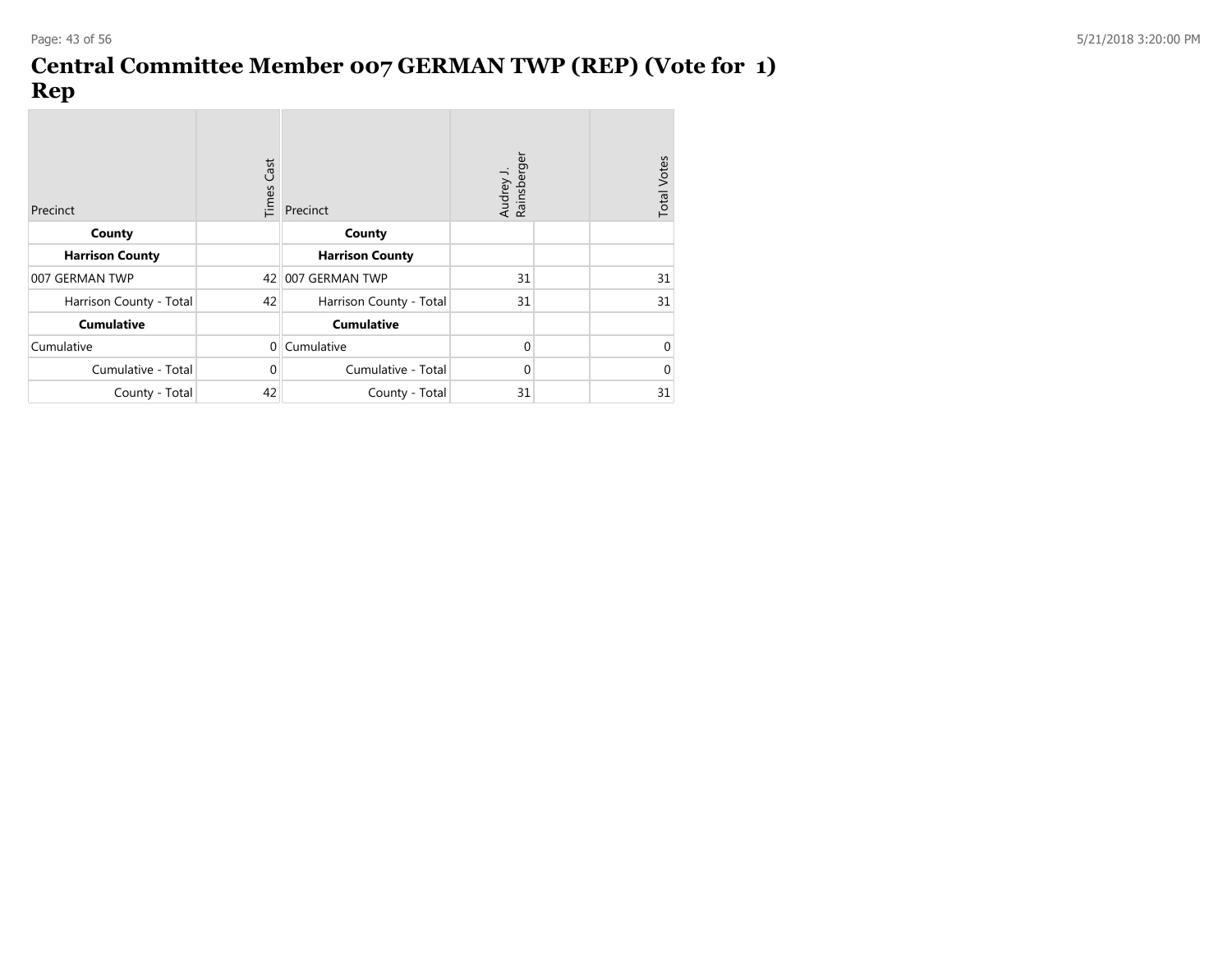# Central Committee Member 007 GERMAN TWP (REP) (Vote for 1) Rep

| Precinct | Times Cast | Precinct | Audrey J. Rainsberger | | Total Votes |
|---|---|---|---|---|---|
| **County** | | **County** | | | |
| **Harrison County** | | **Harrison County** | | | |
| 007 GERMAN TWP | 42 | 007 GERMAN TWP | 31 | | 31 |
| Harrison County - Total | 42 | Harrison County - Total | 31 | | 31 |
| **Cumulative** | | **Cumulative** | | | |
| Cumulative | 0 | Cumulative | 0 | | 0 |
| Cumulative - Total | 0 | Cumulative - Total | 0 | | 0 |
| County - Total | 42 | County - Total | 31 | | 31 |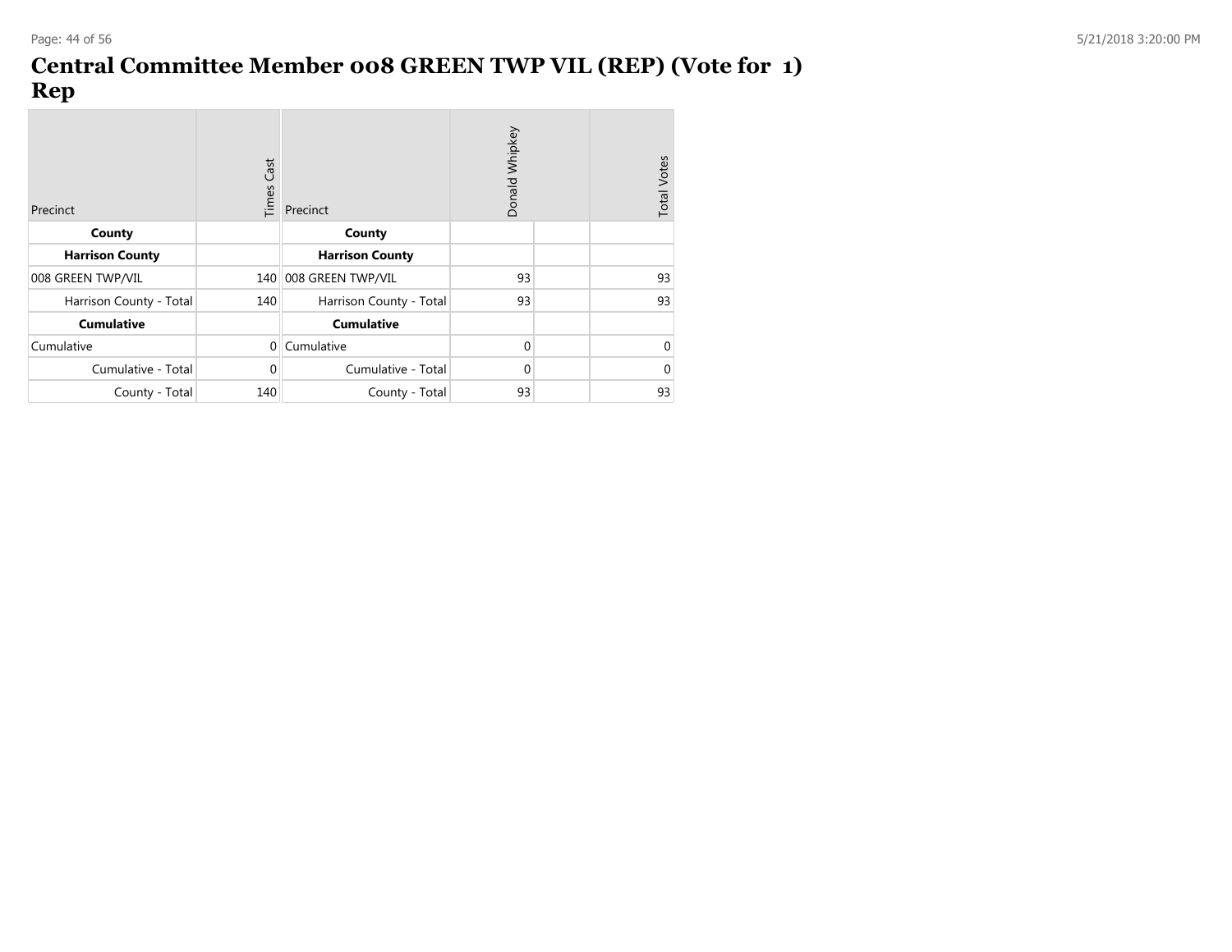# Central Committee Member 008 GREEN TWP VIL (REP) (Vote for 1) Rep

| Precinct | Times Cast | Precinct | Donald Whipkey | | Total Votes |
|---|---|---|---|---|---|
| **County** | | **County** | | | |
| **Harrison County** | | **Harrison County** | | | |
| 008 GREEN TWP/VIL | 140 | 008 GREEN TWP/VIL | 93 | | 93 |
| Harrison County - Total | 140 | Harrison County - Total | 93 | | 93 |
| **Cumulative** | | **Cumulative** | | | |
| Cumulative | 0 | Cumulative | 0 | | 0 |
| Cumulative - Total | 0 | Cumulative - Total | 0 | | 0 |
| County - Total | 140 | County - Total | 93 | | 93 |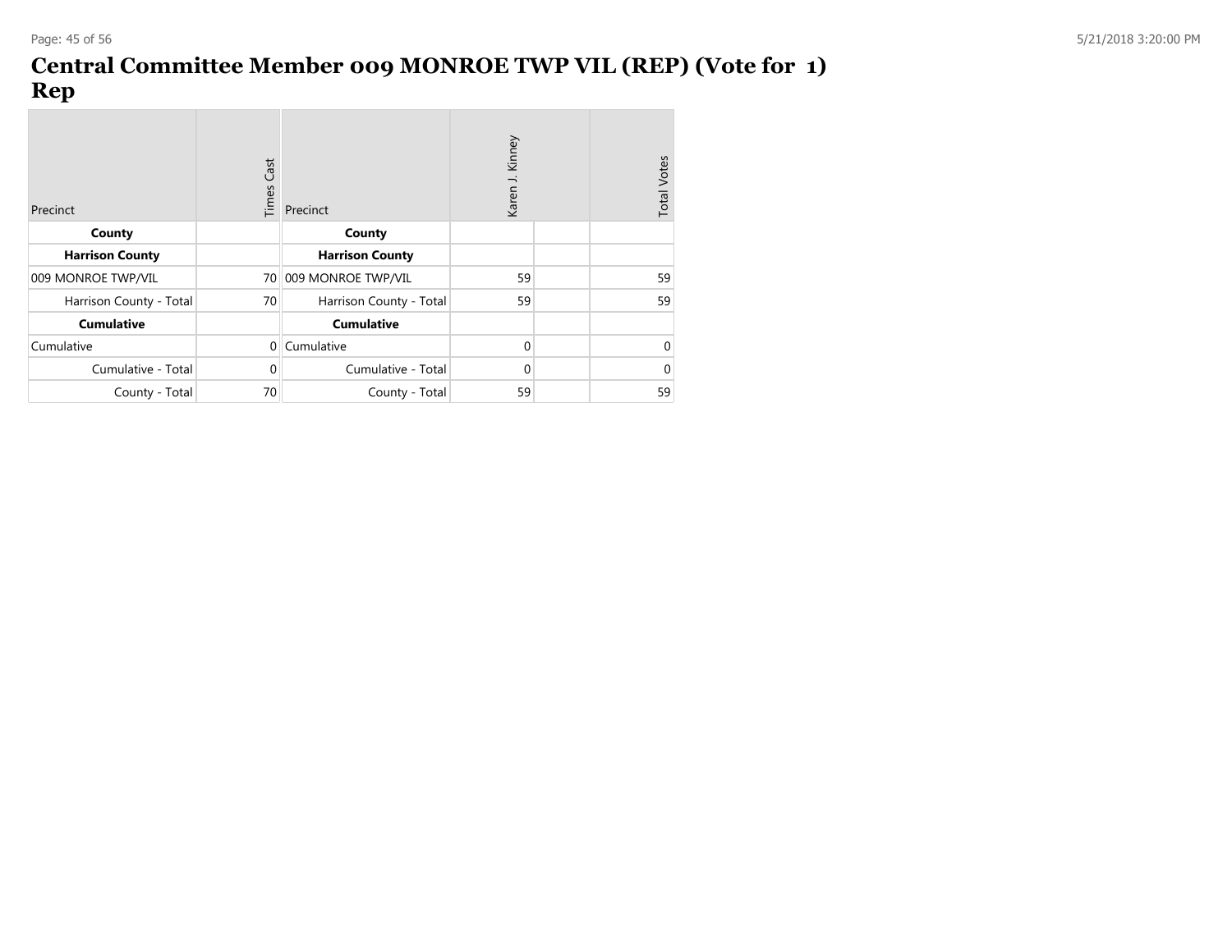# Central Committee Member 009 MONROE TWP VIL (REP) (Vote for 1) Rep

| Precinct | Times Cast | Precinct | Karen J. Kinney | | Total Votes |
|---|---|---|---|---|---|
| **County** | | **County** | | | |
| **Harrison County** | | **Harrison County** | | | |
| 009 MONROE TWP/VIL | 70 | 009 MONROE TWP/VIL | 59 | | 59 |
| Harrison County - Total | 70 | Harrison County - Total | 59 | | 59 |
| **Cumulative** | | **Cumulative** | | | |
| Cumulative | 0 | Cumulative | 0 | | 0 |
| Cumulative - Total | 0 | Cumulative - Total | 0 | | 0 |
| County - Total | 70 | County - Total | 59 | | 59 |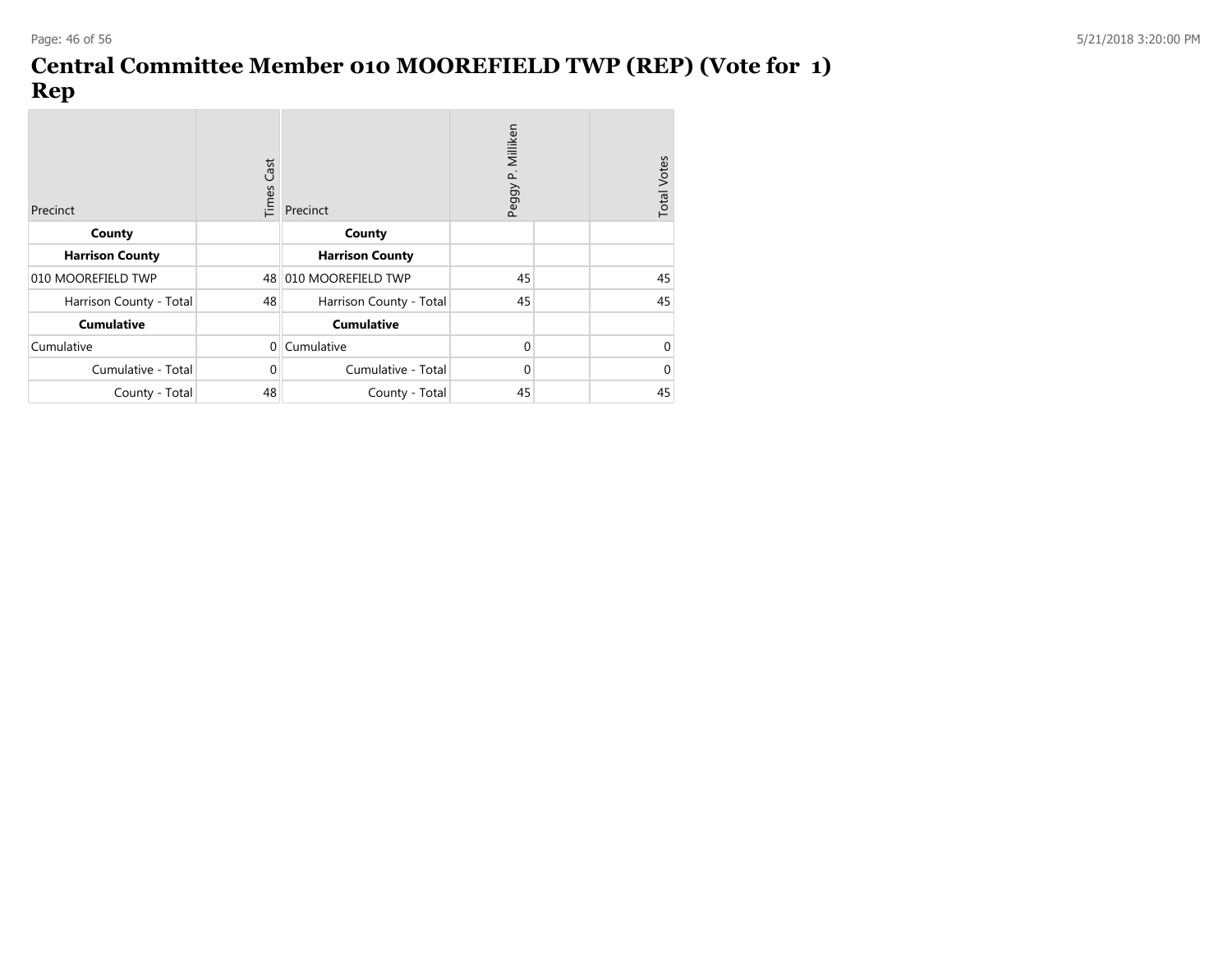# Central Committee Member 010 MOOREFIELD TWP (REP) (Vote for 1) Rep

| Precinct | Times Cast | Precinct | Peggy P. Milliken | | Total Votes |
|---|---|---|---|---|---|
| **County** | | **County** | | | |
| **Harrison County** | | **Harrison County** | | | |
| 010 MOOREFIELD TWP | 48 | 010 MOOREFIELD TWP | 45 | | 45 |
| Harrison County - Total | 48 | Harrison County - Total | 45 | | 45 |
| **Cumulative** | | **Cumulative** | | | |
| Cumulative | 0 | Cumulative | 0 | | 0 |
| Cumulative - Total | 0 | Cumulative - Total | 0 | | 0 |
| County - Total | 48 | County - Total | 45 | | 45 |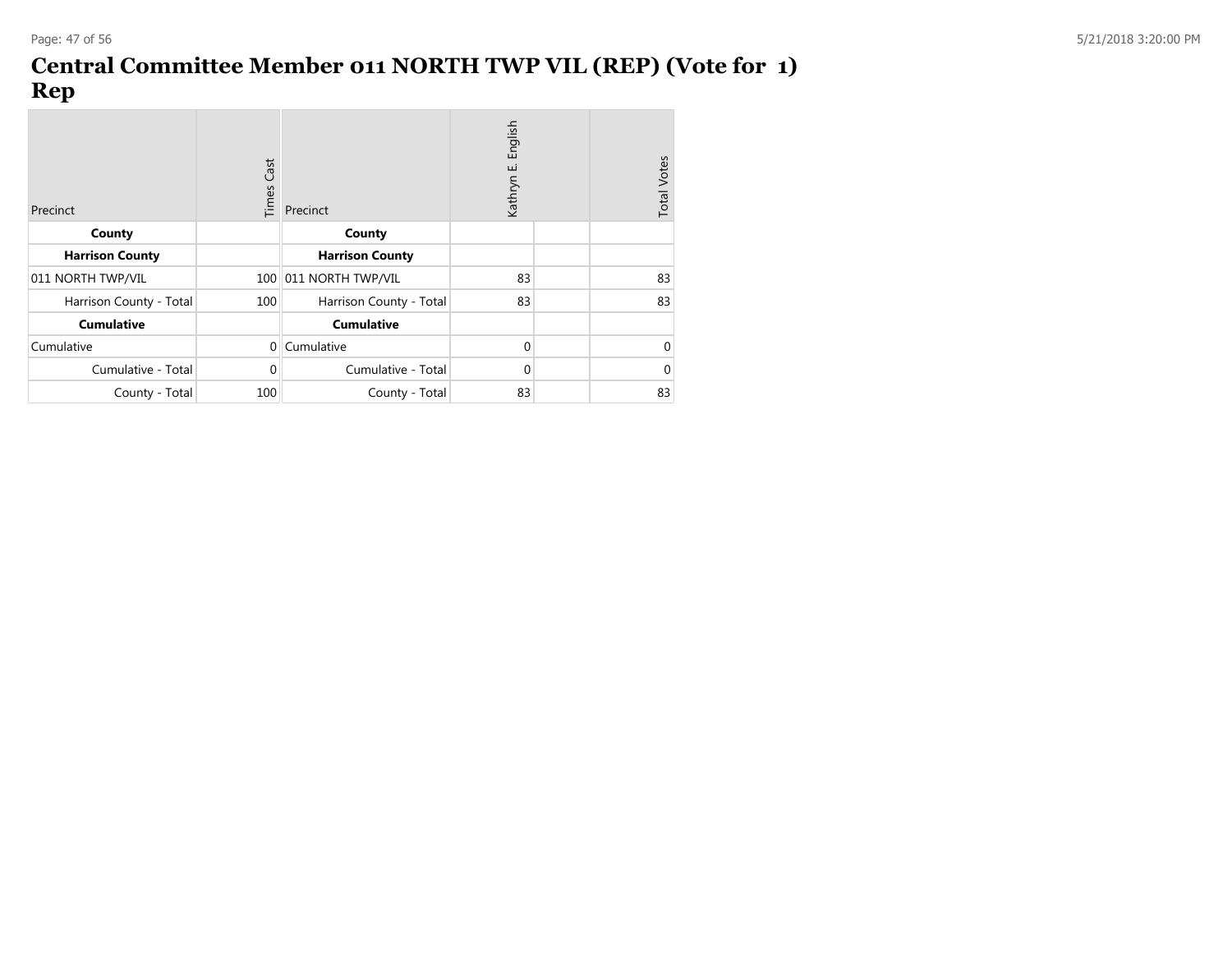# Central Committee Member 011 NORTH TWP VIL (REP) (Vote for 1) Rep

| Precinct | Times Cast | Precinct | Kathryn E. English | | Total Votes |
|---|---|---|---|---|---|
| **County** | | **County** | | | |
| **Harrison County** | | **Harrison County** | | | |
| 011 NORTH TWP/VIL | 100 | 011 NORTH TWP/VIL | 83 | | 83 |
| Harrison County - Total | 100 | Harrison County - Total | 83 | | 83 |
| **Cumulative** | | **Cumulative** | | | |
| Cumulative | 0 | Cumulative | 0 | | 0 |
| Cumulative - Total | 0 | Cumulative - Total | 0 | | 0 |
| County - Total | 100 | County - Total | 83 | | 83 |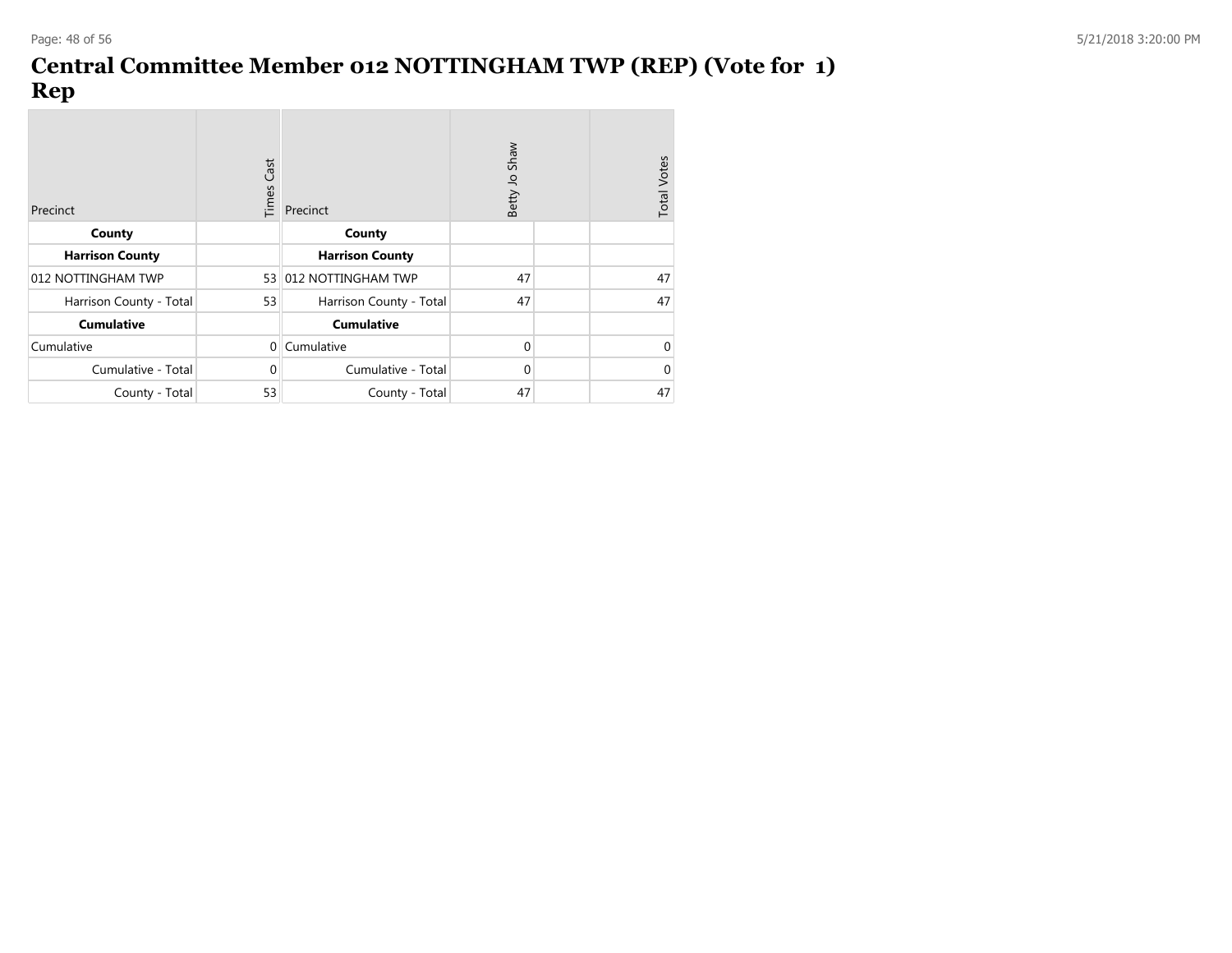# Central Committee Member 012 NOTTINGHAM TWP (REP) (Vote for 1)
# Rep

| Precinct | Times Cast | Precinct | Betty Jo Shaw | | Total Votes |
|---|---|---|---|---|---|
| **County** | | **County** | | | |
| **Harrison County** | | **Harrison County** | | | |
| 012 NOTTINGHAM TWP | 53 | 012 NOTTINGHAM TWP | 47 | | 47 |
| Harrison County - Total | 53 | Harrison County - Total | 47 | | 47 |
| **Cumulative** | | **Cumulative** | | | |
| Cumulative | 0 | Cumulative | 0 | | 0 |
| Cumulative - Total | 0 | Cumulative - Total | 0 | | 0 |
| County - Total | 53 | County - Total | 47 | | 47 |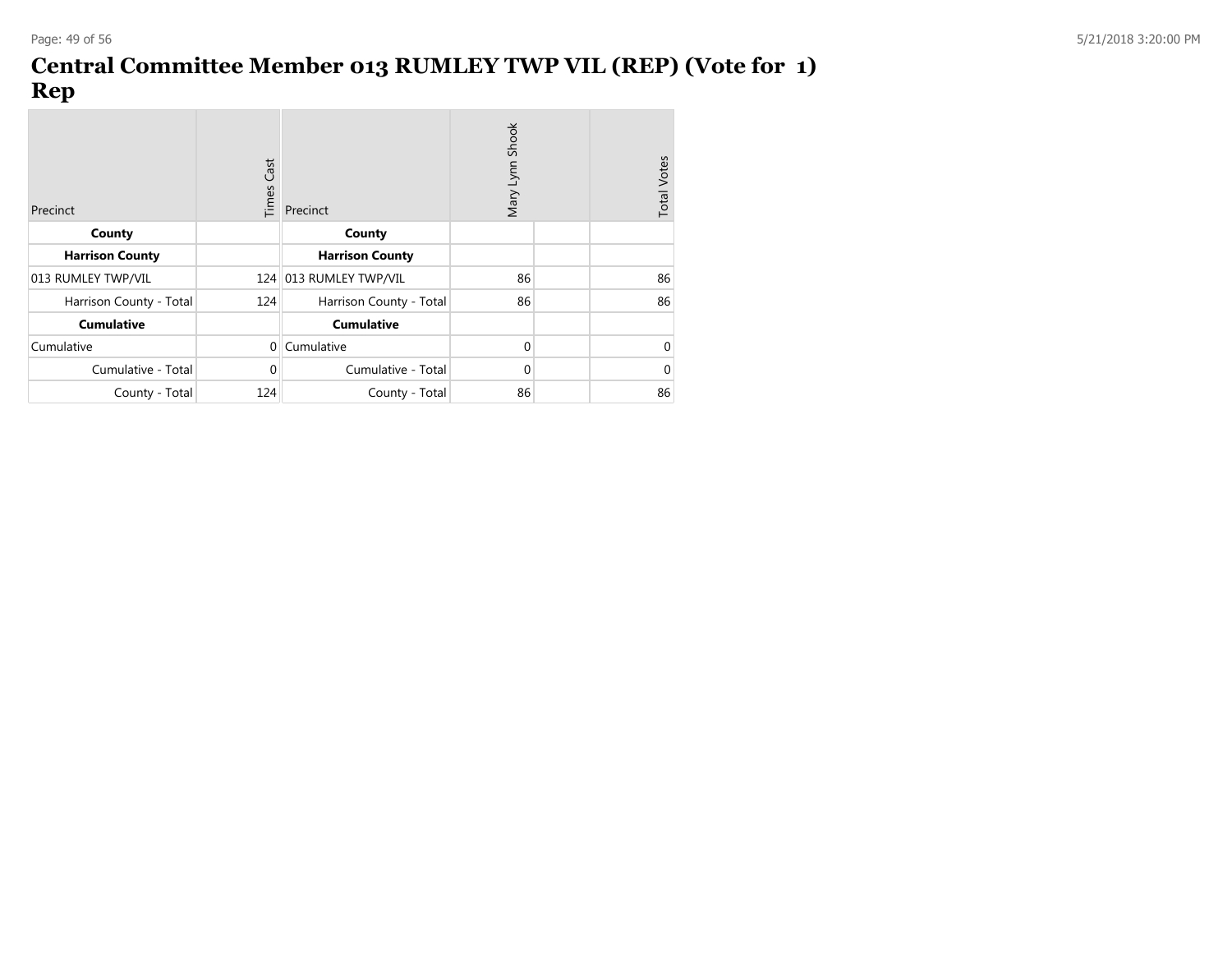# Central Committee Member 013 RUMLEY TWP VIL (REP) (Vote for 1)
# Rep

| Precinct | Times Cast | Precinct | Mary Lynn Shook | | Total Votes |
|---|---|---|---|---|---|
| **County** | | **County** | | | |
| **Harrison County** | | **Harrison County** | | | |
| 013 RUMLEY TWP/VIL | 124 | 013 RUMLEY TWP/VIL | 86 | | 86 |
| Harrison County - Total | 124 | Harrison County - Total | 86 | | 86 |
| **Cumulative** | | **Cumulative** | | | |
| Cumulative | 0 | Cumulative | 0 | | 0 |
| Cumulative - Total | 0 | Cumulative - Total | 0 | | 0 |
| County - Total | 124 | County - Total | 86 | | 86 |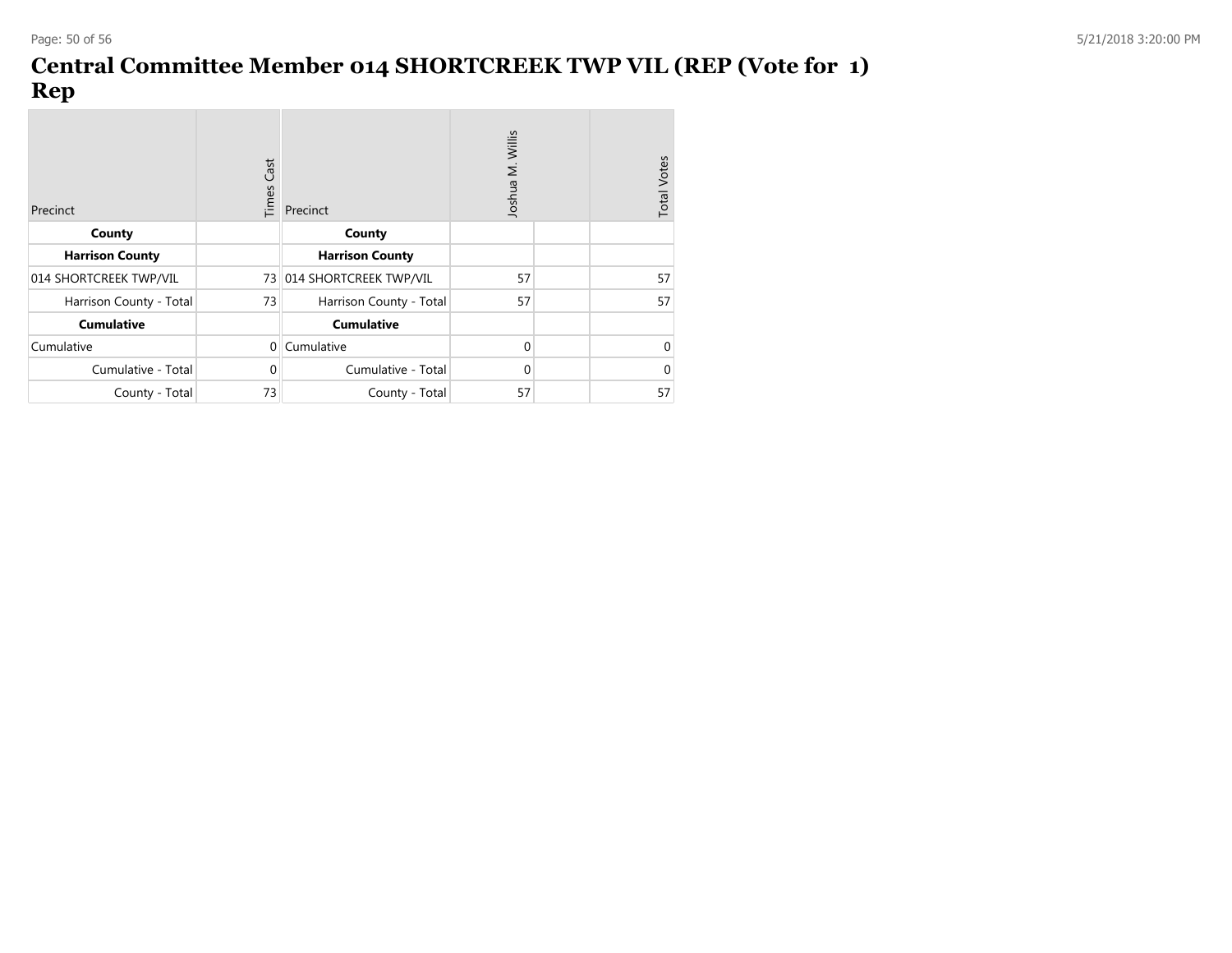# Central Committee Member 014 SHORTCREEK TWP VIL (REP (Vote for 1) Rep

| Precinct | Times Cast | Precinct | Joshua M. Willis | | Total Votes |
|---|---|---|---|---|---|
| **County** | | **County** | | | |
| **Harrison County** | | **Harrison County** | | | |
| 014 SHORTCREEK TWP/VIL | 73 | 014 SHORTCREEK TWP/VIL | 57 | | 57 |
| Harrison County - Total | 73 | Harrison County - Total | 57 | | 57 |
| **Cumulative** | | **Cumulative** | | | |
| Cumulative | 0 | Cumulative | 0 | | 0 |
| Cumulative - Total | 0 | Cumulative - Total | 0 | | 0 |
| County - Total | 73 | County - Total | 57 | | 57 |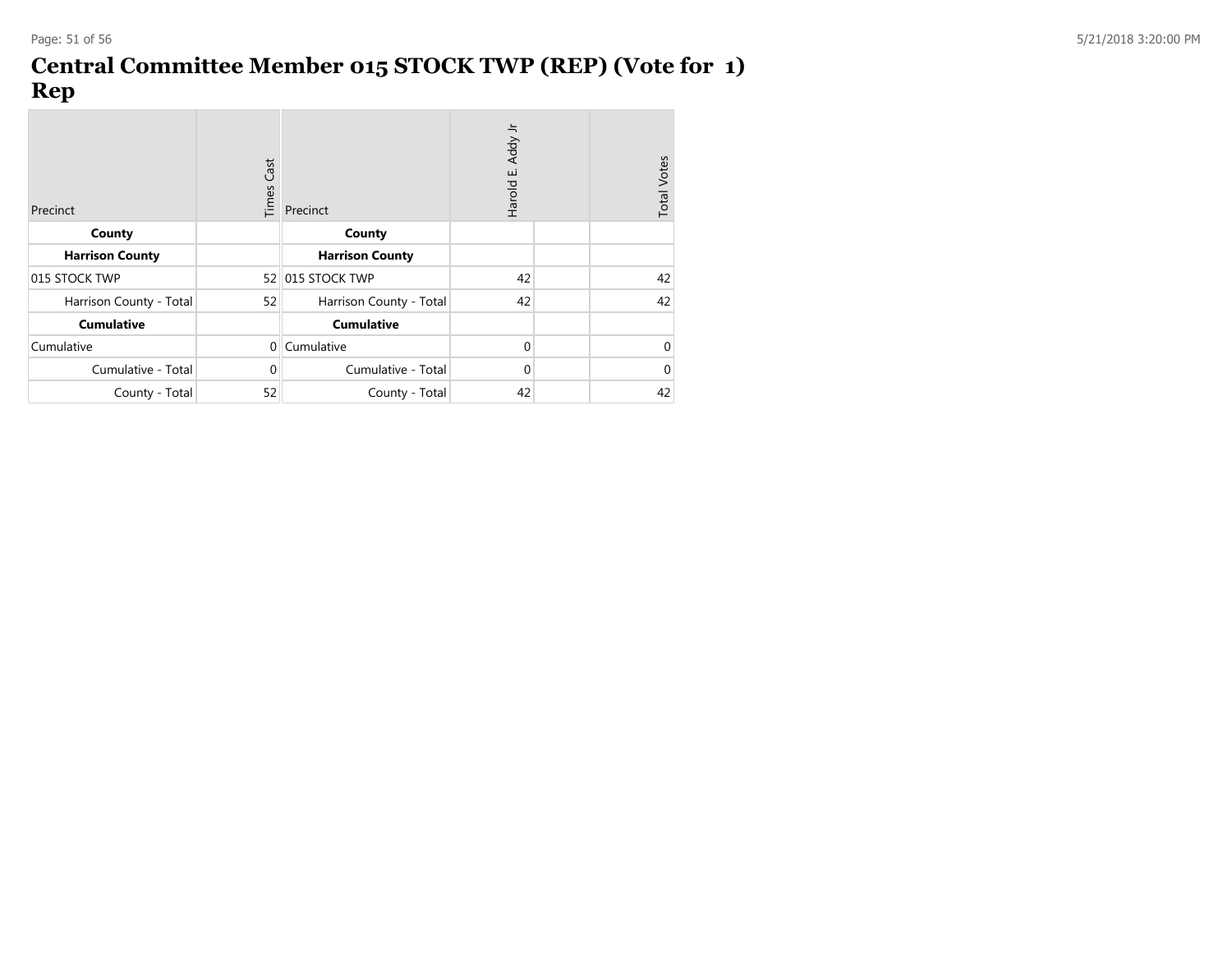# Central Committee Member 015 STOCK TWP (REP) (Vote for 1)
# Rep

| Precinct | Times Cast | Precinct | Harold E. Addy Jr | | Total Votes |
|---|---|---|---|---|---|
| **County** | | **County** | | | |
| **Harrison County** | | **Harrison County** | | | |
| 015 STOCK TWP | 52 | 015 STOCK TWP | 42 | | 42 |
| Harrison County - Total | 52 | Harrison County - Total | 42 | | 42 |
| **Cumulative** | | **Cumulative** | | | |
| Cumulative | 0 | Cumulative | 0 | | 0 |
| Cumulative - Total | 0 | Cumulative - Total | 0 | | 0 |
| County - Total | 52 | County - Total | 42 | | 42 |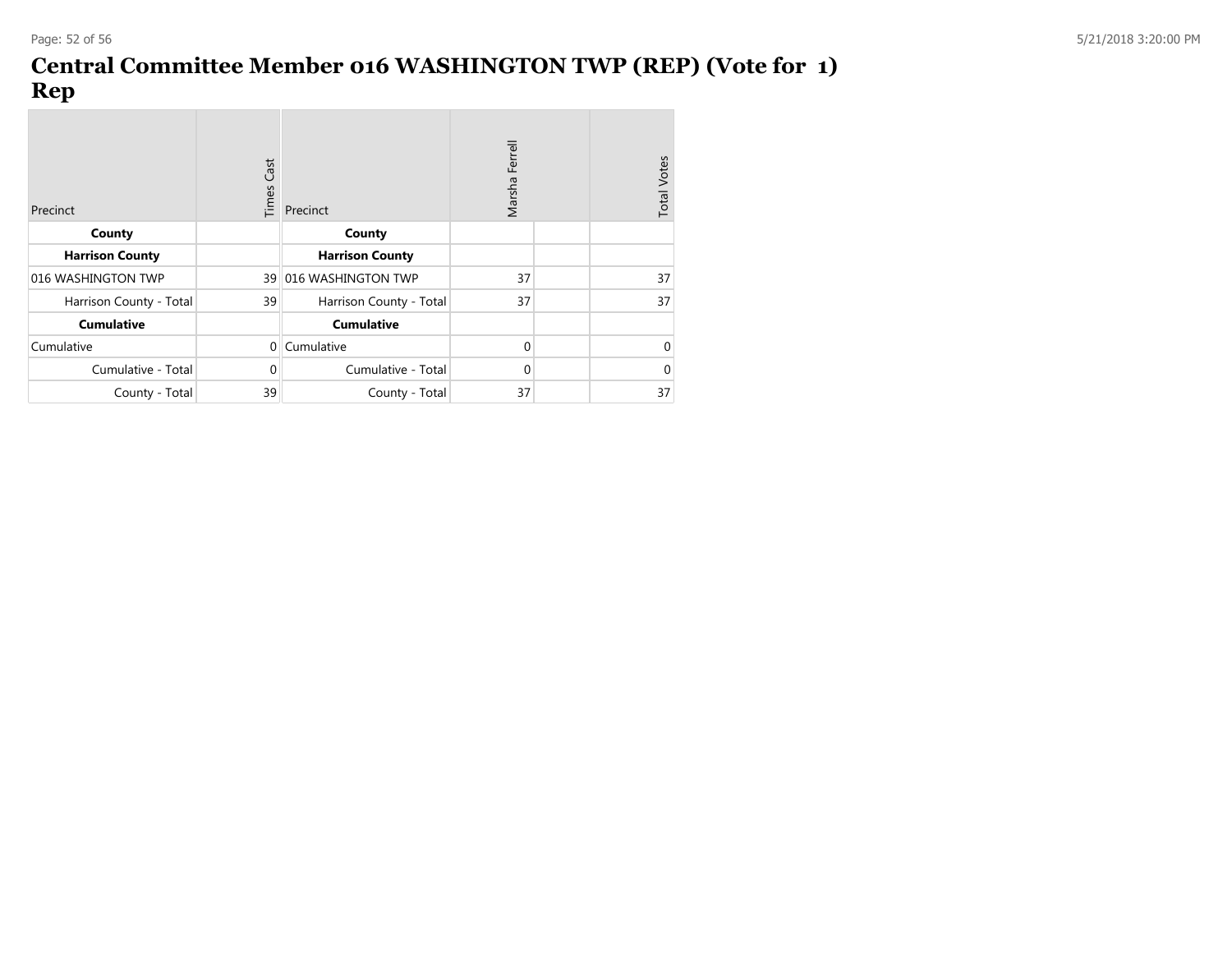# Central Committee Member 016 WASHINGTON TWP (REP) (Vote for 1)
## Rep

| Precinct | Times Cast | Precinct | Marsha Ferrell | | Total Votes |
|---|---|---|---|---|---|
| **County** | | **County** | | | |
| **Harrison County** | | **Harrison County** | | | |
| 016 WASHINGTON TWP | 39 | 016 WASHINGTON TWP | 37 | | 37 |
| Harrison County - Total | 39 | Harrison County - Total | 37 | | 37 |
| **Cumulative** | | **Cumulative** | | | |
| Cumulative | 0 | Cumulative | 0 | | 0 |
| Cumulative - Total | 0 | Cumulative - Total | 0 | | 0 |
| County - Total | 39 | County - Total | 37 | | 37 |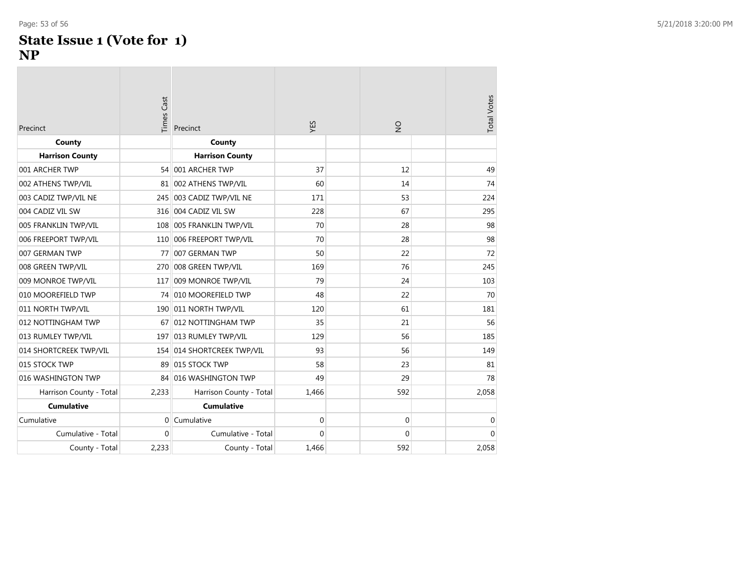# State Issue 1 (Vote for 1)
# NP

| Precinct | Times Cast | Precinct | YES | | NO | | Total Votes |
|---|---|---|---|---|---|---|---|
| **County** | | **County** | | | | | |
| **Harrison County** | | **Harrison County** | | | | | |
| 001 ARCHER TWP | 54 | 001 ARCHER TWP | 37 | | 12 | | 49 |
| 002 ATHENS TWP/VIL | 81 | 002 ATHENS TWP/VIL | 60 | | 14 | | 74 |
| 003 CADIZ TWP/VIL NE | 245 | 003 CADIZ TWP/VIL NE | 171 | | 53 | | 224 |
| 004 CADIZ VIL SW | 316 | 004 CADIZ VIL SW | 228 | | 67 | | 295 |
| 005 FRANKLIN TWP/VIL | 108 | 005 FRANKLIN TWP/VIL | 70 | | 28 | | 98 |
| 006 FREEPORT TWP/VIL | 110 | 006 FREEPORT TWP/VIL | 70 | | 28 | | 98 |
| 007 GERMAN TWP | 77 | 007 GERMAN TWP | 50 | | 22 | | 72 |
| 008 GREEN TWP/VIL | 270 | 008 GREEN TWP/VIL | 169 | | 76 | | 245 |
| 009 MONROE TWP/VIL | 117 | 009 MONROE TWP/VIL | 79 | | 24 | | 103 |
| 010 MOOREFIELD TWP | 74 | 010 MOOREFIELD TWP | 48 | | 22 | | 70 |
| 011 NORTH TWP/VIL | 190 | 011 NORTH TWP/VIL | 120 | | 61 | | 181 |
| 012 NOTTINGHAM TWP | 67 | 012 NOTTINGHAM TWP | 35 | | 21 | | 56 |
| 013 RUMLEY TWP/VIL | 197 | 013 RUMLEY TWP/VIL | 129 | | 56 | | 185 |
| 014 SHORTCREEK TWP/VIL | 154 | 014 SHORTCREEK TWP/VIL | 93 | | 56 | | 149 |
| 015 STOCK TWP | 89 | 015 STOCK TWP | 58 | | 23 | | 81 |
| 016 WASHINGTON TWP | 84 | 016 WASHINGTON TWP | 49 | | 29 | | 78 |
| Harrison County - Total | 2,233 | Harrison County - Total | 1,466 | | 592 | | 2,058 |
| **Cumulative** | | **Cumulative** | | | | | |
| Cumulative | 0 | Cumulative | 0 | | 0 | | 0 |
| Cumulative - Total | 0 | Cumulative - Total | 0 | | 0 | | 0 |
| County - Total | 2,233 | County - Total | 1,466 | | 592 | | 2,058 |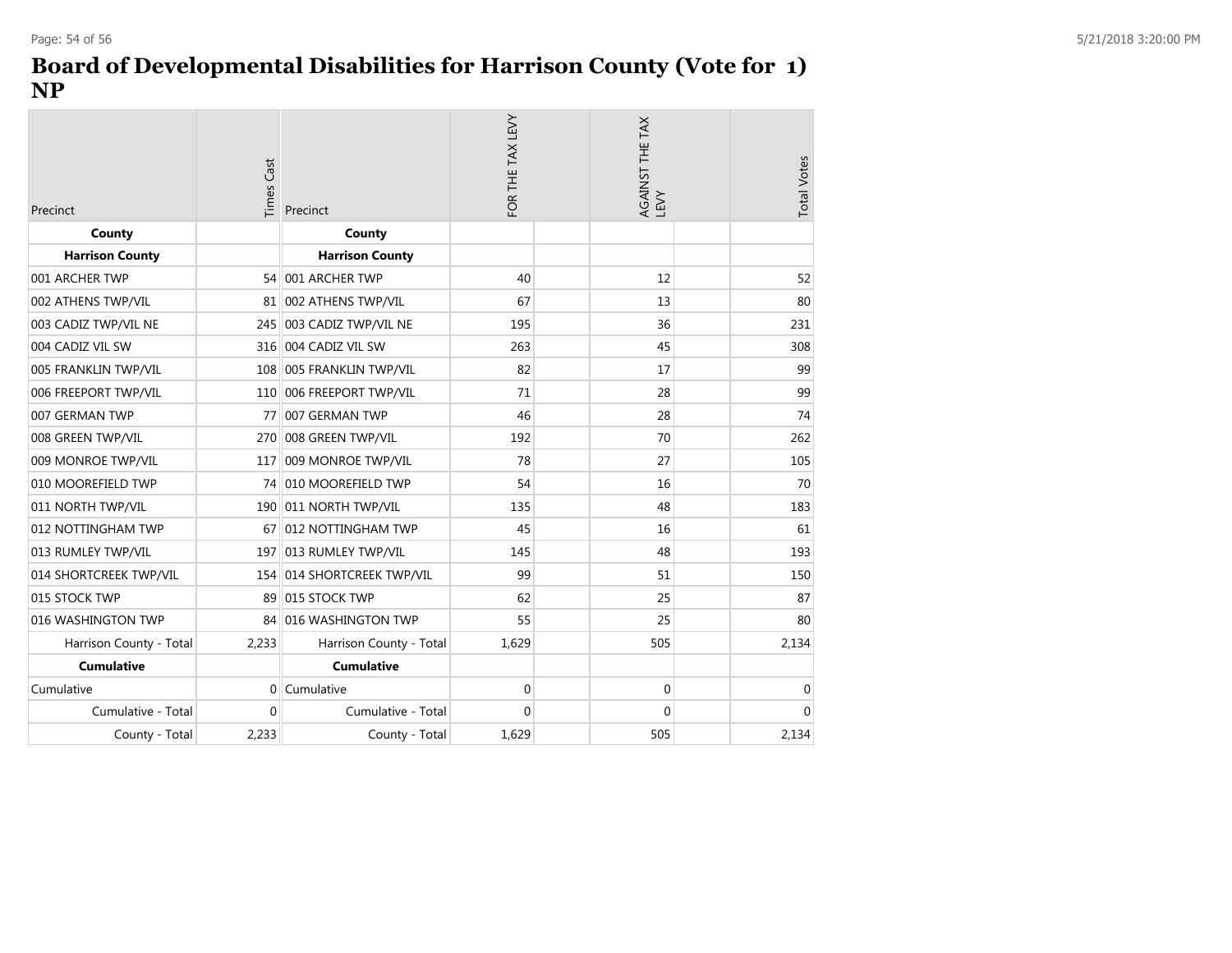# Board of Developmental Disabilities for Harrison County (Vote for 1) NP

| Precinct | Times Cast | Precinct | FOR THE TAX LEVY | | AGAINST THE TAX LEVY | | Total Votes |
|---|---|---|---|---|---|---|---|
| **County** | | **County** | | | | | |
| **Harrison County** | | **Harrison County** | | | | | |
| 001 ARCHER TWP | 54 | 001 ARCHER TWP | 40 | | 12 | | 52 |
| 002 ATHENS TWP/VIL | 81 | 002 ATHENS TWP/VIL | 67 | | 13 | | 80 |
| 003 CADIZ TWP/VIL NE | 245 | 003 CADIZ TWP/VIL NE | 195 | | 36 | | 231 |
| 004 CADIZ VIL SW | 316 | 004 CADIZ VIL SW | 263 | | 45 | | 308 |
| 005 FRANKLIN TWP/VIL | 108 | 005 FRANKLIN TWP/VIL | 82 | | 17 | | 99 |
| 006 FREEPORT TWP/VIL | 110 | 006 FREEPORT TWP/VIL | 71 | | 28 | | 99 |
| 007 GERMAN TWP | 77 | 007 GERMAN TWP | 46 | | 28 | | 74 |
| 008 GREEN TWP/VIL | 270 | 008 GREEN TWP/VIL | 192 | | 70 | | 262 |
| 009 MONROE TWP/VIL | 117 | 009 MONROE TWP/VIL | 78 | | 27 | | 105 |
| 010 MOOREFIELD TWP | 74 | 010 MOOREFIELD TWP | 54 | | 16 | | 70 |
| 011 NORTH TWP/VIL | 190 | 011 NORTH TWP/VIL | 135 | | 48 | | 183 |
| 012 NOTTINGHAM TWP | 67 | 012 NOTTINGHAM TWP | 45 | | 16 | | 61 |
| 013 RUMLEY TWP/VIL | 197 | 013 RUMLEY TWP/VIL | 145 | | 48 | | 193 |
| 014 SHORTCREEK TWP/VIL | 154 | 014 SHORTCREEK TWP/VIL | 99 | | 51 | | 150 |
| 015 STOCK TWP | 89 | 015 STOCK TWP | 62 | | 25 | | 87 |
| 016 WASHINGTON TWP | 84 | 016 WASHINGTON TWP | 55 | | 25 | | 80 |
| Harrison County - Total | 2,233 | Harrison County - Total | 1,629 | | 505 | | 2,134 |
| **Cumulative** | | **Cumulative** | | | | | |
| Cumulative | 0 | Cumulative | 0 | | 0 | | 0 |
| Cumulative - Total | 0 | Cumulative - Total | 0 | | 0 | | 0 |
| County - Total | 2,233 | County - Total | 1,629 | | 505 | | 2,134 |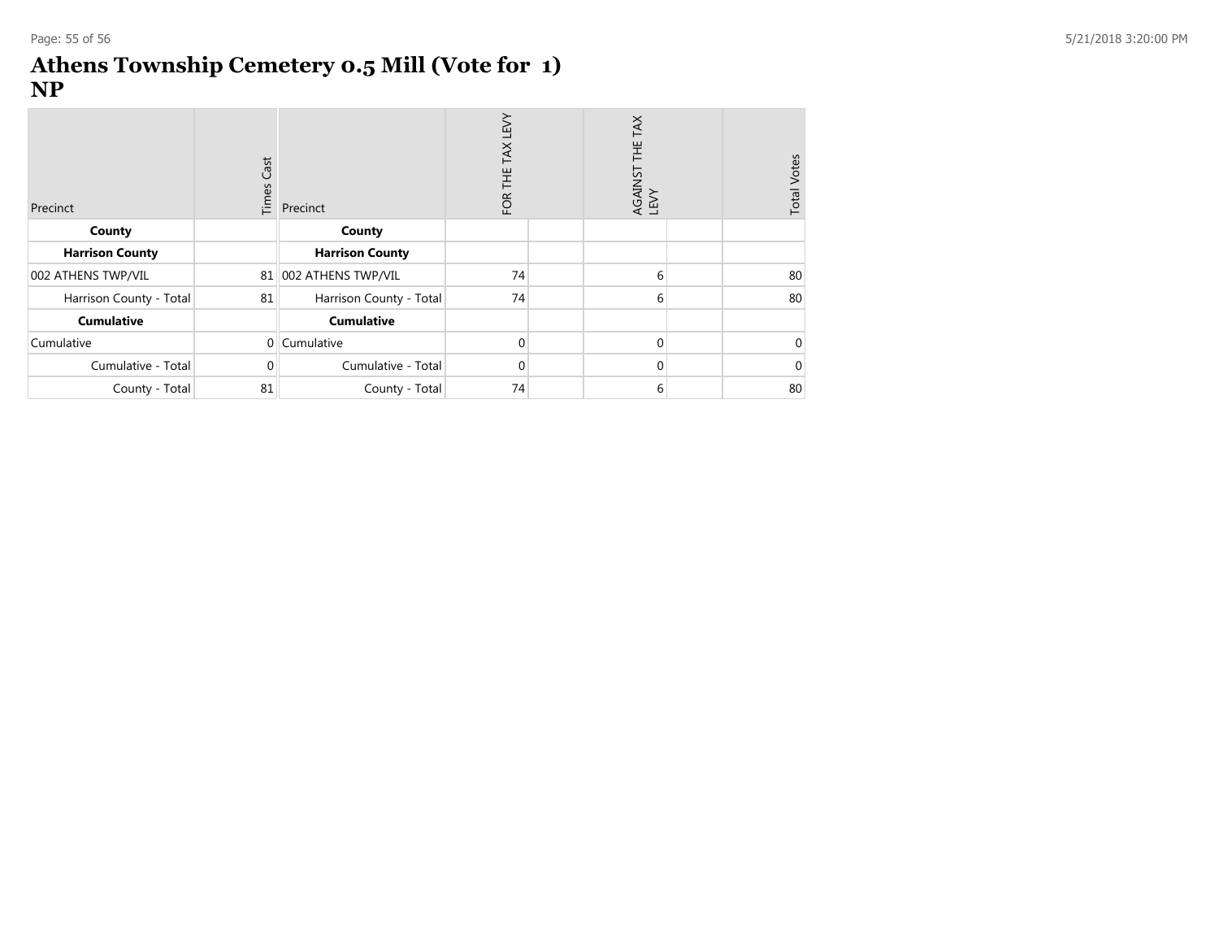# Athens Township Cemetery 0.5 Mill (Vote for 1)
# NP

| Precinct | Times Cast | Precinct | FOR THE TAX LEVY | AGAINST THE TAX LEVY | Total Votes |
|---|---|---|---|---|---|
| **County** | | **County** | | | |
| **Harrison County** | | **Harrison County** | | | |
| 002 ATHENS TWP/VIL | 81 | 002 ATHENS TWP/VIL | 74 | 6 | 80 |
| Harrison County - Total | 81 | Harrison County - Total | 74 | 6 | 80 |
| **Cumulative** | | **Cumulative** | | | |
| Cumulative | 0 | Cumulative | 0 | 0 | 0 |
| Cumulative - Total | 0 | Cumulative - Total | 0 | 0 | 0 |
| County - Total | 81 | County - Total | 74 | 6 | 80 |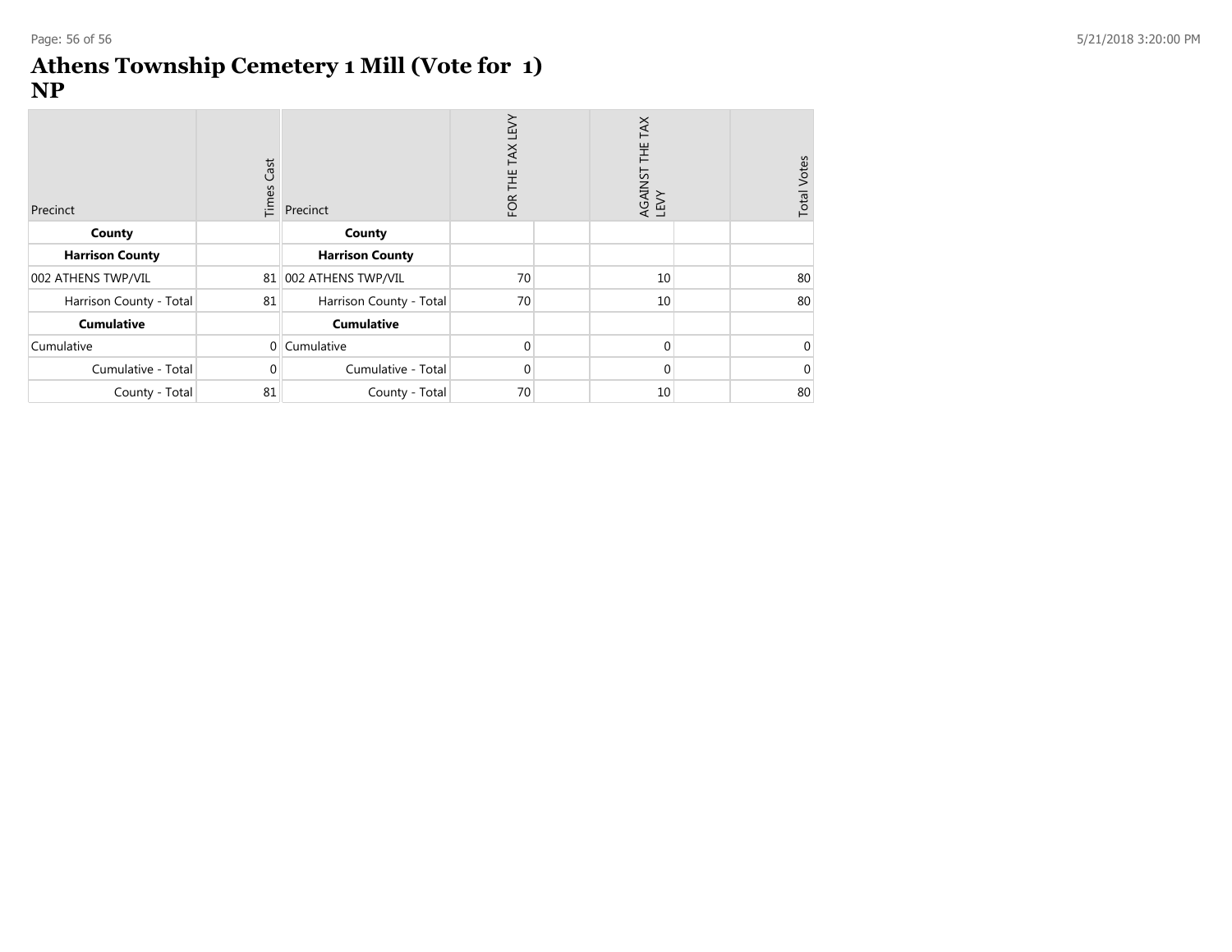# Athens Township Cemetery 1 Mill (Vote for 1)
## NP

| Precinct | Times Cast | Precinct | FOR THE TAX LEVY | AGAINST THE TAX LEVY | Total Votes |
|---|---|---|---|---|---|
| **County** | | **County** | | | |
| **Harrison County** | | **Harrison County** | | | |
| 002 ATHENS TWP/VIL | 81 | 002 ATHENS TWP/VIL | 70 | 10 | 80 |
| Harrison County - Total | 81 | Harrison County - Total | 70 | 10 | 80 |
| **Cumulative** | | **Cumulative** | | | |
| Cumulative | 0 | Cumulative | 0 | 0 | 0 |
| Cumulative - Total | 0 | Cumulative - Total | 0 | 0 | 0 |
| County - Total | 81 | County - Total | 70 | 10 | 80 |